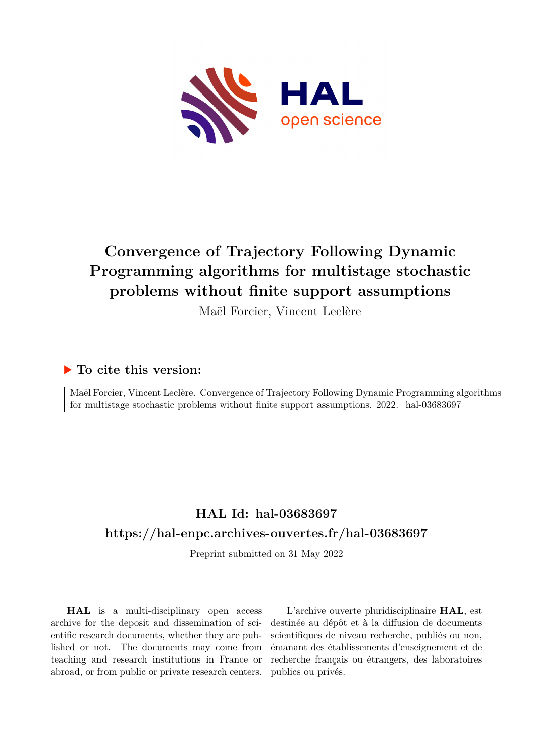# Convergence of Trajectory Following Dynamic Programming algorithms for multistage stochastic problems without finite support assumptions

Maël Forcier, Vincent Leclère

## ▶ To cite this version:

Maël Forcier, Vincent Leclère. Convergence of Trajectory Following Dynamic Programming algorithms for multistage stochastic problems without finite support assumptions. 2022. hal-03683697

## HAL Id: hal-03683697

## https://hal-enpc.archives-ouvertes.fr/hal-03683697

Preprint submitted on 31 May 2022

**HAL** is a multi-disciplinary open access archive for the deposit and dissemination of scientific research documents, whether they are published or not. The documents may come from teaching and research institutions in France or abroad, or from public or private research centers.

L'archive ouverte pluridisciplinaire **HAL**, est destinée au dépôt et à la diffusion de documents scientifiques de niveau recherche, publiés ou non, émanant des établissements d'enseignement et de recherche français ou étrangers, des laboratoires publics ou privés.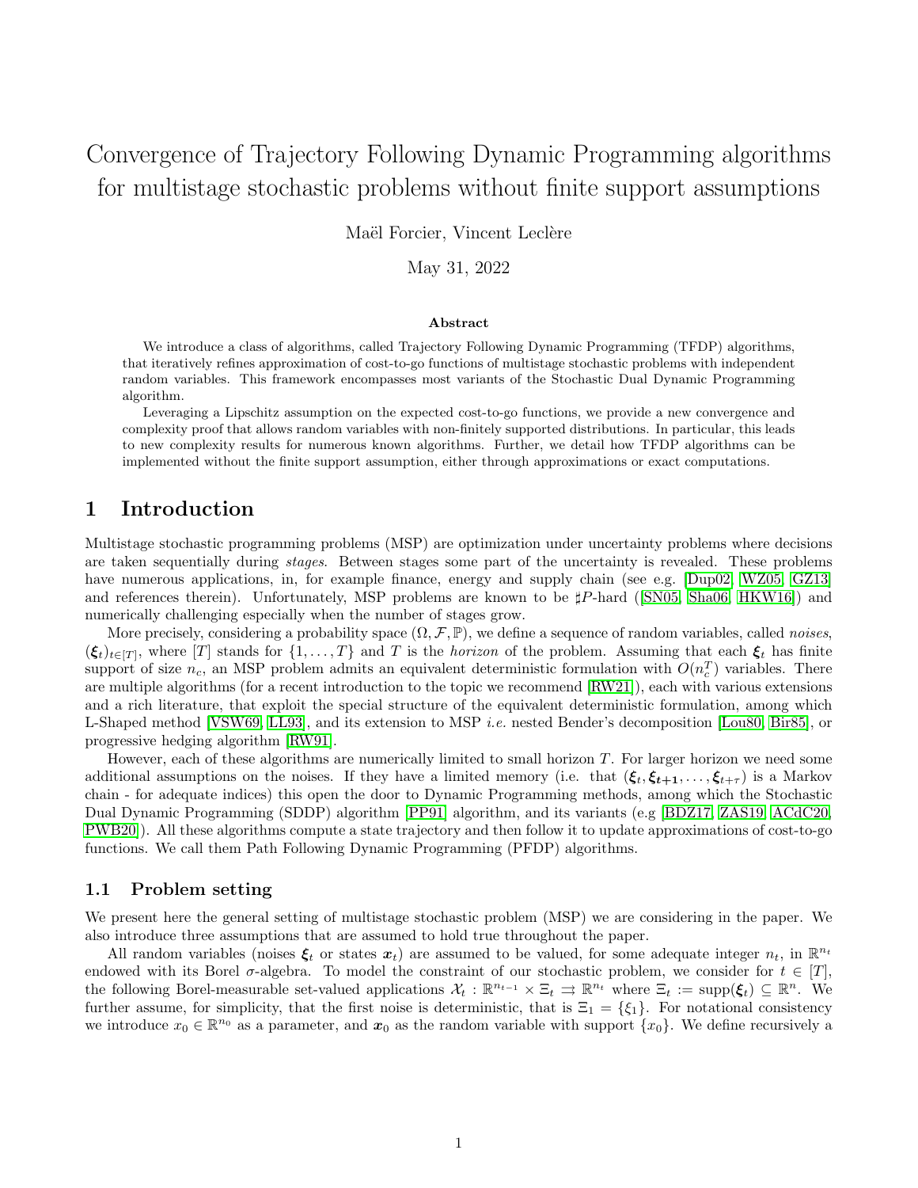# Convergence of Trajectory Following Dynamic Programming algorithms for multistage stochastic problems without finite support assumptions

Maël Forcier, Vincent Leclère

May 31, 2022

### Abstract

We introduce a class of algorithms, called Trajectory Following Dynamic Programming (TFDP) algorithms, that iteratively refines approximation of cost-to-go functions of multistage stochastic problems with independent random variables. This framework encompasses most variants of the Stochastic Dual Dynamic Programming algorithm.

Leveraging a Lipschitz assumption on the expected cost-to-go functions, we provide a new convergence and complexity proof that allows random variables with non-finitely supported distributions. In particular, this leads to new complexity results for numerous known algorithms. Further, we detail how TFDP algorithms can be implemented without the finite support assumption, either through approximations or exact computations.

## 1 Introduction

Multistage stochastic programming problems (MSP) are optimization under uncertainty problems where decisions are taken sequentially during *stages*. Between stages some part of the uncertainty is revealed. These problems have numerous applications, in, for example finance, energy and supply chain (see e.g. [Dup02, WZ05, GZ13] and references therein). Unfortunately, MSP problems are known to be $\sharp P$-hard ([SN05, Sha06, HKW16]) and numerically challenging especially when the number of stages grow.

More precisely, considering a probability space $(\Omega, \mathcal{F}, \mathbb{P})$, we define a sequence of random variables, called *noises*, $(\boldsymbol{\xi}_t)_{t\in[T]}$, where $[T]$ stands for $\{1, \dots, T\}$ and $T$ is the *horizon* of the problem. Assuming that each $\boldsymbol{\xi}_t$ has finite support of size $n_c$, an MSP problem admits an equivalent deterministic formulation with $O(n_c^T)$ variables. There are multiple algorithms (for a recent introduction to the topic we recommend [RW21]), each with various extensions and a rich literature, that exploit the special structure of the equivalent deterministic formulation, among which L-Shaped method [VSW69, LL93], and its extension to MSP *i.e.* nested Bender's decomposition [Lou80, Bir85], or progressive hedging algorithm [RW91].

However, each of these algorithms are numerically limited to small horizon $T$. For larger horizon we need some additional assumptions on the noises. If they have a limited memory (i.e. that $(\boldsymbol{\xi}_t, \boldsymbol{\xi}_{t+1}, \dots, \boldsymbol{\xi}_{t+\tau})$ is a Markov chain - for adequate indices) this open the door to Dynamic Programming methods, among which the Stochastic Dual Dynamic Programming (SDDP) algorithm [PP91] algorithm, and its variants (e.g [BDZ17, ZAS19, ACdC20, PWB20]). All these algorithms compute a state trajectory and then follow it to update approximations of cost-to-go functions. We call them Path Following Dynamic Programming (PFDP) algorithms.

### 1.1 Problem setting

We present here the general setting of multistage stochastic problem (MSP) we are considering in the paper. We also introduce three assumptions that are assumed to hold true throughout the paper.

All random variables (noises $\boldsymbol{\xi}_t$ or states $\boldsymbol{x}_t$) are assumed to be valued, for some adequate integer $n_t$, in $\mathbb{R}^{n_t}$ endowed with its Borel $\sigma$-algebra. To model the constraint of our stochastic problem, we consider for $t \in [T]$, the following Borel-measurable set-valued applications $\mathcal{X}_t : \mathbb{R}^{n_{t-1}} \times \Xi_t \rightrightarrows \mathbb{R}^{n_t}$ where $\Xi_t := \mathrm{supp}(\boldsymbol{\xi}_t) \subseteq \mathbb{R}^n$. We further assume, for simplicity, that the first noise is deterministic, that is $\Xi_1 = \{\xi_1\}$. For notational consistency we introduce $x_0 \in \mathbb{R}^{n_0}$ as a parameter, and $\boldsymbol{x}_0$ as the random variable with support $\{x_0\}$. We define recursively a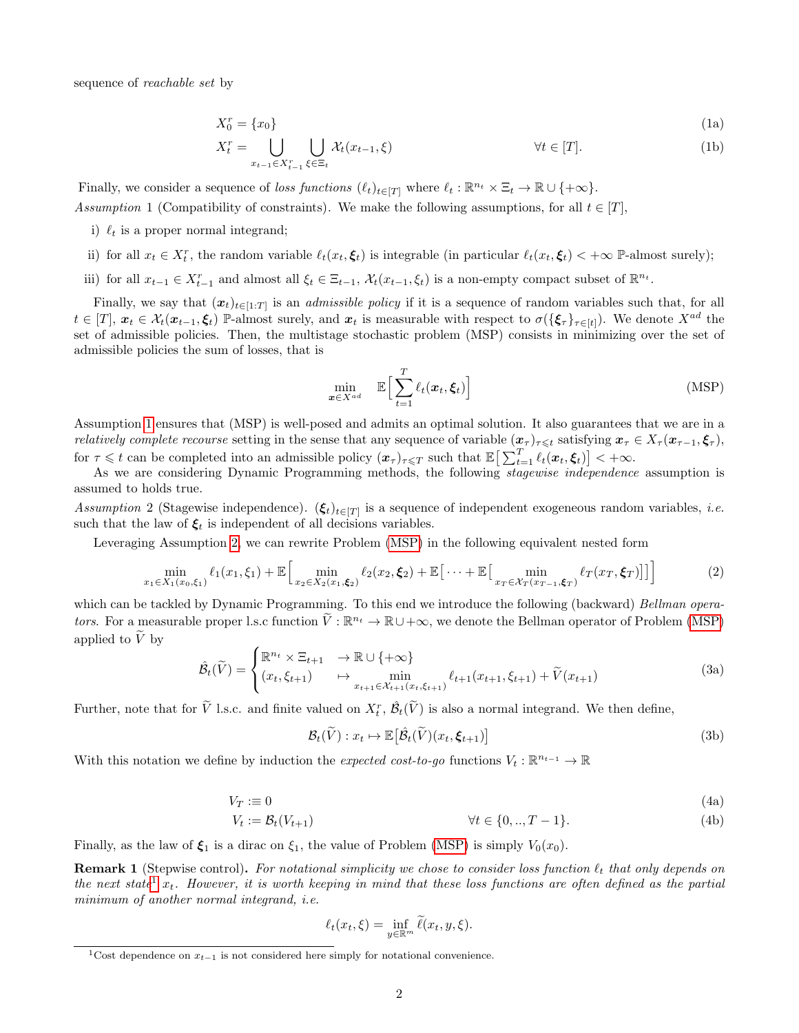sequence of *reachable set* by

$$X_0^r = \{x_0\} \tag{1a}$$

$$X_t^r = \bigcup_{x_{t-1} \in X_{t-1}^r} \bigcup_{\xi \in \Xi_t} \mathcal{X}_t(x_{t-1}, \xi) \qquad \forall t \in [T]. \tag{1b}$$

Finally, we consider a sequence of *loss functions* $(\ell_t)_{t\in[T]}$ where $\ell_t : \mathbb{R}^{n_t} \times \Xi_t \to \mathbb{R} \cup \{+\infty\}$.

*Assumption* 1 (Compatibility of constraints). We make the following assumptions, for all $t \in [T]$,

i) $\ell_t$ is a proper normal integrand;

ii) for all $x_t \in X_t^r$, the random variable $\ell_t(x_t, \boldsymbol{\xi}_t)$ is integrable (in particular $\ell_t(x_t, \boldsymbol{\xi}_t) < +\infty$ $\mathbb{P}$-almost surely);

iii) for all $x_{t-1} \in X_{t-1}^r$ and almost all $\xi_t \in \Xi_{t-1}$, $\mathcal{X}_t(x_{t-1}, \xi_t)$ is a non-empty compact subset of $\mathbb{R}^{n_t}$.

Finally, we say that $(\boldsymbol{x}_t)_{t\in[1:T]}$ is an *admissible policy* if it is a sequence of random variables such that, for all $t \in [T]$, $\boldsymbol{x}_t \in \mathcal{X}_t(\boldsymbol{x}_{t-1}, \boldsymbol{\xi}_t)$ $\mathbb{P}$-almost surely, and $\boldsymbol{x}_t$ is measurable with respect to $\sigma(\{\boldsymbol{\xi}_\tau\}_{\tau\in[t]})$. We denote $X^{ad}$ the set of admissible policies. Then, the multistage stochastic problem (MSP) consists in minimizing over the set of admissible policies the sum of losses, that is

$$\min_{\boldsymbol{x}\in X^{ad}} \quad \mathbb{E}\Big[\sum_{t=1}^{T} \ell_t(\boldsymbol{x}_t, \boldsymbol{\xi}_t)\Big] \tag{MSP}$$

Assumption 1 ensures that (MSP) is well-posed and admits an optimal solution. It also guarantees that we are in a *relatively complete recourse* setting in the sense that any sequence of variable $(\boldsymbol{x}_\tau)_{\tau\leqslant t}$ satisfying $\boldsymbol{x}_\tau \in X_\tau(\boldsymbol{x}_{\tau-1}, \boldsymbol{\xi}_\tau)$, for $\tau \leqslant t$ can be completed into an admissible policy $(\boldsymbol{x}_\tau)_{\tau\leqslant T}$ such that $\mathbb{E}\big[\sum_{t=1}^{T} \ell_t(\boldsymbol{x}_t, \boldsymbol{\xi}_t)\big] < +\infty$.

As we are considering Dynamic Programming methods, the following *stagewise independence* assumption is assumed to holds true.

*Assumption* 2 (Stagewise independence). $(\boldsymbol{\xi}_t)_{t\in[T]}$ is a sequence of independent exogeneous random variables, *i.e.* such that the law of $\boldsymbol{\xi}_t$ is independent of all decisions variables.

Leveraging Assumption 2, we can rewrite Problem (MSP) in the following equivalent nested form

$$\min_{x_1\in X_1(x_0,\xi_1)} \ell_1(x_1, \xi_1) + \mathbb{E}\Big[\min_{x_2\in X_2(x_1,\boldsymbol{\xi}_2)} \ell_2(x_2, \boldsymbol{\xi}_2) + \mathbb{E}\big[\cdots + \mathbb{E}\big[\min_{x_T\in\mathcal{X}_T(x_{T-1},\boldsymbol{\xi}_T)} \ell_T(x_T, \boldsymbol{\xi}_T)\big]\big]\Big] \tag{2}$$

which can be tackled by Dynamic Programming. To this end we introduce the following (backward) *Bellman operators*. For a measurable proper l.s.c function $\widetilde{V} : \mathbb{R}^{n_t} \to \mathbb{R} \cup +\infty$, we denote the Bellman operator of Problem (MSP) applied to $\widetilde{V}$ by

$$\hat{\mathcal{B}}_t(\widetilde{V}) = \begin{cases} \mathbb{R}^{n_t} \times \Xi_{t+1} & \to \mathbb{R} \cup \{+\infty\} \\ (x_t, \xi_{t+1}) & \mapsto \displaystyle\min_{x_{t+1}\in\mathcal{X}_{t+1}(x_t,\xi_{t+1})} \ell_{t+1}(x_{t+1}, \xi_{t+1}) + \widetilde{V}(x_{t+1}) \end{cases} \tag{3a}$$

Further, note that for $\widetilde{V}$ l.s.c. and finite valued on $X_t^r$, $\hat{\mathcal{B}}_t(\widetilde{V})$ is also a normal integrand. We then define,

$$\mathcal{B}_t(\widetilde{V}) : x_t \mapsto \mathbb{E}\big[\hat{\mathcal{B}}_t(\widetilde{V})(x_t, \boldsymbol{\xi}_{t+1})\big] \tag{3b}$$

With this notation we define by induction the *expected cost-to-go* functions $V_t : \mathbb{R}^{n_{t-1}} \to \mathbb{R}$

$$V_T :\equiv 0 \tag{4a}$$

$$V_t := \mathcal{B}_t(V_{t+1}) \qquad \forall t \in \{0, .., T-1\}. \tag{4b}$$

Finally, as the law of $\boldsymbol{\xi}_1$ is a dirac on $\xi_1$, the value of Problem (MSP) is simply $V_0(x_0)$.

**Remark 1** (Stepwise control)**.** *For notational simplicity we chose to consider loss function $\ell_t$ that only depends on the next state*[1] *$x_t$. However, it is worth keeping in mind that these loss functions are often defined as the partial minimum of another normal integrand, i.e.*

$$\ell_t(x_t, \xi) = \inf_{y\in\mathbb{R}^m} \widetilde{\ell}(x_t, y, \xi).$$

[1] Cost dependence on $x_{t-1}$ is not considered here simply for notational convenience.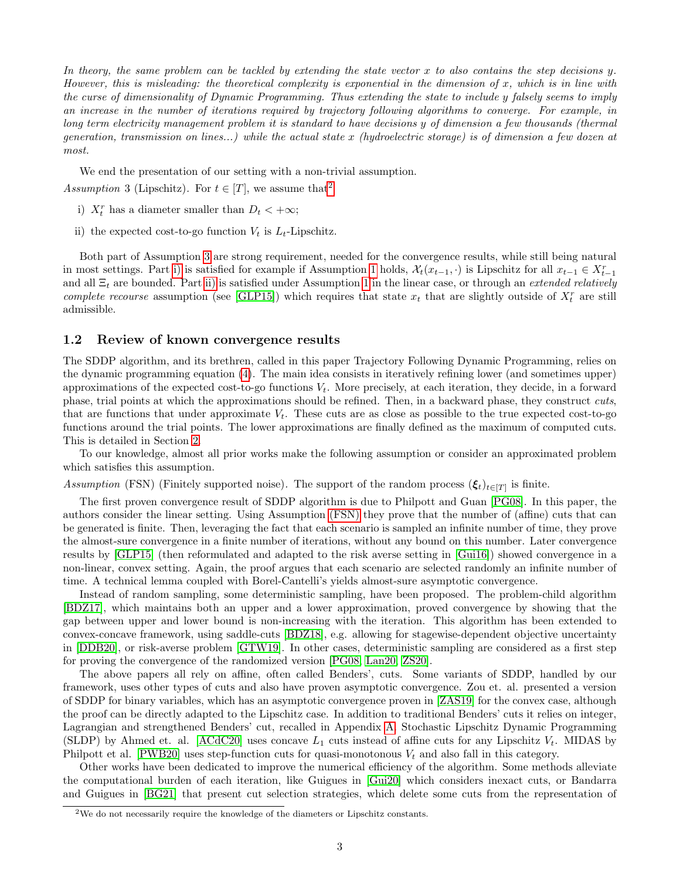*In theory, the same problem can be tackled by extending the state vector $x$ to also contains the step decisions $y$. However, this is misleading: the theoretical complexity is exponential in the dimension of $x$, which is in line with the curse of dimensionality of Dynamic Programming. Thus extending the state to include $y$ falsely seems to imply an increase in the number of iterations required by trajectory following algorithms to converge. For example, in long term electricity management problem it is standard to have decisions $y$ of dimension a few thousands (thermal generation, transmission on lines...) while the actual state $x$ (hydroelectric storage) is of dimension a few dozen at most.*

We end the presentation of our setting with a non-trivial assumption.

*Assumption* 3 (Lipschitz). For $t \in [T]$, we assume that[2]

i) $X_t^r$ has a diameter smaller than $D_t < +\infty$;

ii) the expected cost-to-go function $V_t$ is $L_t$-Lipschitz.

Both part of Assumption 3 are strong requirement, needed for the convergence results, while still being natural in most settings. Part i) is satisfied for example if Assumption 1 holds, $\mathcal{X}_t(x_{t-1}, \cdot)$ is Lipschitz for all $x_{t-1} \in X_{t-1}^r$ and all $\Xi_t$ are bounded. Part ii) is satisfied under Assumption 1 in the linear case, or through an *extended relatively complete recourse* assumption (see [GLP15]) which requires that state $x_t$ that are slightly outside of $X_t^r$ are still admissible.

## 1.2 Review of known convergence results

The SDDP algorithm, and its brethren, called in this paper Trajectory Following Dynamic Programming, relies on the dynamic programming equation (4). The main idea consists in iteratively refining lower (and sometimes upper) approximations of the expected cost-to-go functions $V_t$. More precisely, at each iteration, they decide, in a forward phase, trial points at which the approximations should be refined. Then, in a backward phase, they construct *cuts*, that are functions that under approximate $V_t$. These cuts are as close as possible to the true expected cost-to-go functions around the trial points. The lower approximations are finally defined as the maximum of computed cuts. This is detailed in Section 2.

To our knowledge, almost all prior works make the following assumption or consider an approximated problem which satisfies this assumption.

*Assumption* (FSN) (Finitely supported noise). The support of the random process $(\boldsymbol{\xi}_t)_{t\in[T]}$ is finite.

The first proven convergence result of SDDP algorithm is due to Philpott and Guan [PG08]. In this paper, the authors consider the linear setting. Using Assumption (FSN) they prove that the number of (affine) cuts that can be generated is finite. Then, leveraging the fact that each scenario is sampled an infinite number of time, they prove the almost-sure convergence in a finite number of iterations, without any bound on this number. Later convergence results by [GLP15] (then reformulated and adapted to the risk averse setting in [Gui16]) showed convergence in a non-linear, convex setting. Again, the proof argues that each scenario are selected randomly an infinite number of time. A technical lemma coupled with Borel-Cantelli's yields almost-sure asymptotic convergence.

Instead of random sampling, some deterministic sampling, have been proposed. The problem-child algorithm [BDZ17], which maintains both an upper and a lower approximation, proved convergence by showing that the gap between upper and lower bound is non-increasing with the iteration. This algorithm has been extended to convex-concave framework, using saddle-cuts [BDZ18], e.g. allowing for stagewise-dependent objective uncertainty in [DDB20], or risk-averse problem [GTW19]. In other cases, deterministic sampling are considered as a first step for proving the convergence of the randomized version [PG08, Lan20, ZS20].

The above papers all rely on affine, often called Benders', cuts. Some variants of SDDP, handled by our framework, uses other types of cuts and also have proven asymptotic convergence. Zou et. al. presented a version of SDDP for binary variables, which has an asymptotic convergence proven in [ZAS19] for the convex case, although the proof can be directly adapted to the Lipschitz case. In addition to traditional Benders' cuts it relies on integer, Lagrangian and strengthened Benders' cut, recalled in Appendix A. Stochastic Lipschitz Dynamic Programming (SLDP) by Ahmed et. al. [ACdC20] uses concave $L_1$ cuts instead of affine cuts for any Lipschitz $V_t$. MIDAS by Philpott et al. [PWB20] uses step-function cuts for quasi-monotonous $V_t$ and also fall in this category.

Other works have been dedicated to improve the numerical efficiency of the algorithm. Some methods alleviate the computational burden of each iteration, like Guigues in [Gui20] which considers inexact cuts, or Bandarra and Guigues in [BG21] that present cut selection strategies, which delete some cuts from the representation of

[2] We do not necessarily require the knowledge of the diameters or Lipschitz constants.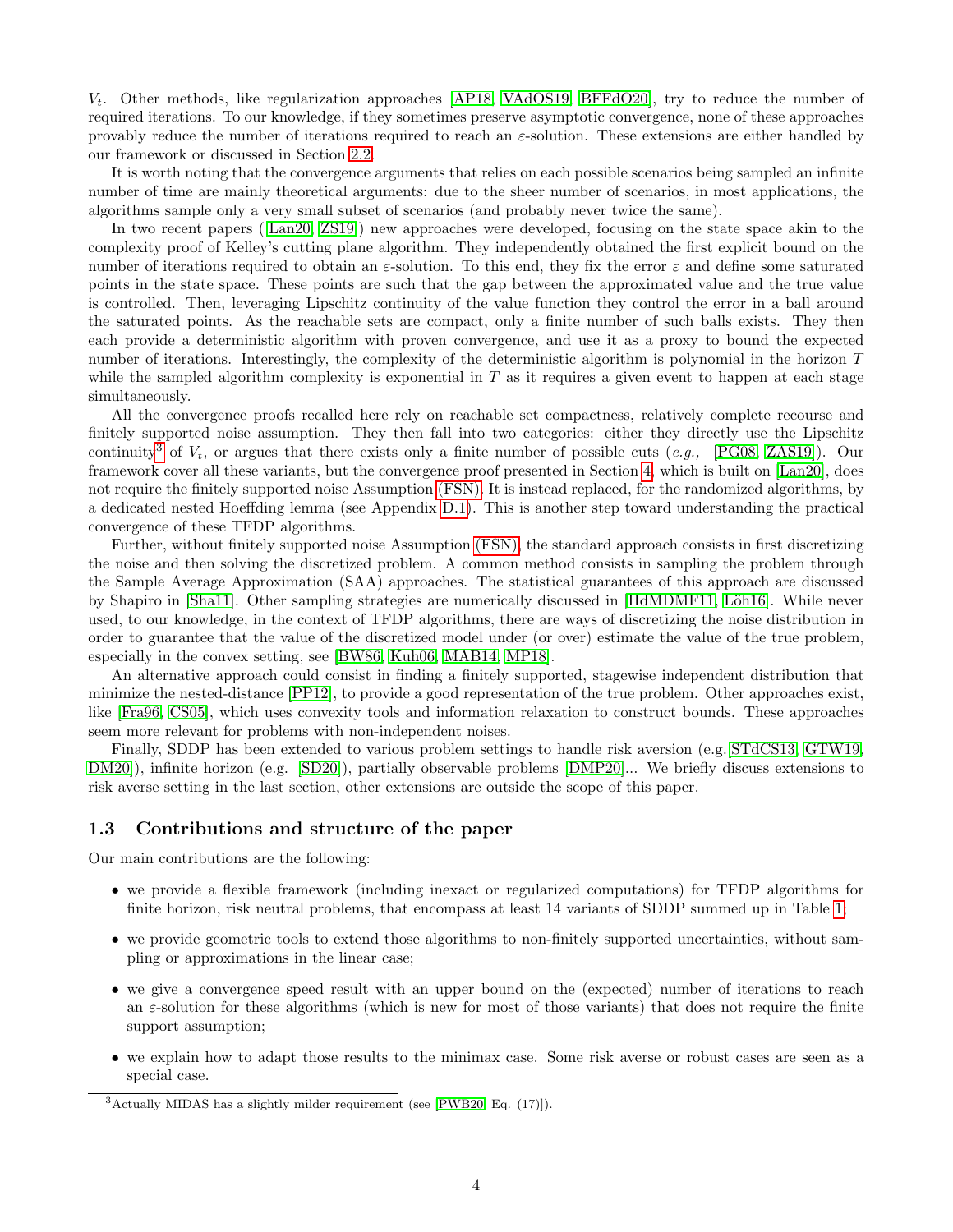$V_t$. Other methods, like regularization approaches [AP18, VAdOS19, BFFdO20], try to reduce the number of required iterations. To our knowledge, if they sometimes preserve asymptotic convergence, none of these approaches provably reduce the number of iterations required to reach an $\varepsilon$-solution. These extensions are either handled by our framework or discussed in Section 2.2.

It is worth noting that the convergence arguments that relies on each possible scenarios being sampled an infinite number of time are mainly theoretical arguments: due to the sheer number of scenarios, in most applications, the algorithms sample only a very small subset of scenarios (and probably never twice the same).

In two recent papers ([Lan20, ZS19]) new approaches were developed, focusing on the state space akin to the complexity proof of Kelley's cutting plane algorithm. They independently obtained the first explicit bound on the number of iterations required to obtain an $\varepsilon$-solution. To this end, they fix the error $\varepsilon$ and define some saturated points in the state space. These points are such that the gap between the approximated value and the true value is controlled. Then, leveraging Lipschitz continuity of the value function they control the error in a ball around the saturated points. As the reachable sets are compact, only a finite number of such balls exists. They then each provide a deterministic algorithm with proven convergence, and use it as a proxy to bound the expected number of iterations. Interestingly, the complexity of the deterministic algorithm is polynomial in the horizon $T$ while the sampled algorithm complexity is exponential in $T$ as it requires a given event to happen at each stage simultaneously.

All the convergence proofs recalled here rely on reachable set compactness, relatively complete recourse and finitely supported noise assumption. They then fall into two categories: either they directly use the Lipschitz continuity[3] of $V_t$, or argues that there exists only a finite number of possible cuts (*e.g.,* [PG08, ZAS19]). Our framework cover all these variants, but the convergence proof presented in Section 4, which is built on [Lan20], does not require the finitely supported noise Assumption (FSN). It is instead replaced, for the randomized algorithms, by a dedicated nested Hoeffding lemma (see Appendix D.1). This is another step toward understanding the practical convergence of these TFDP algorithms.

Further, without finitely supported noise Assumption (FSN), the standard approach consists in first discretizing the noise and then solving the discretized problem. A common method consists in sampling the problem through the Sample Average Approximation (SAA) approaches. The statistical guarantees of this approach are discussed by Shapiro in [Sha11]. Other sampling strategies are numerically discussed in [HdMDMF11, Löh16]. While never used, to our knowledge, in the context of TFDP algorithms, there are ways of discretizing the noise distribution in order to guarantee that the value of the discretized model under (or over) estimate the value of the true problem, especially in the convex setting, see [BW86, Kuh06, MAB14, MP18].

An alternative approach could consist in finding a finitely supported, stagewise independent distribution that minimize the nested-distance [PP12], to provide a good representation of the true problem. Other approaches exist, like [Fra96, CS05], which uses convexity tools and information relaxation to construct bounds. These approaches seem more relevant for problems with non-independent noises.

Finally, SDDP has been extended to various problem settings to handle risk aversion (e.g. [STdCS13, GTW19, DM20]), infinite horizon (e.g. [SD20]), partially observable problems [DMP20]... We briefly discuss extensions to risk averse setting in the last section, other extensions are outside the scope of this paper.

### 1.3 Contributions and structure of the paper

Our main contributions are the following:

- we provide a flexible framework (including inexact or regularized computations) for TFDP algorithms for finite horizon, risk neutral problems, that encompass at least 14 variants of SDDP summed up in Table 1.
- we provide geometric tools to extend those algorithms to non-finitely supported uncertainties, without sampling or approximations in the linear case;
- we give a convergence speed result with an upper bound on the (expected) number of iterations to reach an $\varepsilon$-solution for these algorithms (which is new for most of those variants) that does not require the finite support assumption;
- we explain how to adapt those results to the minimax case. Some risk averse or robust cases are seen as a special case.

[3] Actually MIDAS has a slightly milder requirement (see [PWB20, Eq. (17)]).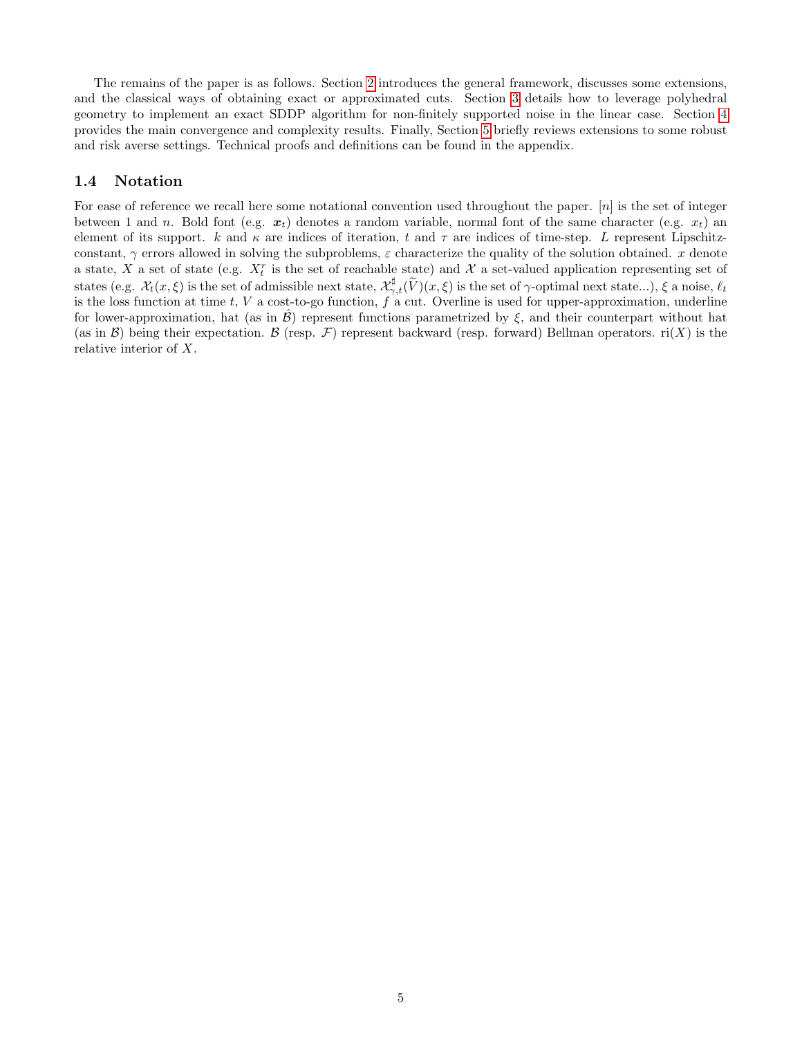The remains of the paper is as follows. Section 2 introduces the general framework, discusses some extensions, and the classical ways of obtaining exact or approximated cuts. Section 3 details how to leverage polyhedral geometry to implement an exact SDDP algorithm for non-finitely supported noise in the linear case. Section 4 provides the main convergence and complexity results. Finally, Section 5 briefly reviews extensions to some robust and risk averse settings. Technical proofs and definitions can be found in the appendix.

### 1.4 Notation

For ease of reference we recall here some notational convention used throughout the paper. $[n]$ is the set of integer between 1 and $n$. Bold font (e.g. $\boldsymbol{x}_t$) denotes a random variable, normal font of the same character (e.g. $x_t$) an element of its support. $k$ and $\kappa$ are indices of iteration, $t$ and $\tau$ are indices of time-step. $L$ represent Lipschitz-constant, $\gamma$ errors allowed in solving the subproblems, $\varepsilon$ characterize the quality of the solution obtained. $x$ denote a state, $X$ a set of state (e.g. $X_t^r$ is the set of reachable state) and $\mathcal{X}$ a set-valued application representing set of states (e.g. $\mathcal{X}_t(x, \xi)$ is the set of admissible next state, $\mathcal{X}_{\gamma,t}^{\sharp}(\widetilde{V})(x, \xi)$ is the set of $\gamma$-optimal next state...), $\xi$ a noise, $\ell_t$ is the loss function at time $t$, $V$ a cost-to-go function, $f$ a cut. Overline is used for upper-approximation, underline for lower-approximation, hat (as in $\hat{\mathcal{B}}$) represent functions parametrized by $\xi$, and their counterpart without hat (as in $\mathcal{B}$) being their expectation. $\mathcal{B}$ (resp. $\mathcal{F}$) represent backward (resp. forward) Bellman operators. $\mathrm{ri}(X)$ is the relative interior of $X$.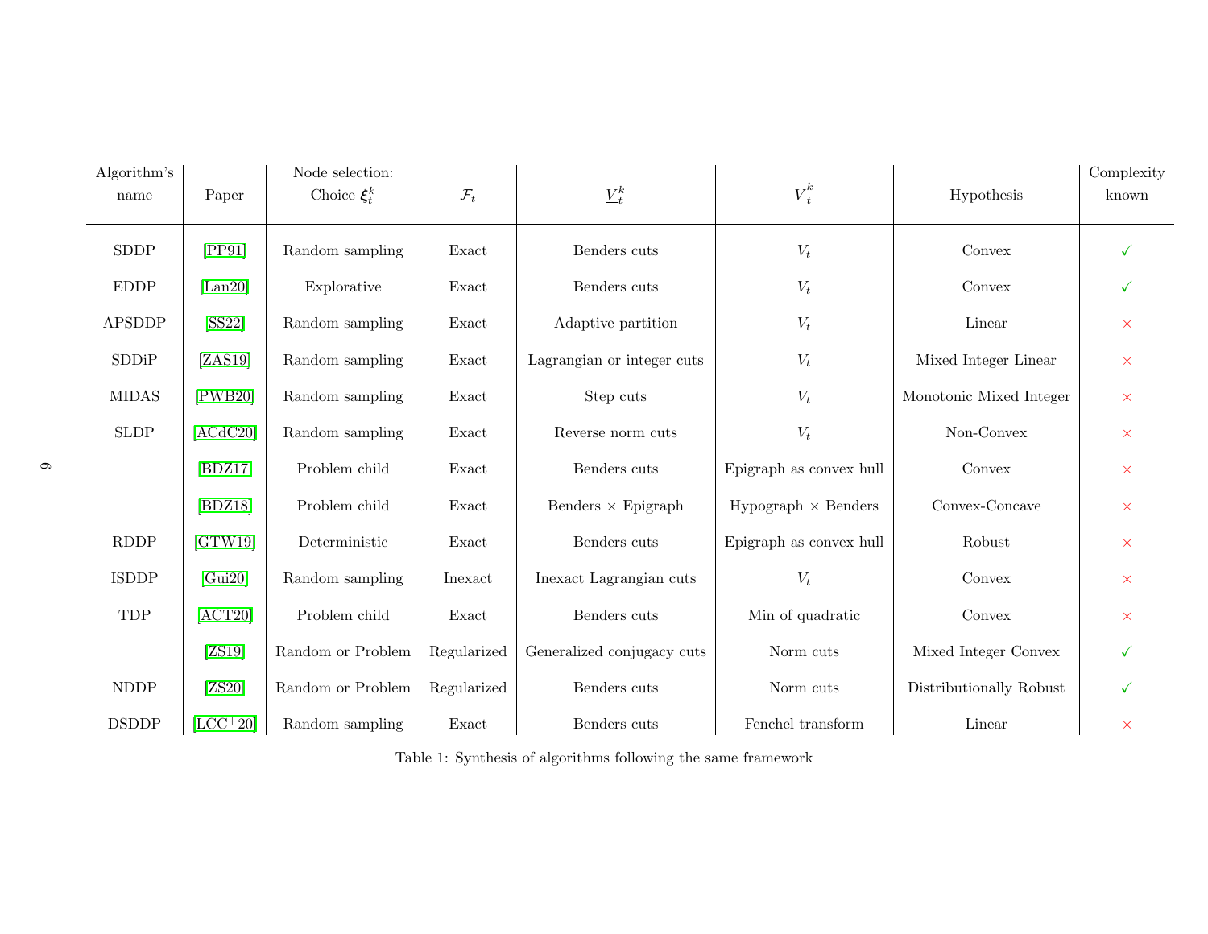| Algorithm's name | Paper | Node selection: Choice $\boldsymbol{\xi}_t^k$ | $\mathcal{F}_t$ | $\underline{V}_t^k$ | $\overline{V}_t^k$ | Hypothesis | Complexity known |
|---|---|---|---|---|---|---|---|
| SDDP | [PP91] | Random sampling | Exact | Benders cuts | $V_t$ | Convex | ✓ |
| EDDP | [Lan20] | Explorative | Exact | Benders cuts | $V_t$ | Convex | ✓ |
| APSDDP | [SS22] | Random sampling | Exact | Adaptive partition | $V_t$ | Linear | × |
| SDDiP | [ZAS19] | Random sampling | Exact | Lagrangian or integer cuts | $V_t$ | Mixed Integer Linear | × |
| MIDAS | [PWB20] | Random sampling | Exact | Step cuts | $V_t$ | Monotonic Mixed Integer | × |
| SLDP | [ACdC20] | Random sampling | Exact | Reverse norm cuts | $V_t$ | Non-Convex | × |
| | [BDZ17] | Problem child | Exact | Benders cuts | Epigraph as convex hull | Convex | × |
| | [BDZ18] | Problem child | Exact | Benders × Epigraph | Hypograph × Benders | Convex-Concave | × |
| RDDP | [GTW19] | Deterministic | Exact | Benders cuts | Epigraph as convex hull | Robust | × |
| ISDDP | [Gui20] | Random sampling | Inexact | Inexact Lagrangian cuts | $V_t$ | Convex | × |
| TDP | [ACT20] | Problem child | Exact | Benders cuts | Min of quadratic | Convex | × |
| | [ZS19] | Random or Problem | Regularized | Generalized conjugacy cuts | Norm cuts | Mixed Integer Convex | ✓ |
| NDDP | [ZS20] | Random or Problem | Regularized | Benders cuts | Norm cuts | Distributionally Robust | ✓ |
| DSDDP | [LCC+20] | Random sampling | Exact | Benders cuts | Fenchel transform | Linear | × |

Table 1: Synthesis of algorithms following the same framework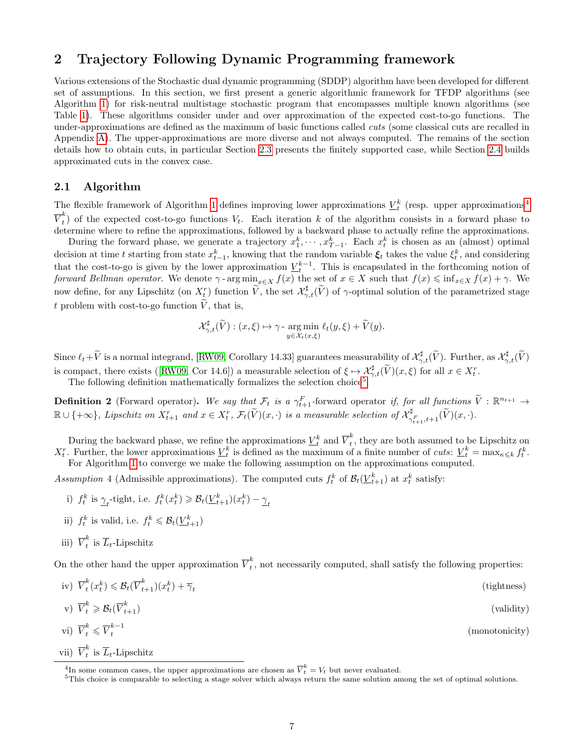## 2 Trajectory Following Dynamic Programming framework

Various extensions of the Stochastic dual dynamic programming (SDDP) algorithm have been developed for different set of assumptions. In this section, we first present a generic algorithmic framework for TFDP algorithms (see Algorithm 1) for risk-neutral multistage stochastic program that encompasses multiple known algorithms (see Table 1). These algorithms consider under and over approximation of the expected cost-to-go functions. The under-approximations are defined as the maximum of basic functions called *cuts* (some classical cuts are recalled in Appendix A). The upper-approximations are more diverse and not always computed. The remains of the section details how to obtain cuts, in particular Section 2.3 presents the finitely supported case, while Section 2.4 builds approximated cuts in the convex case.

### 2.1 Algorithm

The flexible framework of Algorithm 1 defines improving lower approximations $\underline{V}_t^k$ (resp. upper approximations[4] $\overline{V}_t^k$) of the expected cost-to-go functions $V_t$. Each iteration $k$ of the algorithm consists in a forward phase to determine where to refine the approximations, followed by a backward phase to actually refine the approximations.

During the forward phase, we generate a trajectory $x_1^k, \cdots, x_{T-1}^k$. Each $x_t^k$ is chosen as an (almost) optimal decision at time $t$ starting from state $x_{t-1}^k$, knowing that the random variable $\boldsymbol{\xi}_t$ takes the value $\xi_t^k$, and considering that the cost-to-go is given by the lower approximation $\underline{V}_t^{k-1}$. This is encapsulated in the forthcoming notion of *forward Bellman operator*. We denote $\gamma\text{-}\arg\min_{x \in X} f(x)$ the set of $x \in X$ such that $f(x) \leqslant \inf_{x\in X} f(x) + \gamma$. We now define, for any Lipschitz (on $X_t^r$) function $\widetilde{V}$, the set $\mathcal{X}_{\gamma,t}^\sharp(\widetilde{V})$ of $\gamma$-optimal solution of the parametrized stage $t$ problem with cost-to-go function $\widetilde{V}$, that is,

$$\mathcal{X}_{\gamma,t}^\sharp(\widetilde{V}) : (x,\xi) \mapsto \gamma\text{-}\mathop{\arg\min}_{y \in \mathcal{X}_t(x,\xi)} \ell_t(y,\xi) + \widetilde{V}(y).$$

Since $\ell_t + \widetilde{V}$ is a normal integrand, [RW09, Corollary 14.33] guarantees measurability of $\mathcal{X}_{\gamma,t}^\sharp(\widetilde{V})$. Further, as $\mathcal{X}_{\gamma,t}^\sharp(\widetilde{V})$ is compact, there exists ([RW09, Cor 14.6]) a measurable selection of $\xi \mapsto \mathcal{X}_{\gamma,t}^\sharp(\widetilde{V})(x,\xi)$ for all $x \in X_t^r$.

The following definition mathematically formalizes the selection choice[5].

**Definition 2** (Forward operator)**.** *We say that $\mathcal{F}_t$ is a $\gamma_{t+1}^F$-forward operator if, for all functions $\widetilde{V} : \mathbb{R}^{n_{t+1}} \to \mathbb{R} \cup \{+\infty\}$, Lipschitz on $X_{t+1}^r$ and $x \in X_t^r$, $\mathcal{F}_t(\widetilde{V})(x,\cdot)$ is a measurable selection of $\mathcal{X}_{\gamma_{t+1}^F,t+1}^\sharp(\widetilde{V})(x,\cdot)$.*

During the backward phase, we refine the approximations $\underline{V}_t^k$ and $\overline{V}_t^k$, they are both assumed to be Lipschitz on $X_t^r$. Further, the lower approximations $\underline{V}_t^k$ is defined as the maximum of a finite number of *cuts*: $\underline{V}_t^k = \max_{\kappa \leqslant k} f_t^k$.

For Algorithm 1 to converge we make the following assumption on the approximations computed.

*Assumption* 4 (Admissible approximations). The computed cuts $f_t^k$ of $\mathcal{B}_t(\underline{V}_{t+1}^k)$ at $x_t^k$ satisfy:

i) $f_t^k$ is $\underline{\gamma}_t$-tight, i.e. $f_t^k(x_t^k) \geqslant \mathcal{B}_t(\underline{V}_{t+1}^k)(x_t^k) - \underline{\gamma}_t$

ii) $f_t^k$ is valid, i.e. $f_t^k \leqslant \mathcal{B}_t(\underline{V}_{t+1}^k)$

iii) $\overline{V}_t^k$ is $\overline{L}_t$-Lipschitz

On the other hand the upper approximation $\overline{V}_t^k$, not necessarily computed, shall satisfy the following properties:

iv) $\overline{V}_t^k(x_t^k) \leqslant \mathcal{B}_t(\overline{V}_{t+1}^k)(x_t^k) + \overline{\gamma}_t$ (tightness)

v) $\overline{V}_t^k \geqslant \mathcal{B}_t(\overline{V}_{t+1}^k)$ (validity)

vi) $\overline{V}_t^k \leqslant \overline{V}_t^{k-1}$ (monotonicity)

vii) $\overline{V}_t^k$ is $\overline{L}_t$-Lipschitz

[4] In some common cases, the upper approximations are chosen as $\overline{V}_t^k = V_t$ but never evaluated.

[5] This choice is comparable to selecting a stage solver which always return the same solution among the set of optimal solutions.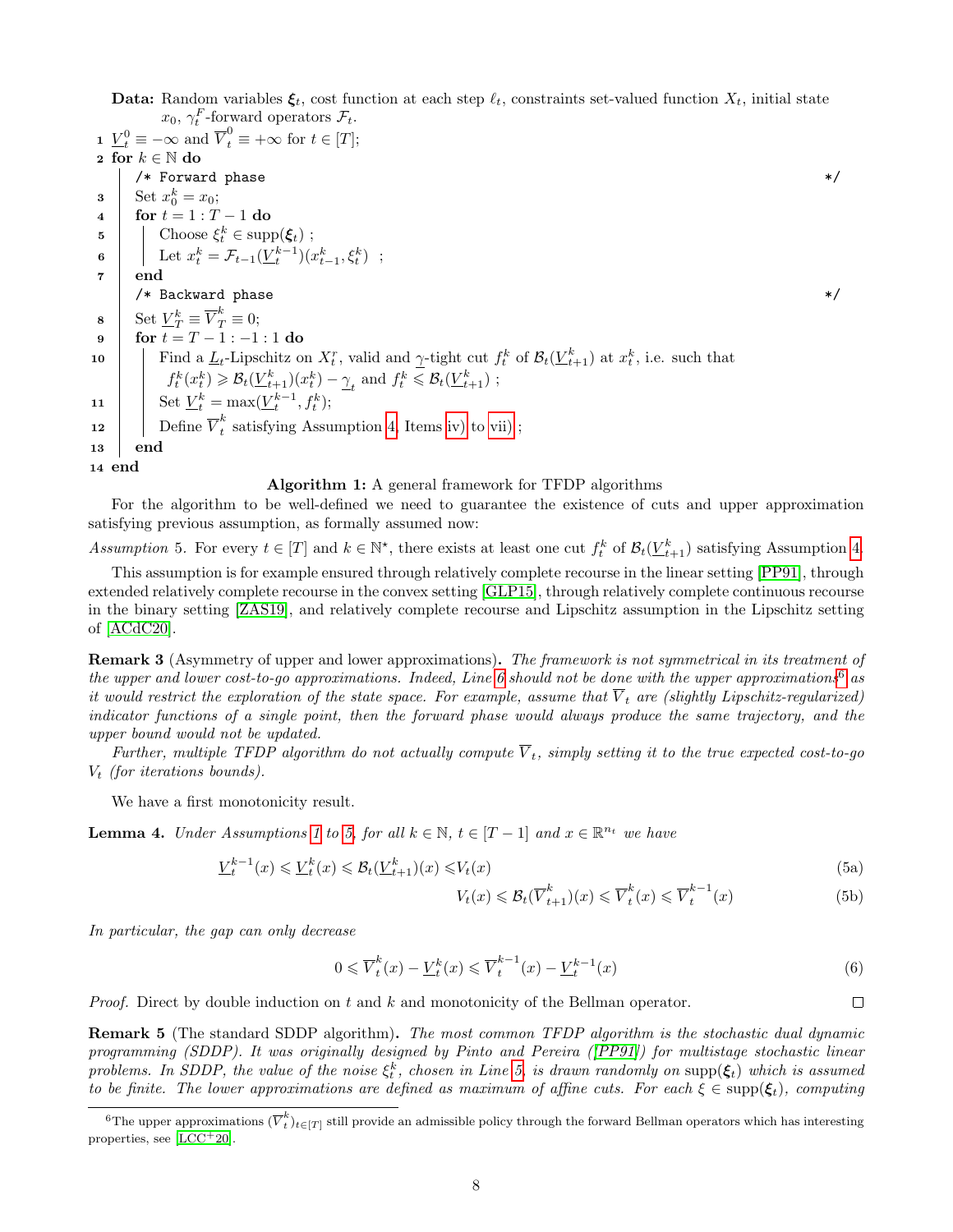**Data:** Random variables $\boldsymbol{\xi}_t$, cost function at each step $\ell_t$, constraints set-valued function $X_t$, initial state $x_0$, $\gamma_t^F$-forward operators $\mathcal{F}_t$.

```
1  V̲_t^0 ≡ −∞ and V̄_t^0 ≡ +∞ for t ∈ [T];
2  for k ∈ ℕ do
       /* Forward phase */
3      Set x_0^k = x_0;
4      for t = 1 : T − 1 do
5          Choose ξ_t^k ∈ supp(ξ_t) ;
6          Let x_t^k = F_{t−1}(V̲_t^{k−1})(x_{t−1}^k, ξ_t^k) ;
7      end
       /* Backward phase */
8      Set V̲_T^k ≡ V̄_T^k ≡ 0;
9      for t = T − 1 : −1 : 1 do
10         Find a L̲_t-Lipschitz on X_t^r, valid and γ̲-tight cut f_t^k of B_t(V̲_{t+1}^k) at x_t^k, i.e. such that
           f_t^k(x_t^k) ⩾ B_t(V̲_{t+1}^k)(x_t^k) − γ̲_t and f_t^k ⩽ B_t(V̲_{t+1}^k) ;
11         Set V̲_t^k = max(V̲_t^{k−1}, f_t^k);
12         Define V̄_t^k satisfying Assumption 4, Items iv) to vii) ;
13     end
14 end
```

**Algorithm 1:** A general framework for TFDP algorithms

For the algorithm to be well-defined we need to guarantee the existence of cuts and upper approximation satisfying previous assumption, as formally assumed now:

*Assumption* 5. For every $t \in [T]$ and $k \in \mathbb{N}^\star$, there exists at least one cut $f_t^k$ of $\mathcal{B}_t(\underline{V}_{t+1}^k)$ satisfying Assumption 4.

This assumption is for example ensured through relatively complete recourse in the linear setting [PP91], through extended relatively complete recourse in the convex setting [GLP15], through relatively complete continuous recourse in the binary setting [ZAS19], and relatively complete recourse and Lipschitz assumption in the Lipschitz setting of [ACdC20].

**Remark 3** (Asymmetry of upper and lower approximations)**.** *The framework is not symmetrical in its treatment of the upper and lower cost-to-go approximations. Indeed, Line 6 should not be done with the upper approximations*[6] *as it would restrict the exploration of the state space. For example, assume that $\overline{V}_t$ are (slightly Lipschitz-regularized) indicator functions of a single point, then the forward phase would always produce the same trajectory, and the upper bound would not be updated.*

*Further, multiple TFDP algorithm do not actually compute $\overline{V}_t$, simply setting it to the true expected cost-to-go $V_t$ (for iterations bounds).*

We have a first monotonicity result.

**Lemma 4.** *Under Assumptions 1 to 5, for all $k \in \mathbb{N}$, $t \in [T-1]$ and $x \in \mathbb{R}^{n_t}$ we have*

$$\underline{V}_t^{k-1}(x) \leqslant \underline{V}_t^{k}(x) \leqslant \mathcal{B}_t(\underline{V}_{t+1}^k)(x) \leqslant V_t(x) \tag{5a}$$

$$V_t(x) \leqslant \mathcal{B}_t(\overline{V}_{t+1}^k)(x) \leqslant \overline{V}_t^{k}(x) \leqslant \overline{V}_t^{k-1}(x) \tag{5b}$$

*In particular, the gap can only decrease*

$$0 \leqslant \overline{V}_t^{k}(x) - \underline{V}_t^{k}(x) \leqslant \overline{V}_t^{k-1}(x) - \underline{V}_t^{k-1}(x) \tag{6}$$

*Proof.* Direct by double induction on $t$ and $k$ and monotonicity of the Bellman operator. ∎

**Remark 5** (The standard SDDP algorithm)**.** *The most common TFDP algorithm is the stochastic dual dynamic programming (SDDP). It was originally designed by Pinto and Pereira ([PP91]) for multistage stochastic linear problems. In SDDP, the value of the noise $\xi_t^k$, chosen in Line 5, is drawn randomly on $\mathrm{supp}(\boldsymbol{\xi}_t)$ which is assumed to be finite. The lower approximations are defined as maximum of affine cuts. For each $\xi \in \mathrm{supp}(\boldsymbol{\xi}_t)$, computing*

[6] The upper approximations $(\overline{V}_t^k)_{t\in[T]}$ still provide an admissible policy through the forward Bellman operators which has interesting properties, see [LCC+20].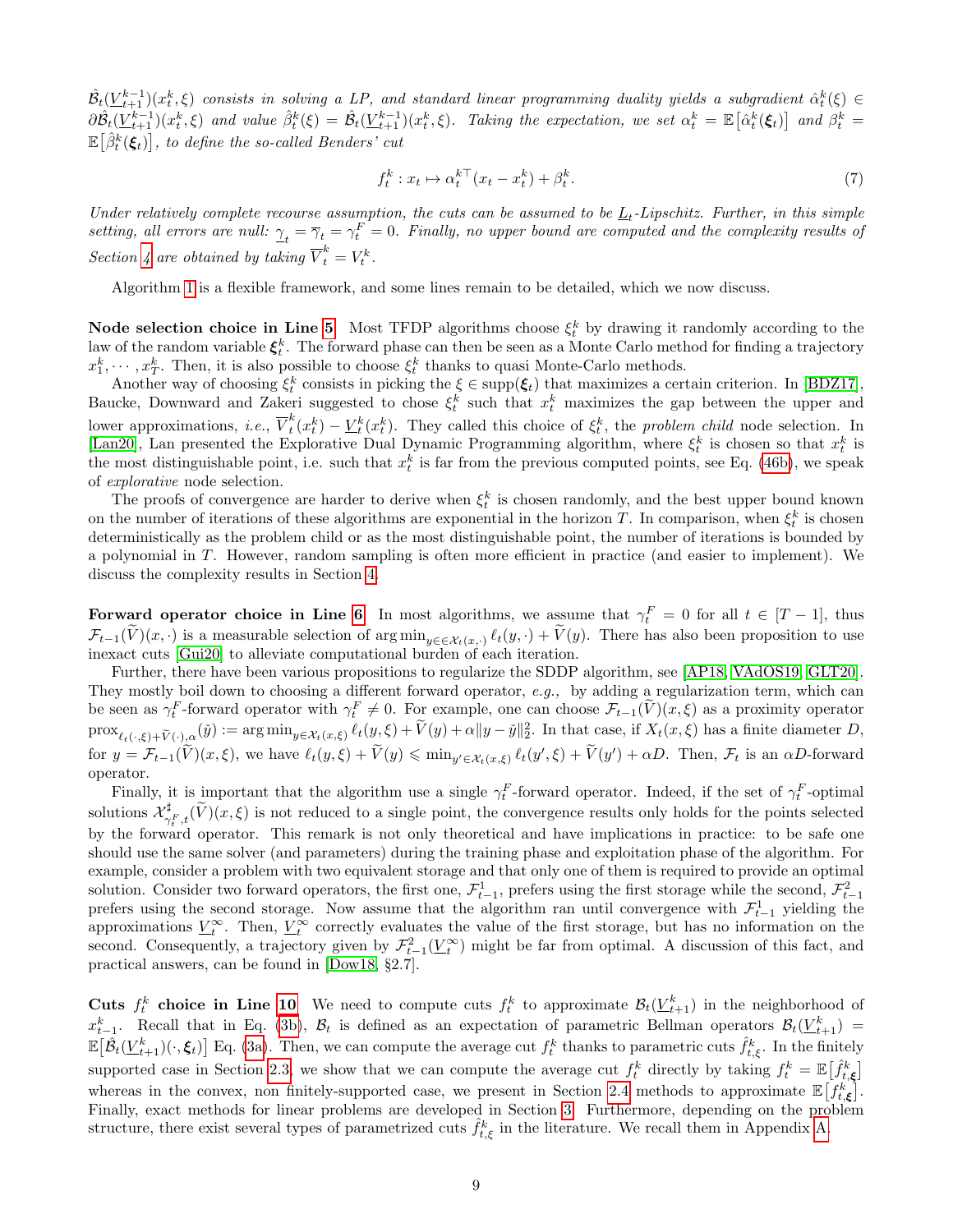*$\hat{\mathcal{B}}_t(\underline{V}_{t+1}^{k-1})(x_t^k,\xi)$ consists in solving a LP, and standard linear programming duality yields a subgradient $\hat{\alpha}_t^k(\xi) \in \partial\hat{\mathcal{B}}_t(\underline{V}_{t+1}^{k-1})(x_t^k,\xi)$ and value $\hat{\beta}_t^k(\xi) = \hat{\mathcal{B}}_t(\underline{V}_{t+1}^{k-1})(x_t^k,\xi)$. Taking the expectation, we set $\alpha_t^k = \mathbb{E}\big[\hat{\alpha}_t^k(\boldsymbol{\xi}_t)\big]$ and $\beta_t^k = \mathbb{E}\big[\hat{\beta}_t^k(\boldsymbol{\xi}_t)\big]$, to define the so-called Benders' cut*

$$f_t^k : x_t \mapsto {\alpha_t^k}^\top (x_t - x_t^k) + \beta_t^k. \tag{7}$$

*Under relatively complete recourse assumption, the cuts can be assumed to be $\underline{L}_t$-Lipschitz. Further, in this simple setting, all errors are null: $\underline{\gamma}_t = \overline{\gamma}_t = \gamma_t^F = 0$. Finally, no upper bound are computed and the complexity results of Section 4 are obtained by taking $\overline{V}_t^k = V_t^k$.*

Algorithm 1 is a flexible framework, and some lines remain to be detailed, which we now discuss.

**Node selection choice in Line 5.** Most TFDP algorithms choose $\xi_t^k$ by drawing it randomly according to the law of the random variable $\boldsymbol{\xi}_t^k$. The forward phase can then be seen as a Monte Carlo method for finding a trajectory $x_1^k, \cdots, x_T^k$. Then, it is also possible to choose $\xi_t^k$ thanks to quasi Monte-Carlo methods.

Another way of choosing $\xi_t^k$ consists in picking the $\xi \in \operatorname{supp}(\boldsymbol{\xi}_t)$ that maximizes a certain criterion. In [BDZ17], Baucke, Downward and Zakeri suggested to chose $\xi_t^k$ such that $x_t^k$ maximizes the gap between the upper and lower approximations, *i.e.*, $\overline{V}_t^k(x_t^k) - \underline{V}_t^k(x_t^k)$. They called this choice of $\xi_t^k$, the *problem child* node selection. In [Lan20], Lan presented the Explorative Dual Dynamic Programming algorithm, where $\xi_t^k$ is chosen so that $x_t^k$ is the most distinguishable point, i.e. such that $x_t^k$ is far from the previous computed points, see Eq. (46b), we speak of *explorative* node selection.

The proofs of convergence are harder to derive when $\xi_t^k$ is chosen randomly, and the best upper bound known on the number of iterations of these algorithms are exponential in the horizon $T$. In comparison, when $\xi_t^k$ is chosen deterministically as the problem child or as the most distinguishable point, the number of iterations is bounded by a polynomial in $T$. However, random sampling is often more efficient in practice (and easier to implement). We discuss the complexity results in Section 4.

**Forward operator choice in Line 6.** In most algorithms, we assume that $\gamma_t^F = 0$ for all $t \in [T-1]$, thus $\mathcal{F}_{t-1}(\widetilde{V})(x,\cdot)$ is a measurable selection of $\arg\min_{y \in \mathcal{X}_t(x,\cdot)} \ell_t(y,\cdot) + \widetilde{V}(y)$. There has also been proposition to use inexact cuts [Gui20] to alleviate computational burden of each iteration.

Further, there have been various propositions to regularize the SDDP algorithm, see [AP18, VAdOS19, GLT20]. They mostly boil down to choosing a different forward operator, *e.g.*, by adding a regularization term, which can be seen as $\gamma_t^F$-forward operator with $\gamma_t^F \neq 0$. For example, one can choose $\mathcal{F}_{t-1}(\widetilde{V})(x,\xi)$ as a proximity operator $\operatorname{prox}_{\ell_t(\cdot,\xi)+\widetilde{V}(\cdot),\alpha}(\check{y}) := \arg\min_{y \in \mathcal{X}_t(x,\xi)} \ell_t(y,\xi) + \widetilde{V}(y) + \alpha\|y-\check{y}\|_2^2$. In that case, if $X_t(x,\xi)$ has a finite diameter $D$, for $y = \mathcal{F}_{t-1}(\widetilde{V})(x,\xi)$, we have $\ell_t(y,\xi) + \widetilde{V}(y) \leqslant \min_{y' \in \mathcal{X}_t(x,\xi)} \ell_t(y',\xi) + \widetilde{V}(y') + \alpha D$. Then, $\mathcal{F}_t$ is an $\alpha D$-forward operator.

Finally, it is important that the algorithm use a single $\gamma_t^F$-forward operator. Indeed, if the set of $\gamma_t^F$-optimal solutions $\mathcal{X}^\sharp_{\gamma_t^F,t}(\widetilde{V})(x,\xi)$ is not reduced to a single point, the convergence results only holds for the points selected by the forward operator. This remark is not only theoretical and have implications in practice: to be safe one should use the same solver (and parameters) during the training phase and exploitation phase of the algorithm. For example, consider a problem with two equivalent storage and that only one of them is required to provide an optimal solution. Consider two forward operators, the first one, $\mathcal{F}_{t-1}^1$, prefers using the first storage while the second, $\mathcal{F}_{t-1}^2$ prefers using the second storage. Now assume that the algorithm ran until convergence with $\mathcal{F}_{t-1}^1$ yielding the approximations $\underline{V}_t^\infty$. Then, $\underline{V}_t^\infty$ correctly evaluates the value of the first storage, but has no information on the second. Consequently, a trajectory given by $\mathcal{F}_{t-1}^2(\underline{V}_t^\infty)$ might be far from optimal. A discussion of this fact, and practical answers, can be found in [Dow18, §2.7].

**Cuts $f_t^k$ choice in Line 10.** We need to compute cuts $f_t^k$ to approximate $\mathcal{B}_t(\underline{V}_{t+1}^k)$ in the neighborhood of $x_{t-1}^k$. Recall that in Eq. (3b), $\mathcal{B}_t$ is defined as an expectation of parametric Bellman operators $\mathcal{B}_t(\underline{V}_{t+1}^k) = \mathbb{E}\big[\hat{\mathcal{B}}_t(\underline{V}_{t+1}^k)(\cdot,\boldsymbol{\xi}_t)\big]$ Eq. (3a). Then, we can compute the average cut $f_t^k$ thanks to parametric cuts $\hat{f}_{t,\xi}^k$. In the finitely supported case in Section 2.3, we show that we can compute the average cut $f_t^k$ directly by taking $f_t^k = \mathbb{E}\big[\hat{f}_{t,\boldsymbol{\xi}}^k\big]$ whereas in the convex, non finitely-supported case, we present in Section 2.4 methods to approximate $\mathbb{E}\big[f_{t,\boldsymbol{\xi}}^k\big]$. Finally, exact methods for linear problems are developed in Section 3. Furthermore, depending on the problem structure, there exist several types of parametrized cuts $\hat{f}_{t,\xi}^k$ in the literature. We recall them in Appendix A.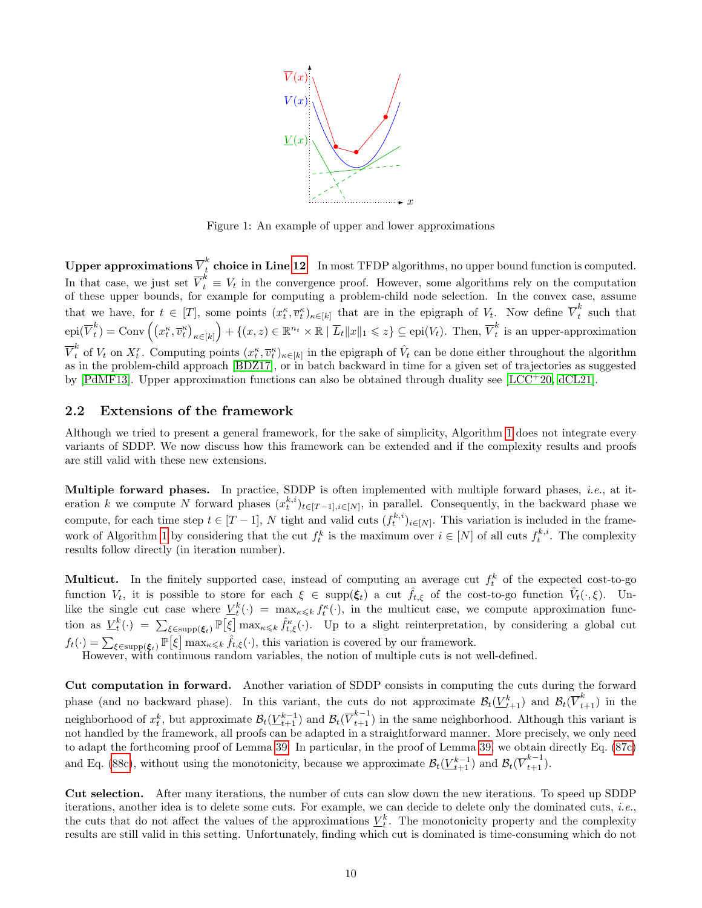Figure 1: An example of upper and lower approximations

**Upper approximations $\overline{V}_t^k$ choice in Line 12** In most TFDP algorithms, no upper bound function is computed. In that case, we just set $\overline{V}_t^k \equiv V_t$ in the convergence proof. However, some algorithms rely on the computation of these upper bounds, for example for computing a problem-child node selection. In the convex case, assume that we have, for $t \in [T]$, some points $(x_t^\kappa, \overline{v}_t^\kappa)_{\kappa\in[k]}$ that are in the epigraph of $V_t$. Now define $\overline{V}_t^k$ such that $\text{epi}(\overline{V}_t^k) = \text{Conv}\left(\left(x_t^\kappa, \overline{v}_t^\kappa\right)_{\kappa\in[k]}\right) + \{(x,z) \in \mathbb{R}^{n_t} \times \mathbb{R} \mid \overline{L}_t\|x\|_1 \leqslant z\} \subseteq \text{epi}(V_t)$. Then, $\overline{V}_t^k$ is an upper-approximation $\overline{V}_t^k$ of $V_t$ on $X_t^r$. Computing points $(x_t^\kappa, \overline{v}_t^\kappa)_{\kappa\in[k]}$ in the epigraph of $\hat{V}_t$ can be done either throughout the algorithm as in the problem-child approach [BDZ17], or in batch backward in time for a given set of trajectories as suggested by [PdMF13]. Upper approximation functions can also be obtained through duality see [LCC+20, dCL21].

## 2.2 Extensions of the framework

Although we tried to present a general framework, for the sake of simplicity, Algorithm 1 does not integrate every variants of SDDP. We now discuss how this framework can be extended and if the complexity results and proofs are still valid with these new extensions.

**Multiple forward phases.** In practice, SDDP is often implemented with multiple forward phases, *i.e.*, at iteration $k$ we compute $N$ forward phases $(x_t^{k,i})_{t\in[T-1],i\in[N]}$, in parallel. Consequently, in the backward phase we compute, for each time step $t \in [T-1]$, $N$ tight and valid cuts $(f_t^{k,i})_{i\in[N]}$. This variation is included in the framework of Algorithm 1 by considering that the cut $f_t^k$ is the maximum over $i \in [N]$ of all cuts $f_t^{k,i}$. The complexity results follow directly (in iteration number).

**Multicut.** In the finitely supported case, instead of computing an average cut $f_t^k$ of the expected cost-to-go function $V_t$, it is possible to store for each $\xi \in \text{supp}(\boldsymbol{\xi}_t)$ a cut $\hat{f}_{t,\xi}$ of the cost-to-go function $\hat{V}_t(\cdot,\xi)$. Unlike the single cut case where $\underline{V}_t^k(\cdot) = \max_{\kappa\leqslant k} f_t^\kappa(\cdot)$, in the multicut case, we compute approximation function as $\underline{V}_t^k(\cdot) = \sum_{\xi\in\text{supp}(\boldsymbol{\xi}_t)} \mathbb{P}\big[\xi\big] \max_{\kappa\leqslant k} \hat{f}_{t,\xi}^\kappa(\cdot)$. Up to a slight reinterpretation, by considering a global cut $f_t(\cdot) = \sum_{\xi\in\text{supp}(\boldsymbol{\xi}_t)} \mathbb{P}\big[\xi\big] \max_{\kappa\leqslant k} \hat{f}_{t,\xi}(\cdot)$, this variation is covered by our framework.

However, with continuous random variables, the notion of multiple cuts is not well-defined.

**Cut computation in forward.** Another variation of SDDP consists in computing the cuts during the forward phase (and no backward phase). In this variant, the cuts do not approximate $\mathcal{B}_t(\underline{V}_{t+1}^k)$ and $\mathcal{B}_t(\overline{V}_{t+1}^k)$ in the neighborhood of $x_t^k$, but approximate $\mathcal{B}_t(\underline{V}_{t+1}^{k-1})$ and $\mathcal{B}_t(\overline{V}_{t+1}^{k-1})$ in the same neighborhood. Although this variant is not handled by the framework, all proofs can be adapted in a straightforward manner. More precisely, we only need to adapt the forthcoming proof of Lemma 39. In particular, in the proof of Lemma 39, we obtain directly Eq. (87c) and Eq. (88c), without using the monotonicity, because we approximate $\mathcal{B}_t(\underline{V}_{t+1}^{k-1})$ and $\mathcal{B}_t(\overline{V}_{t+1}^{k-1})$.

**Cut selection.** After many iterations, the number of cuts can slow down the new iterations. To speed up SDDP iterations, another idea is to delete some cuts. For example, we can decide to delete only the dominated cuts, *i.e.*, the cuts that do not affect the values of the approximations $\underline{V}_t^k$. The monotonicity property and the complexity results are still valid in this setting. Unfortunately, finding which cut is dominated is time-consuming which do not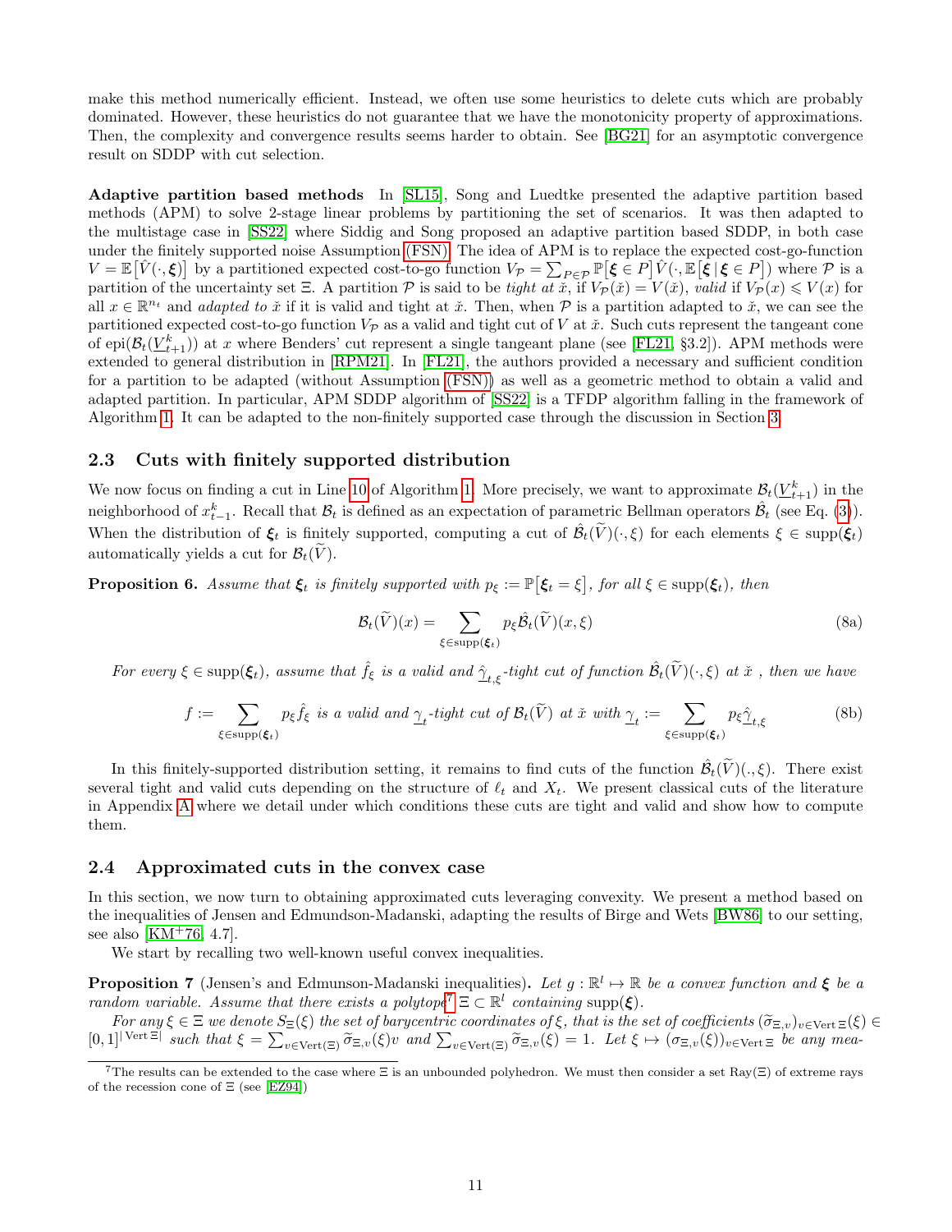make this method numerically efficient. Instead, we often use some heuristics to delete cuts which are probably dominated. However, these heuristics do not guarantee that we have the monotonicity property of approximations. Then, the complexity and convergence results seems harder to obtain. See [BG21] for an asymptotic convergence result on SDDP with cut selection.

**Adaptive partition based methods** In [SL15], Song and Luedtke presented the adaptive partition based methods (APM) to solve 2-stage linear problems by partitioning the set of scenarios. It was then adapted to the multistage case in [SS22] where Siddig and Song proposed an adaptive partition based SDDP, in both case under the finitely supported noise Assumption (FSN). The idea of APM is to replace the expected cost-go-function $V = \mathbb{E}\big[\hat{V}(\cdot, \boldsymbol{\xi})\big]$ by a partitioned expected cost-to-go function $V_{\mathcal{P}} = \sum_{P \in \mathcal{P}} \mathbb{P}\big[\boldsymbol{\xi} \in P\big] \hat{V}(\cdot, \mathbb{E}\big[\boldsymbol{\xi} \,|\, \boldsymbol{\xi} \in P\big])$ where $\mathcal{P}$ is a partition of the uncertainty set $\Xi$. A partition $\mathcal{P}$ is said to be *tight at* $\check{x}$, if $V_{\mathcal{P}}(\check{x}) = V(\check{x})$, *valid* if $V_{\mathcal{P}}(x) \leqslant V(x)$ for all $x \in \mathbb{R}^{n_t}$ and *adapted to* $\check{x}$ if it is valid and tight at $\check{x}$. Then, when $\mathcal{P}$ is a partition adapted to $\check{x}$, we can see the partitioned expected cost-to-go function $V_{\mathcal{P}}$ as a valid and tight cut of $V$ at $\check{x}$. Such cuts represent the tangeant cone of $\mathrm{epi}(\mathcal{B}_t(\underline{V}_{t+1}^k))$ at $x$ where Benders' cut represent a single tangeant plane (see [FL21, §3.2]). APM methods were extended to general distribution in [RPM21]. In [FL21], the authors provided a necessary and sufficient condition for a partition to be adapted (without Assumption (FSN)) as well as a geometric method to obtain a valid and adapted partition. In particular, APM SDDP algorithm of [SS22] is a TFDP algorithm falling in the framework of Algorithm 1. It can be adapted to the non-finitely supported case through the discussion in Section 3.

## 2.3 Cuts with finitely supported distribution

We now focus on finding a cut in Line 10 of Algorithm 1. More precisely, we want to approximate $\mathcal{B}_t(\underline{V}_{t+1}^k)$ in the neighborhood of $x_{t-1}^k$. Recall that $\mathcal{B}_t$ is defined as an expectation of parametric Bellman operators $\hat{\mathcal{B}}_t$ (see Eq. (3)). When the distribution of $\boldsymbol{\xi}_t$ is finitely supported, computing a cut of $\hat{\mathcal{B}}_t(\widetilde{V})(\cdot, \xi)$ for each elements $\xi \in \mathrm{supp}(\boldsymbol{\xi}_t)$ automatically yields a cut for $\mathcal{B}_t(\widetilde{V})$.

**Proposition 6.** *Assume that $\boldsymbol{\xi}_t$ is finitely supported with $p_\xi := \mathbb{P}\big[\boldsymbol{\xi}_t = \xi\big]$, for all $\xi \in \mathrm{supp}(\boldsymbol{\xi}_t)$, then*

$$\mathcal{B}_t(\widetilde{V})(x) = \sum_{\xi \in \mathrm{supp}(\boldsymbol{\xi}_t)} p_\xi \hat{\mathcal{B}}_t(\widetilde{V})(x, \xi) \tag{8a}$$

*For every $\xi \in \mathrm{supp}(\boldsymbol{\xi}_t)$, assume that $\hat{f}_\xi$ is a valid and $\underline{\hat{\gamma}}_{t,\xi}$-tight cut of function $\hat{\mathcal{B}}_t(\widetilde{V})(\cdot, \xi)$ at $\check{x}$ , then we have*

$$f := \sum_{\xi \in \mathrm{supp}(\boldsymbol{\xi}_t)} p_\xi \hat{f}_\xi \text{ is a valid and } \underline{\gamma}_t\text{-tight cut of } \mathcal{B}_t(\widetilde{V}) \text{ at } \check{x} \text{ with } \underline{\gamma}_t := \sum_{\xi \in \mathrm{supp}(\boldsymbol{\xi}_t)} p_\xi \underline{\hat{\gamma}}_{t,\xi} \tag{8b}$$

In this finitely-supported distribution setting, it remains to find cuts of the function $\hat{\mathcal{B}}_t(\widetilde{V})(., \xi)$. There exist several tight and valid cuts depending on the structure of $\ell_t$ and $X_t$. We present classical cuts of the literature in Appendix A where we detail under which conditions these cuts are tight and valid and show how to compute them.

## 2.4 Approximated cuts in the convex case

In this section, we now turn to obtaining approximated cuts leveraging convexity. We present a method based on the inequalities of Jensen and Edmundson-Madanski, adapting the results of Birge and Wets [BW86] to our setting, see also [KM+76, 4.7].

We start by recalling two well-known useful convex inequalities.

**Proposition 7** (Jensen's and Edmunson-Madanski inequalities)**.** *Let $g : \mathbb{R}^l \mapsto \mathbb{R}$ be a convex function and $\boldsymbol{\xi}$ be a random variable. Assume that there exists a polytope[7] $\Xi \subset \mathbb{R}^l$ containing $\mathrm{supp}(\boldsymbol{\xi})$.*

*For any $\xi \in \Xi$ we denote $S_\Xi(\xi)$ the set of barycentric coordinates of $\xi$, that is the set of coefficients $(\widetilde{\sigma}_{\Xi,v})_{v \in \mathrm{Vert}\,\Xi}(\xi) \in [0,1]^{|\mathrm{Vert}\,\Xi|}$ such that $\xi = \sum_{v \in \mathrm{Vert}(\Xi)} \widetilde{\sigma}_{\Xi,v}(\xi) v$ and $\sum_{v \in \mathrm{Vert}(\Xi)} \widetilde{\sigma}_{\Xi,v}(\xi) = 1$. Let $\xi \mapsto (\sigma_{\Xi,v}(\xi))_{v \in \mathrm{Vert}\,\Xi}$ be any mea-*

[7] The results can be extended to the case where $\Xi$ is an unbounded polyhedron. We must then consider a set $\mathrm{Ray}(\Xi)$ of extreme rays of the recession cone of $\Xi$ (see [EZ94])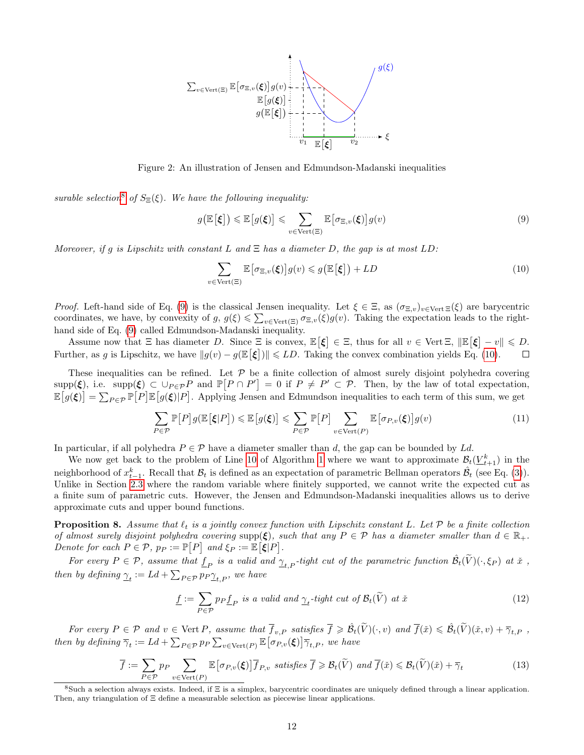Figure 2: An illustration of Jensen and Edmundson-Madanski inequalities

*surable selection*[8] *of* $S_\Xi(\xi)$. *We have the following inequality:*

$$g\big(\mathbb{E}\big[\boldsymbol{\xi}\big]\big) \leqslant \mathbb{E}\big[g(\boldsymbol{\xi})\big] \leqslant \sum_{v\in \mathrm{Vert}(\Xi)} \mathbb{E}\big[\sigma_{\Xi,v}(\boldsymbol{\xi})\big] g(v) \tag{9}$$

*Moreover, if* $g$ *is Lipschitz with constant* $L$ *and* $\Xi$ *has a diameter* $D$*, the gap is at most* $LD$*:*

$$\sum_{v\in \mathrm{Vert}(\Xi)} \mathbb{E}\big[\sigma_{\Xi,v}(\boldsymbol{\xi})\big] g(v) \leqslant g\big(\mathbb{E}\big[\boldsymbol{\xi}\big]\big) + LD \tag{10}$$

*Proof.* Left-hand side of Eq. (9) is the classical Jensen inequality. Let $\xi \in \Xi$, as $(\sigma_{\Xi,v})_{v\in \mathrm{Vert}\,\Xi}(\xi)$ are barycentric coordinates, we have, by convexity of $g$, $g(\xi) \leqslant \sum_{v\in\mathrm{Vert}(\Xi)} \sigma_{\Xi,v}(\xi) g(v)$. Taking the expectation leads to the right-hand side of Eq. (9) called Edmundson-Madanski inequality.

Assume now that $\Xi$ has diameter $D$. Since $\Xi$ is convex, $\mathbb{E}\big[\boldsymbol{\xi}\big] \in \Xi$, thus for all $v \in \mathrm{Vert}\,\Xi$, $\|\mathbb{E}\big[\boldsymbol{\xi}\big] - v\| \leqslant D$. Further, as $g$ is Lipschitz, we have $\|g(v) - g(\mathbb{E}\big[\boldsymbol{\xi}\big])\| \leqslant LD$. Taking the convex combination yields Eq. (10). $\square$

These inequalities can be refined. Let $\mathcal{P}$ be a finite collection of almost surely disjoint polyhedra covering $\mathrm{supp}(\boldsymbol{\xi})$, i.e. $\mathrm{supp}(\boldsymbol{\xi}) \subset \cup_{P\in\mathcal{P}} P$ and $\mathbb{P}\big[P \cap P'\big] = 0$ if $P \neq P' \subset \mathcal{P}$. Then, by the law of total expectation, $\mathbb{E}\big[g(\boldsymbol{\xi})\big] = \sum_{P\in\mathcal{P}} \mathbb{P}\big[P\big]\mathbb{E}\big[g(\boldsymbol{\xi})|P\big]$. Applying Jensen and Edmundson inequalities to each term of this sum, we get

$$\sum_{P\in\mathcal{P}} \mathbb{P}\big[P\big] g(\mathbb{E}\big[\boldsymbol{\xi}|P\big]) \leqslant \mathbb{E}\big[g(\boldsymbol{\xi})\big] \leqslant \sum_{P\in\mathcal{P}} \mathbb{P}\big[P\big] \sum_{v\in\mathrm{Vert}(P)} \mathbb{E}\big[\sigma_{P,v}(\boldsymbol{\xi})\big] g(v) \tag{11}$$

In particular, if all polyhedra $P \in \mathcal{P}$ have a diameter smaller than $d$, the gap can be bounded by $Ld$.

We now get back to the problem of Line 10 of Algorithm 1 where we want to approximate $\mathcal{B}_t(\underline{V}^k_{t+1})$ in the neighborhood of $x^k_{t-1}$. Recall that $\mathcal{B}_t$ is defined as an expectation of parametric Bellman operators $\hat{\mathcal{B}}_t$ (see Eq. (3)). Unlike in Section 2.3 where the random variable where finitely supported, we cannot write the expected cut as a finite sum of parametric cuts. However, the Jensen and Edmundson-Madanski inequalities allows us to derive approximate cuts and upper bound functions.

**Proposition 8.** *Assume that* $\ell_t$ *is a jointly convex function with Lipschitz constant* $L$*. Let* $\mathcal{P}$ *be a finite collection of almost surely disjoint polyhedra covering* $\mathrm{supp}(\boldsymbol{\xi})$*, such that any* $P \in \mathcal{P}$ *has a diameter smaller than* $d \in \mathbb{R}_+$*. Denote for each* $P \in \mathcal{P}$*,* $p_P := \mathbb{P}\big[P\big]$ *and* $\xi_P := \mathbb{E}\big[\boldsymbol{\xi}|P\big]$*.*

*For every* $P \in \mathcal{P}$*, assume that* $\underline{f}_P$ *is a valid and* $\underline{\gamma}_{t,P}$*-tight cut of the parametric function* $\hat{\mathcal{B}}_t(\widetilde{V})(\cdot, \xi_P)$ *at* $\check{x}$ *, then by defining* $\underline{\gamma}_t := Ld + \sum_{P\in\mathcal{P}} p_P \underline{\gamma}_{t,P}$*, we have*

$$\underline{f} := \sum_{P\in\mathcal{P}} p_P \underline{f}_P \text{ is a valid and } \underline{\gamma}_t\text{-tight cut of } \mathcal{B}_t(\widetilde{V}) \text{ at } \check{x} \tag{12}$$

*For every* $P \in \mathcal{P}$ *and* $v \in \mathrm{Vert}\,P$*, assume that* $\overline{f}_{v,P}$ *satisfies* $\overline{f} \geqslant \hat{\mathcal{B}}_t(\widetilde{V})(\cdot, v)$ *and* $\overline{f}(\check{x}) \leqslant \hat{\mathcal{B}}_t(\widetilde{V})(\check{x}, v) + \overline{\gamma}_{t,P}$ *, then by defining* $\overline{\gamma}_t := Ld + \sum_{P\in\mathcal{P}} p_P \sum_{v\in\mathrm{Vert}(P)} \mathbb{E}\big[\sigma_{P,v}(\boldsymbol{\xi})\big]\overline{\gamma}_{t,P}$*, we have*

$$\overline{f} := \sum_{P\in\mathcal{P}} p_P \sum_{v\in\mathrm{Vert}(P)} \mathbb{E}\big[\sigma_{P,v}(\boldsymbol{\xi})\big]\overline{f}_{P,v} \text{ satisfies } \overline{f} \geqslant \mathcal{B}_t(\widetilde{V}) \text{ and } \overline{f}(\check{x}) \leqslant \mathcal{B}_t(\widetilde{V})(\check{x}) + \overline{\gamma}_t \tag{13}$$

[8] Such a selection always exists. Indeed, if $\Xi$ is a simplex, barycentric coordinates are uniquely defined through a linear application. Then, any triangulation of $\Xi$ define a measurable selection as piecewise linear applications.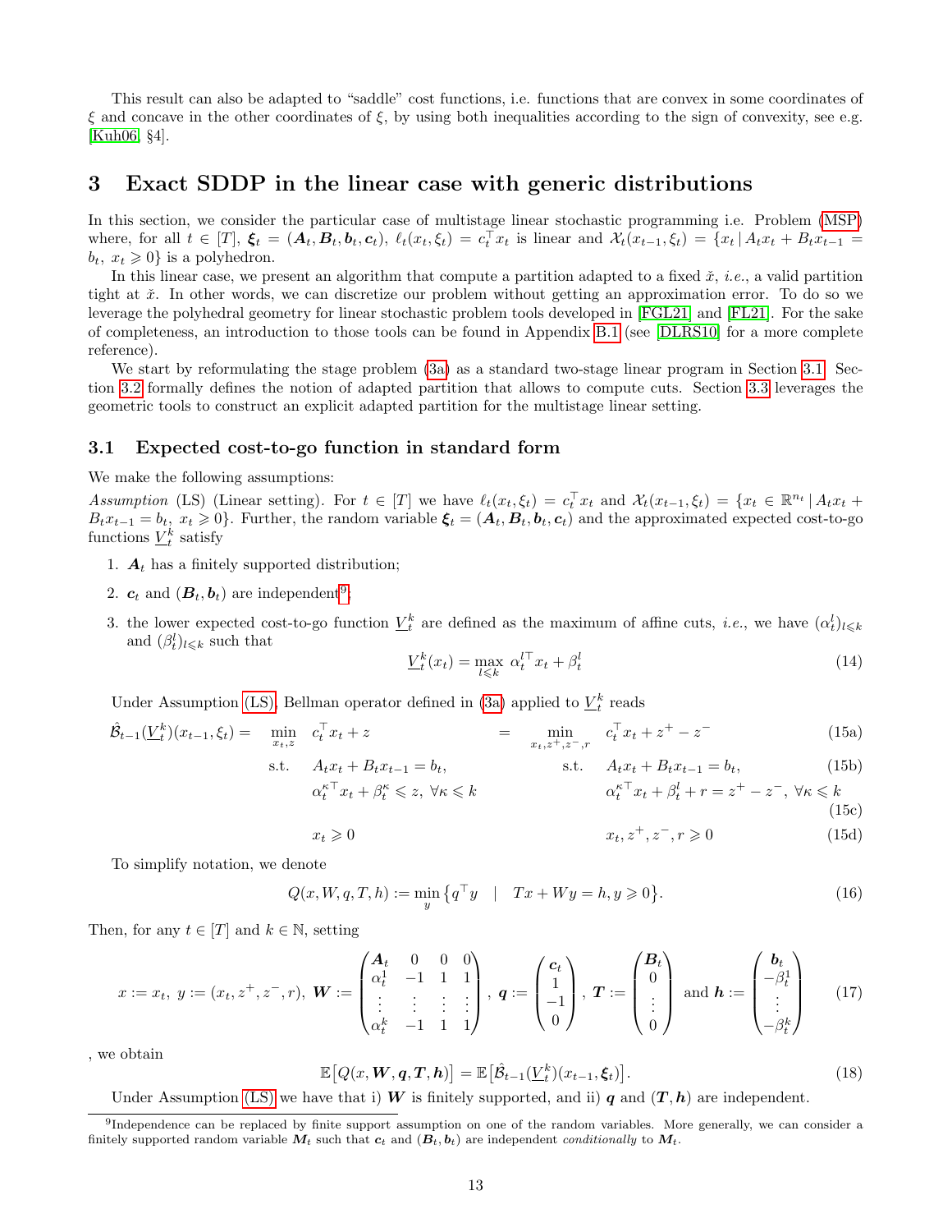This result can also be adapted to "saddle" cost functions, i.e. functions that are convex in some coordinates of $\xi$ and concave in the other coordinates of $\xi$, by using both inequalities according to the sign of convexity, see e.g. [Kuh06, §4].

# 3 Exact SDDP in the linear case with generic distributions

In this section, we consider the particular case of multistage linear stochastic programming i.e. Problem (MSP) where, for all $t \in [T]$, $\boldsymbol{\xi}_t = (\boldsymbol{A}_t, \boldsymbol{B}_t, \boldsymbol{b}_t, \boldsymbol{c}_t)$, $\ell_t(x_t, \xi_t) = c_t^\top x_t$ is linear and $\mathcal{X}_t(x_{t-1}, \xi_t) = \{x_t \,|\, A_t x_t + B_t x_{t-1} = b_t,\ x_t \geqslant 0\}$ is a polyhedron.

In this linear case, we present an algorithm that compute a partition adapted to a fixed $\check{x}$, *i.e.*, a valid partition tight at $\check{x}$. In other words, we can discretize our problem without getting an approximation error. To do so we leverage the polyhedral geometry for linear stochastic problem tools developed in [FGL21] and [FL21]. For the sake of completeness, an introduction to those tools can be found in Appendix B.1 (see [DLRS10] for a more complete reference).

We start by reformulating the stage problem (3a) as a standard two-stage linear program in Section 3.1. Section 3.2 formally defines the notion of adapted partition that allows to compute cuts. Section 3.3 leverages the geometric tools to construct an explicit adapted partition for the multistage linear setting.

## 3.1 Expected cost-to-go function in standard form

We make the following assumptions:

*Assumption* (LS) (Linear setting). For $t \in [T]$ we have $\ell_t(x_t, \xi_t) = c_t^\top x_t$ and $\mathcal{X}_t(x_{t-1}, \xi_t) = \{x_t \in \mathbb{R}^{n_t} \,|\, A_t x_t + B_t x_{t-1} = b_t,\ x_t \geqslant 0\}$. Further, the random variable $\boldsymbol{\xi}_t = (\boldsymbol{A}_t, \boldsymbol{B}_t, \boldsymbol{b}_t, \boldsymbol{c}_t)$ and the approximated expected cost-to-go functions $\underline{V}_t^k$ satisfy

1. $\boldsymbol{A}_t$ has a finitely supported distribution;
2. $\boldsymbol{c}_t$ and $(\boldsymbol{B}_t, \boldsymbol{b}_t)$ are independent[9];
3. the lower expected cost-to-go function $\underline{V}_t^k$ are defined as the maximum of affine cuts, *i.e.*, we have $(\alpha_t^l)_{l\leqslant k}$ and $(\beta_t^l)_{l\leqslant k}$ such that

$$\underline{V}_t^k(x_t) = \max_{l \leqslant k} \ \alpha_t^{l\top} x_t + \beta_t^l \tag{14}$$

Under Assumption (LS), Bellman operator defined in (3a) applied to $\underline{V}_t^k$ reads

$$
\begin{aligned}
\hat{\mathcal{B}}_{t-1}(\underline{V}_t^k)(x_{t-1}, \xi_t) = \quad & \min_{x_t, z} \quad c_t^\top x_t + z & = \quad & \min_{x_t, z^+, z^-, r} \quad c_t^\top x_t + z^+ - z^- & \text{(15a)}\\
& \text{s.t.} \quad A_t x_t + B_t x_{t-1} = b_t, & & \text{s.t.} \quad A_t x_t + B_t x_{t-1} = b_t, & \text{(15b)}\\
& \qquad \alpha_t^{\kappa\top} x_t + \beta_t^\kappa \leqslant z, \ \forall \kappa \leqslant k & & \qquad \alpha_t^{\kappa\top} x_t + \beta_t^l + r = z^+ - z^-, \ \forall \kappa \leqslant k & \text{(15c)}\\
& \qquad x_t \geqslant 0 & & \qquad x_t, z^+, z^-, r \geqslant 0 & \text{(15d)}
\end{aligned}
$$

To simplify notation, we denote

$$Q(x, W, q, T, h) := \min_y \left\{ q^\top y \quad | \quad Tx + Wy = h, y \geqslant 0 \right\}. \tag{16}$$

Then, for any $t \in [T]$ and $k \in \mathbb{N}$, setting

$$x := x_t,\ y := (x_t, z^+, z^-, r),\ \boldsymbol{W} := \begin{pmatrix} \boldsymbol{A}_t & 0 & 0 & 0 \\ \alpha_t^1 & -1 & 1 & 1 \\ \vdots & \vdots & \vdots & \vdots \\ \alpha_t^k & -1 & 1 & 1 \end{pmatrix},\ \boldsymbol{q} := \begin{pmatrix} \boldsymbol{c}_t \\ 1 \\ -1 \\ 0 \end{pmatrix},\ \boldsymbol{T} := \begin{pmatrix} \boldsymbol{B}_t \\ 0 \\ \vdots \\ 0 \end{pmatrix} \text{ and } \boldsymbol{h} := \begin{pmatrix} \boldsymbol{b}_t \\ -\beta_t^1 \\ \vdots \\ -\beta_t^k \end{pmatrix} \tag{17}$$

, we obtain

$$\mathbb{E}\big[Q(x, \boldsymbol{W}, \boldsymbol{q}, \boldsymbol{T}, \boldsymbol{h})\big] = \mathbb{E}\big[\hat{\mathcal{B}}_{t-1}(\underline{V}_t^k)(x_{t-1}, \boldsymbol{\xi}_t)\big]. \tag{18}$$

Under Assumption (LS) we have that i) $\boldsymbol{W}$ is finitely supported, and ii) $\boldsymbol{q}$ and $(\boldsymbol{T}, \boldsymbol{h})$ are independent.

[9] Independence can be replaced by finite support assumption on one of the random variables. More generally, we can consider a finitely supported random variable $\boldsymbol{M}_t$ such that $\boldsymbol{c}_t$ and $(\boldsymbol{B}_t, \boldsymbol{b}_t)$ are independent *conditionally* to $\boldsymbol{M}_t$.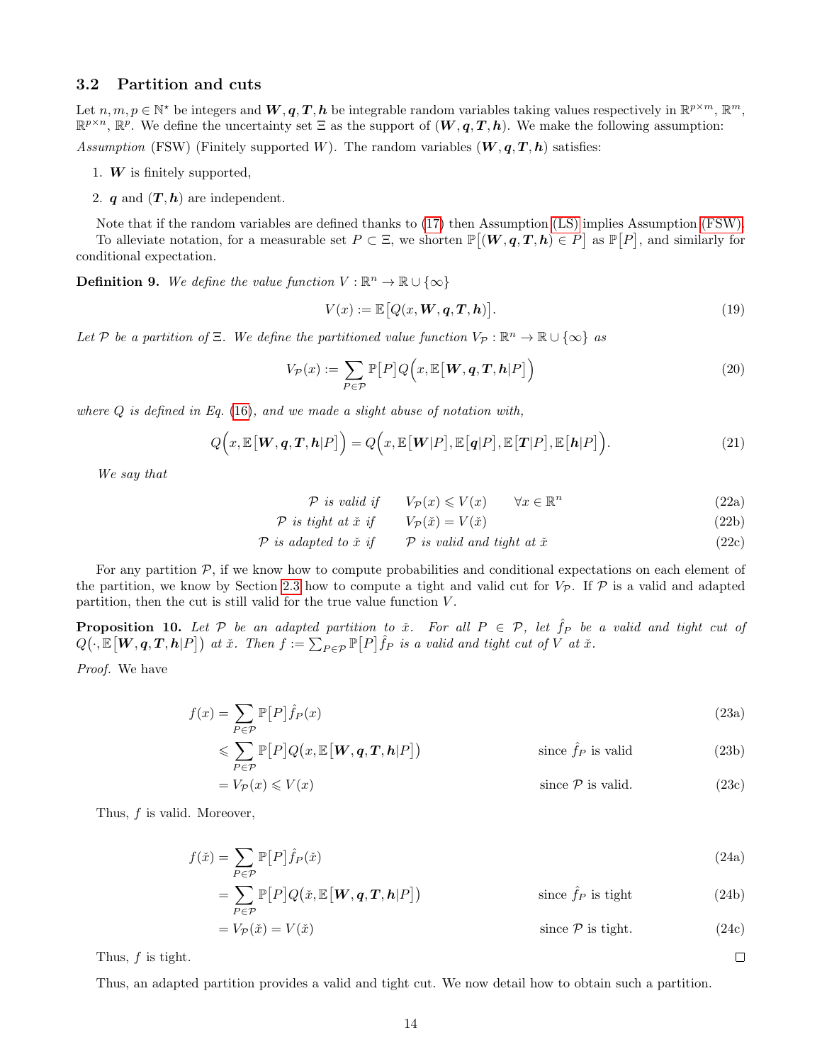### 3.2 Partition and cuts

Let $n, m, p \in \mathbb{N}^\star$ be integers and $\boldsymbol{W}, \boldsymbol{q}, \boldsymbol{T}, \boldsymbol{h}$ be integrable random variables taking values respectively in $\mathbb{R}^{p\times m}$, $\mathbb{R}^m$, $\mathbb{R}^{p\times n}$, $\mathbb{R}^p$. We define the uncertainty set $\Xi$ as the support of $(\boldsymbol{W}, \boldsymbol{q}, \boldsymbol{T}, \boldsymbol{h})$. We make the following assumption:

*Assumption* (FSW) (Finitely supported $W$). The random variables $(\boldsymbol{W}, \boldsymbol{q}, \boldsymbol{T}, \boldsymbol{h})$ satisfies:

1. $\boldsymbol{W}$ is finitely supported,
2. $\boldsymbol{q}$ and $(\boldsymbol{T}, \boldsymbol{h})$ are independent.

Note that if the random variables are defined thanks to (17) then Assumption (LS) implies Assumption (FSW).

To alleviate notation, for a measurable set $P \subset \Xi$, we shorten $\mathbb{P}\big[(\boldsymbol{W}, \boldsymbol{q}, \boldsymbol{T}, \boldsymbol{h}) \in P\big]$ as $\mathbb{P}\big[P\big]$, and similarly for conditional expectation.

**Definition 9.** *We define the value function $V : \mathbb{R}^n \to \mathbb{R} \cup \{\infty\}$*

$$V(x) := \mathbb{E}\big[Q(x, \boldsymbol{W}, \boldsymbol{q}, \boldsymbol{T}, \boldsymbol{h})\big]. \tag{19}$$

*Let $\mathcal{P}$ be a partition of $\Xi$. We define the partitioned value function $V_\mathcal{P} : \mathbb{R}^n \to \mathbb{R} \cup \{\infty\}$ as*

$$V_\mathcal{P}(x) := \sum_{P \in \mathcal{P}} \mathbb{P}\big[P\big] Q\Big(x, \mathbb{E}\big[\boldsymbol{W}, \boldsymbol{q}, \boldsymbol{T}, \boldsymbol{h} | P\big]\Big) \tag{20}$$

*where $Q$ is defined in Eq. (16), and we made a slight abuse of notation with,*

$$Q\Big(x, \mathbb{E}\big[\boldsymbol{W}, \boldsymbol{q}, \boldsymbol{T}, \boldsymbol{h} | P\big]\Big) = Q\Big(x, \mathbb{E}\big[\boldsymbol{W} | P\big], \mathbb{E}\big[\boldsymbol{q} | P\big], \mathbb{E}\big[\boldsymbol{T} | P\big], \mathbb{E}\big[\boldsymbol{h} | P\big]\Big). \tag{21}$$

*We say that*

$$\mathcal{P} \text{ is valid if} \qquad V_\mathcal{P}(x) \leqslant V(x) \qquad \forall x \in \mathbb{R}^n \tag{22a}$$

$$\mathcal{P} \text{ is tight at } \check{x} \text{ if} \qquad V_\mathcal{P}(\check{x}) = V(\check{x}) \tag{22b}$$

$$\mathcal{P} \text{ is adapted to } \check{x} \text{ if} \qquad \mathcal{P} \text{ is valid and tight at } \check{x} \tag{22c}$$

For any partition $\mathcal{P}$, if we know how to compute probabilities and conditional expectations on each element of the partition, we know by Section 2.3 how to compute a tight and valid cut for $V_\mathcal{P}$. If $\mathcal{P}$ is a valid and adapted partition, then the cut is still valid for the true value function $V$.

**Proposition 10.** *Let $\mathcal{P}$ be an adapted partition to $\check{x}$. For all $P \in \mathcal{P}$, let $\hat{f}_P$ be a valid and tight cut of $Q\big(\cdot, \mathbb{E}\big[\boldsymbol{W}, \boldsymbol{q}, \boldsymbol{T}, \boldsymbol{h} | P\big]\big)$ at $\check{x}$. Then $f := \sum_{P \in \mathcal{P}} \mathbb{P}\big[P\big] \hat{f}_P$ is a valid and tight cut of $V$ at $\check{x}$.*

*Proof.* We have

$$f(x) = \sum_{P \in \mathcal{P}} \mathbb{P}\big[P\big] \hat{f}_P(x) \tag{23a}$$

$$\leqslant \sum_{P \in \mathcal{P}} \mathbb{P}\big[P\big] Q\big(x, \mathbb{E}\big[\boldsymbol{W}, \boldsymbol{q}, \boldsymbol{T}, \boldsymbol{h} | P\big]\big) \qquad \text{since } \hat{f}_P \text{ is valid} \tag{23b}$$

$$= V_\mathcal{P}(x) \leqslant V(x) \qquad \text{since } \mathcal{P} \text{ is valid.} \tag{23c}$$

Thus, $f$ is valid. Moreover,

$$f(\check{x}) = \sum_{P \in \mathcal{P}} \mathbb{P}\big[P\big] \hat{f}_P(\check{x}) \tag{24a}$$

$$= \sum_{P \in \mathcal{P}} \mathbb{P}\big[P\big] Q\big(\check{x}, \mathbb{E}\big[\boldsymbol{W}, \boldsymbol{q}, \boldsymbol{T}, \boldsymbol{h} | P\big]\big) \qquad \text{since } \hat{f}_P \text{ is tight} \tag{24b}$$

$$= V_\mathcal{P}(\check{x}) = V(\check{x}) \qquad \text{since } \mathcal{P} \text{ is tight.} \tag{24c}$$

Thus, $f$ is tight. $\square$

Thus, an adapted partition provides a valid and tight cut. We now detail how to obtain such a partition.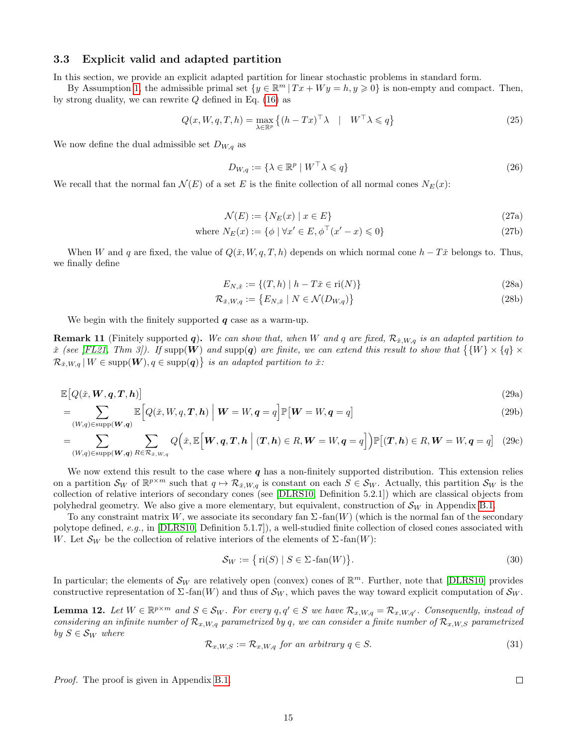### 3.3 Explicit valid and adapted partition

In this section, we provide an explicit adapted partition for linear stochastic problems in standard form.

By Assumption 1, the admissible primal set $\{y \in \mathbb{R}^m \mid Tx + Wy = h, y \geqslant 0\}$ is non-empty and compact. Then, by strong duality, we can rewrite $Q$ defined in Eq. (16) as

$$
Q(x, W, q, T, h) = \max_{\lambda \in \mathbb{R}^p} \left\{ (h - Tx)^\top \lambda \quad \middle| \quad W^\top \lambda \leqslant q \right\} \tag{25}
$$

We now define the dual admissible set $D_{W,q}$ as

$$
D_{W,q} := \{ \lambda \in \mathbb{R}^p \mid W^\top \lambda \leqslant q \} \tag{26}
$$

We recall that the normal fan $\mathcal{N}(E)$ of a set $E$ is the finite collection of all normal cones $N_E(x)$:

$$
\mathcal{N}(E) := \{ N_E(x) \mid x \in E \} \tag{27a}
$$

$$
\text{where } N_E(x) := \{ \phi \mid \forall x' \in E, \phi^\top (x' - x) \leqslant 0 \} \tag{27b}
$$

When $W$ and $q$ are fixed, the value of $Q(\check{x}, W, q, T, h)$ depends on which normal cone $h - T\check{x}$ belongs to. Thus, we finally define

$$
E_{N,\check{x}} := \{ (T, h) \mid h - T\check{x} \in \mathrm{ri}(N) \} \tag{28a}
$$

$$
\mathcal{R}_{\check{x},W,q} := \left\{ E_{N,\check{x}} \mid N \in \mathcal{N}(D_{W,q}) \right\} \tag{28b}
$$

We begin with the finitely supported $\boldsymbol{q}$ case as a warm-up.

**Remark 11** (Finitely supported $\boldsymbol{q}$). *We can show that, when $W$ and $q$ are fixed, $\mathcal{R}_{\check{x},W,q}$ is an adapted partition to $\check{x}$ (see [FL21, Thm 3]). If $\mathrm{supp}(\boldsymbol{W})$ and $\mathrm{supp}(\boldsymbol{q})$ are finite, we can extend this result to show that $\big\{ \{W\} \times \{q\} \times \mathcal{R}_{\check{x},W,q} \mid W \in \mathrm{supp}(\boldsymbol{W}), q \in \mathrm{supp}(\boldsymbol{q}) \big\}$ is an adapted partition to $\check{x}$:*

$$
\mathbb{E}\big[ Q(\check{x}, \boldsymbol{W}, \boldsymbol{q}, \boldsymbol{T}, \boldsymbol{h}) \big] \tag{29a}
$$

$$
= \sum_{(W,q) \in \mathrm{supp}(\boldsymbol{W},\boldsymbol{q})} \mathbb{E}\Big[ Q(\check{x}, W, q, \boldsymbol{T}, \boldsymbol{h}) \ \Big|\ \boldsymbol{W} = W, \boldsymbol{q} = q \Big] \mathbb{P}\big[ \boldsymbol{W} = W, \boldsymbol{q} = q \big] \tag{29b}
$$

$$
= \sum_{(W,q) \in \mathrm{supp}(\boldsymbol{W},\boldsymbol{q})} \sum_{R \in \mathcal{R}_{\check{x},W,q}} Q\Big( \check{x}, \mathbb{E}\Big[ \boldsymbol{W}, \boldsymbol{q}, \boldsymbol{T}, \boldsymbol{h} \ \Big|\ (\boldsymbol{T}, \boldsymbol{h}) \in R, \boldsymbol{W} = W, \boldsymbol{q} = q \Big] \Big) \mathbb{P}\big[ (\boldsymbol{T}, \boldsymbol{h}) \in R, \boldsymbol{W} = W, \boldsymbol{q} = q \big] \tag{29c}
$$

We now extend this result to the case where $\boldsymbol{q}$ has a non-finitely supported distribution. This extension relies on a partition $\mathcal{S}_W$ of $\mathbb{R}^{p \times m}$ such that $q \mapsto \mathcal{R}_{\check{x},W,q}$ is constant on each $S \in \mathcal{S}_W$. Actually, this partition $\mathcal{S}_W$ is the collection of relative interiors of secondary cones (see [DLRS10, Definition 5.2.1]) which are classical objects from polyhedral geometry. We also give a more elementary, but equivalent, construction of $\mathcal{S}_W$ in Appendix B.1.

To any constraint matrix $W$, we associate its secondary fan $\Sigma\text{-fan}(W)$ (which is the normal fan of the secondary polytope defined, *e.g.,* in [DLRS10, Definition 5.1.7]), a well-studied finite collection of closed cones associated with $W$. Let $\mathcal{S}_W$ be the collection of relative interiors of the elements of $\Sigma\text{-fan}(W)$:

$$
\mathcal{S}_W := \big\{ \mathrm{ri}(S) \mid S \in \Sigma\text{-fan}(W) \big\}. \tag{30}
$$

In particular; the elements of $\mathcal{S}_W$ are relatively open (convex) cones of $\mathbb{R}^m$. Further, note that [DLRS10] provides constructive representation of $\Sigma\text{-fan}(W)$ and thus of $\mathcal{S}_W$, which paves the way toward explicit computation of $\mathcal{S}_W$.

**Lemma 12.** *Let $W \in \mathbb{R}^{p \times m}$ and $S \in \mathcal{S}_W$. For every $q, q' \in S$ we have $\mathcal{R}_{x,W,q} = \mathcal{R}_{x,W,q'}$. Consequently, instead of considering an infinite number of $\mathcal{R}_{x,W,q}$ parametrized by $q$, we can consider a finite number of $\mathcal{R}_{x,W,S}$ parametrized by $S \in \mathcal{S}_W$ where*

$$
\mathcal{R}_{x,W,S} := \mathcal{R}_{x,W,q} \text{ for an arbitrary } q \in S. \tag{31}
$$

*Proof.* The proof is given in Appendix B.1. □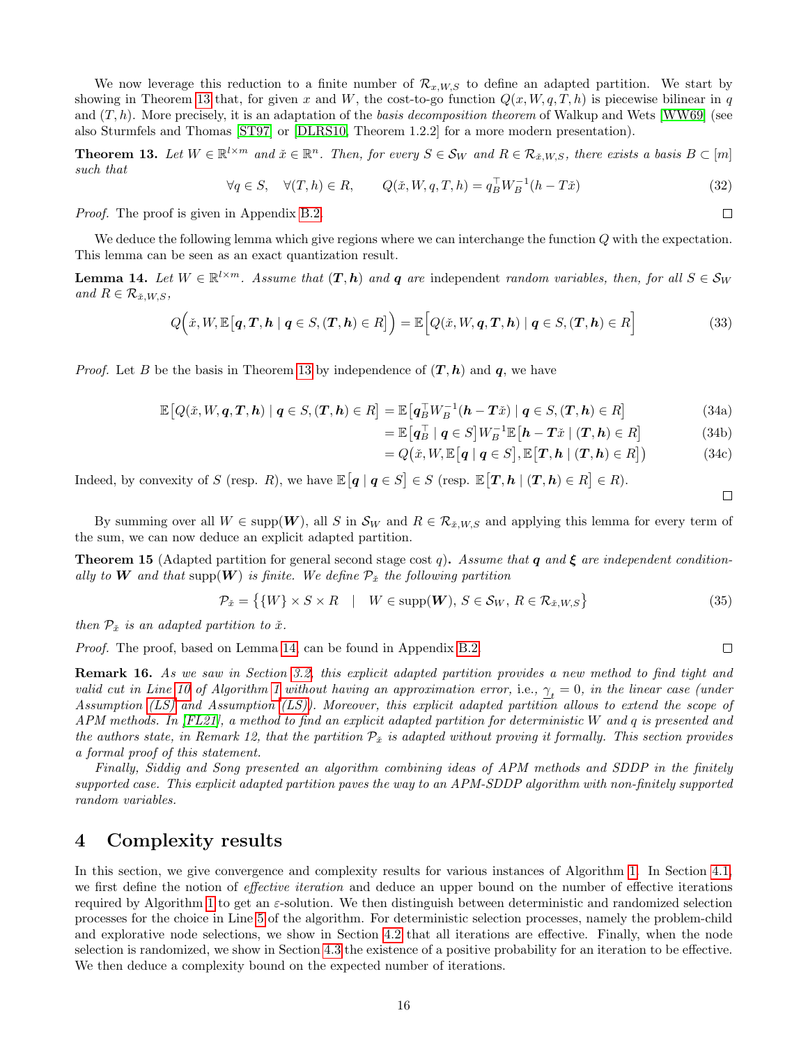We now leverage this reduction to a finite number of $\mathcal{R}_{x,W,S}$ to define an adapted partition. We start by showing in Theorem 13 that, for given $x$ and $W$, the cost-to-go function $Q(x,W,q,T,h)$ is piecewise bilinear in $q$ and $(T,h)$. More precisely, it is an adaptation of the *basis decomposition theorem* of Walkup and Wets [WW69] (see also Sturmfels and Thomas [ST97] or [DLRS10, Theorem 1.2.2] for a more modern presentation).

**Theorem 13.** *Let $W \in \mathbb{R}^{l\times m}$ and $\check{x} \in \mathbb{R}^n$. Then, for every $S \in \mathcal{S}_W$ and $R \in \mathcal{R}_{\check{x},W,S}$, there exists a basis $B \subset [m]$ such that*

$$\forall q \in S, \quad \forall (T,h) \in R, \qquad Q(\check{x}, W, q, T, h) = q_B^\top W_B^{-1}(h - T\check{x}) \tag{32}$$

*Proof.* The proof is given in Appendix B.2. $\square$

We deduce the following lemma which give regions where we can interchange the function $Q$ with the expectation. This lemma can be seen as an exact quantization result.

**Lemma 14.** *Let $W \in \mathbb{R}^{l\times m}$. Assume that $(\boldsymbol{T},\boldsymbol{h})$ and $\boldsymbol{q}$ are* independent *random variables, then, for all $S \in \mathcal{S}_W$ and $R \in \mathcal{R}_{\check{x},W,S}$,*

$$Q\Big(\check{x}, W, \mathbb{E}\big[\boldsymbol{q},\boldsymbol{T},\boldsymbol{h} \mid \boldsymbol{q} \in S, (\boldsymbol{T},\boldsymbol{h}) \in R\big]\Big) = \mathbb{E}\Big[Q(\check{x}, W, \boldsymbol{q}, \boldsymbol{T}, \boldsymbol{h}) \mid \boldsymbol{q} \in S, (\boldsymbol{T},\boldsymbol{h}) \in R\Big] \tag{33}$$

*Proof.* Let $B$ be the basis in Theorem 13 by independence of $(\boldsymbol{T},\boldsymbol{h})$ and $\boldsymbol{q}$, we have

$$\begin{aligned}
\mathbb{E}\big[Q(\check{x}, W, \boldsymbol{q}, \boldsymbol{T}, \boldsymbol{h}) \mid \boldsymbol{q} \in S, (\boldsymbol{T},\boldsymbol{h}) \in R\big] &= \mathbb{E}\big[\boldsymbol{q}_B^\top W_B^{-1}(\boldsymbol{h} - \boldsymbol{T}\check{x}) \mid \boldsymbol{q} \in S, (\boldsymbol{T},\boldsymbol{h}) \in R\big] && (34a)\\
&= \mathbb{E}\big[\boldsymbol{q}_B^\top \mid \boldsymbol{q} \in S\big] W_B^{-1} \mathbb{E}\big[\boldsymbol{h} - \boldsymbol{T}\check{x} \mid (\boldsymbol{T},\boldsymbol{h}) \in R\big] && (34b)\\
&= Q\big(\check{x}, W, \mathbb{E}\big[\boldsymbol{q} \mid \boldsymbol{q} \in S\big], \mathbb{E}\big[\boldsymbol{T},\boldsymbol{h} \mid (\boldsymbol{T},\boldsymbol{h}) \in R\big]\big) && (34c)
\end{aligned}$$

Indeed, by convexity of $S$ (resp. $R$), we have $\mathbb{E}\big[\boldsymbol{q} \mid \boldsymbol{q} \in S\big] \in S$ (resp. $\mathbb{E}\big[\boldsymbol{T},\boldsymbol{h} \mid (\boldsymbol{T},\boldsymbol{h}) \in R\big] \in R$). $\square$

By summing over all $W \in \text{supp}(\boldsymbol{W})$, all $S$ in $\mathcal{S}_W$ and $R \in \mathcal{R}_{\check{x},W,S}$ and applying this lemma for every term of the sum, we can now deduce an explicit adapted partition.

**Theorem 15** (Adapted partition for general second stage cost $q$)**.** *Assume that $\boldsymbol{q}$ and $\boldsymbol{\xi}$ are independent conditionally to $\boldsymbol{W}$ and that $\text{supp}(\boldsymbol{W})$ is finite. We define $\mathcal{P}_{\check{x}}$ the following partition*

$$\mathcal{P}_{\check{x}} = \big\{\{W\} \times S \times R \quad \big| \quad W \in \text{supp}(\boldsymbol{W}),\ S \in \mathcal{S}_W,\ R \in \mathcal{R}_{\check{x},W,S}\big\} \tag{35}$$

*then $\mathcal{P}_{\check{x}}$ is an adapted partition to $\check{x}$.*

*Proof.* The proof, based on Lemma 14, can be found in Appendix B.2. $\square$

**Remark 16.** *As we saw in Section 3.2, this explicit adapted partition provides a new method to find tight and valid cut in Line 10 of Algorithm 1 without having an approximation error, i.e., $\underline{\gamma}_t = 0$, in the linear case (under Assumption (LS) and Assumption (LS)). Moreover, this explicit adapted partition allows to extend the scope of APM methods. In [FL21], a method to find an explicit adapted partition for deterministic $W$ and $q$ is presented and the authors state, in Remark 12, that the partition $\mathcal{P}_{\check{x}}$ is adapted without proving it formally. This section provides a formal proof of this statement.*

*Finally, Siddig and Song presented an algorithm combining ideas of APM methods and SDDP in the finitely supported case. This explicit adapted partition paves the way to an APM-SDDP algorithm with non-finitely supported random variables.*

# 4 Complexity results

In this section, we give convergence and complexity results for various instances of Algorithm 1. In Section 4.1, we first define the notion of *effective iteration* and deduce an upper bound on the number of effective iterations required by Algorithm 1 to get an $\varepsilon$-solution. We then distinguish between deterministic and randomized selection processes for the choice in Line 5 of the algorithm. For deterministic selection processes, namely the problem-child and explorative node selections, we show in Section 4.2 that all iterations are effective. Finally, when the node selection is randomized, we show in Section 4.3 the existence of a positive probability for an iteration to be effective. We then deduce a complexity bound on the expected number of iterations.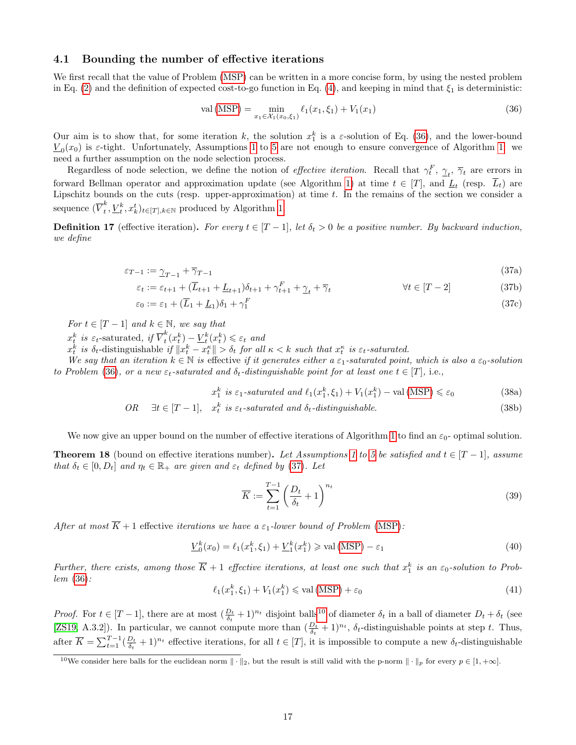### 4.1 Bounding the number of effective iterations

We first recall that the value of Problem (MSP) can be written in a more concise form, by using the nested problem in Eq. (2) and the definition of expected cost-to-go function in Eq. (4), and keeping in mind that $\xi_1$ is deterministic:

$$\mathrm{val}\,(\text{MSP}) = \min_{x_1 \in \mathcal{X}_1(x_0,\xi_1)} \ell_1(x_1, \xi_1) + V_1(x_1) \tag{36}$$

Our aim is to show that, for some iteration $k$, the solution $x_1^k$ is a $\varepsilon$-solution of Eq. (36), and the lower-bound $\underline{V}_0(x_0)$ is $\varepsilon$-tight. Unfortunately, Assumptions 1 to 5 are not enough to ensure convergence of Algorithm 1: we need a further assumption on the node selection process.

Regardless of node selection, we define the notion of *effective iteration*. Recall that $\gamma_t^F$, $\underline{\gamma}_t$, $\overline{\gamma}_t$ are errors in forward Bellman operator and approximation update (see Algorithm 1) at time $t \in [T]$, and $\underline{L}_t$ (resp. $\overline{L}_t$) are Lipschitz bounds on the cuts (resp. upper-approximation) at time $t$. In the remains of the section we consider a sequence $(\overline{V}_t^k, \underline{V}_t^k, x_k^t)_{t\in[T],k\in\mathbb{N}}$ produced by Algorithm 1.

**Definition 17** (effective iteration)**.** *For every $t \in [T-1]$, let $\delta_t > 0$ be a positive number. By backward induction, we define*

$$\varepsilon_{T-1} := \underline{\gamma}_{T-1} + \overline{\gamma}_{T-1} \tag{37a}$$

$$\varepsilon_t := \varepsilon_{t+1} + (\overline{L}_{t+1} + \underline{L}_{t+1})\delta_{t+1} + \gamma_{t+1}^F + \underline{\gamma}_t + \overline{\gamma}_t \qquad \forall t \in [T-2] \tag{37b}$$

$$\varepsilon_0 := \varepsilon_1 + (\overline{L}_1 + \underline{L}_1)\delta_1 + \gamma_1^F \tag{37c}$$

*For $t \in [T-1]$ and $k \in \mathbb{N}$, we say that*
*$x_t^k$ is $\varepsilon_t$-saturated, if $\overline{V}_t^k(x_t^k) - \underline{V}_t^k(x_t^k) \leqslant \varepsilon_t$ and*
*$x_t^k$ is $\delta_t$-distinguishable if $\|x_t^k - x_t^\kappa\| > \delta_t$ for all $\kappa < k$ such that $x_t^\kappa$ is $\varepsilon_t$-saturated.*
*We say that an iteration $k \in \mathbb{N}$ is* effective *if it generates either a $\varepsilon_1$-saturated point, which is also a $\varepsilon_0$-solution to Problem (36), or a new $\varepsilon_t$-saturated and $\delta_t$-distinguishable point for at least one $t \in [T]$,* i.e.,

$$x_1^k \text{ is } \varepsilon_1\text{-saturated and } \ell_1(x_1^k, \xi_1) + V_1(x_1^k) - \mathrm{val}\,(\text{MSP}) \leqslant \varepsilon_0 \tag{38a}$$

$$\text{OR} \quad \exists t \in [T-1], \quad x_t^k \text{ is } \varepsilon_t\text{-saturated and } \delta_t\text{-distinguishable.} \tag{38b}$$

We now give an upper bound on the number of effective iterations of Algorithm 1 to find an $\varepsilon_0$- optimal solution.

**Theorem 18** (bound on effective iterations number)**.** *Let Assumptions 1 to 5 be satisfied and $t \in [T-1]$, assume that $\delta_t \in [0, D_t]$ and $\eta_t \in \mathbb{R}_+$ are given and $\varepsilon_t$ defined by (37). Let*

$$\overline{K} := \sum_{t=1}^{T-1} \left(\frac{D_t}{\delta_t} + 1\right)^{n_t} \tag{39}$$

*After at most $\overline{K} + 1$* effective *iterations we have a $\varepsilon_1$-lower bound of Problem (MSP):*

$$\underline{V}_0^k(x_0) = \ell_1(x_1^k, \xi_1) + \underline{V}_1^k(x_1^k) \geqslant \mathrm{val}\,(\text{MSP}) - \varepsilon_1 \tag{40}$$

*Further, there exists, among those $\overline{K} + 1$ effective iterations, at least one such that $x_1^k$ is an $\varepsilon_0$-solution to Problem (36):*

$$\ell_1(x_1^k, \xi_1) + V_1(x_1^k) \leqslant \mathrm{val}\,(\text{MSP}) + \varepsilon_0 \tag{41}$$

*Proof.* For $t \in [T-1]$, there are at most $(\frac{D_t}{\delta_t} + 1)^{n_t}$ disjoint balls[10] of diameter $\delta_t$ in a ball of diameter $D_t + \delta_t$ (see [ZS19, A.3.2]). In particular, we cannot compute more than $(\frac{D_t}{\delta_t} + 1)^{n_t}$, $\delta_t$-distinguishable points at step $t$. Thus, after $\overline{K} = \sum_{t=1}^{T-1}(\frac{D_t}{\delta_t} + 1)^{n_t}$ effective iterations, for all $t \in [T]$, it is impossible to compute a new $\delta_t$-distinguishable

[10] We consider here balls for the euclidean norm $\|\cdot\|_2$, but the result is still valid with the p-norm $\|\cdot\|_p$ for every $p \in [1, +\infty]$.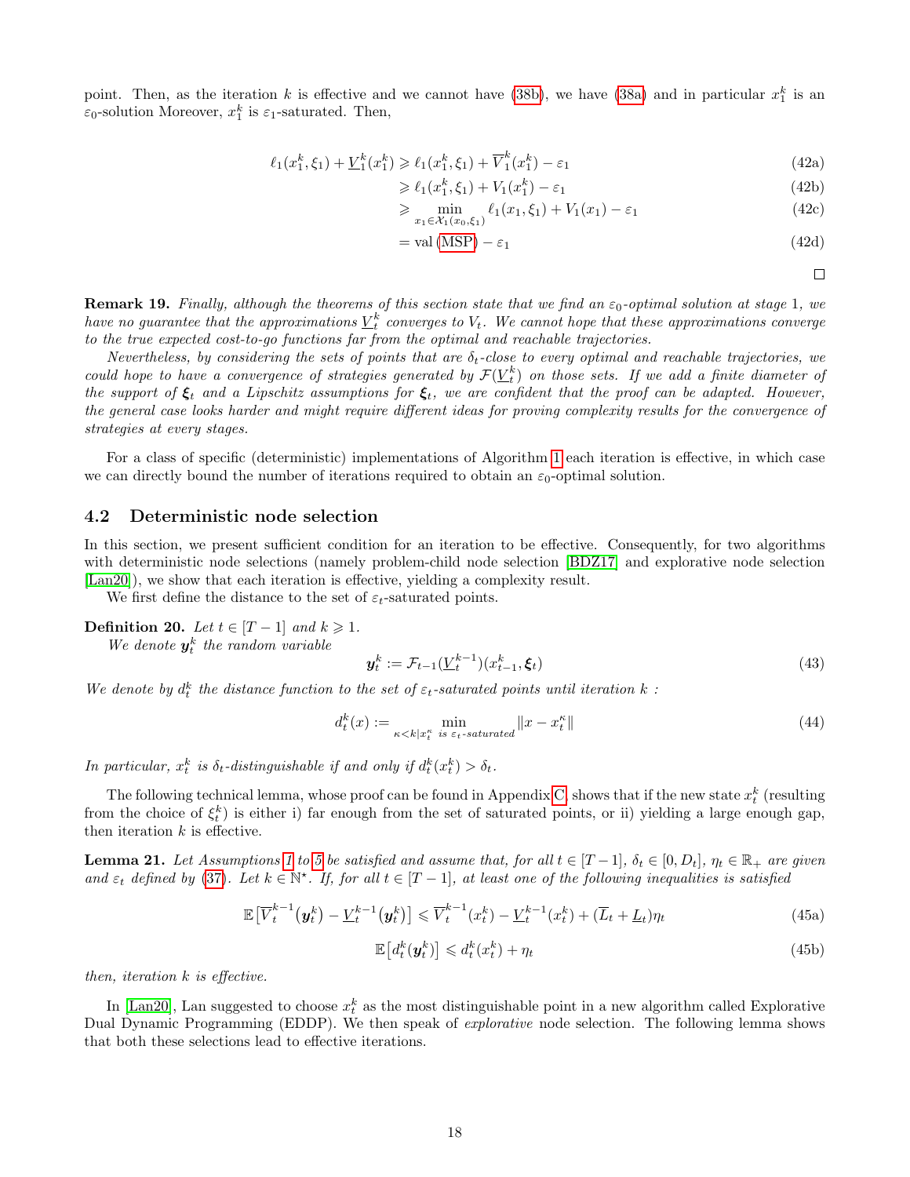point. Then, as the iteration $k$ is effective and we cannot have (38b), we have (38a) and in particular $x_1^k$ is an $\varepsilon_0$-solution Moreover, $x_1^k$ is $\varepsilon_1$-saturated. Then,

$$
\begin{aligned}
\ell_1(x_1^k, \xi_1) + \underline{V}_1^k(x_1^k) &\geqslant \ell_1(x_1^k, \xi_1) + \overline{V}_1^k(x_1^k) - \varepsilon_1 && \text{(42a)}\\
&\geqslant \ell_1(x_1^k, \xi_1) + V_1(x_1^k) - \varepsilon_1 && \text{(42b)}\\
&\geqslant \min_{x_1 \in \mathcal{X}_1(x_0, \xi_1)} \ell_1(x_1, \xi_1) + V_1(x_1) - \varepsilon_1 && \text{(42c)}\\
&= \mathrm{val}\,(\mathrm{MSP}) - \varepsilon_1 && \text{(42d)}
\end{aligned}
$$

□

**Remark 19.** *Finally, although the theorems of this section state that we find an $\varepsilon_0$-optimal solution at stage 1, we have no guarantee that the approximations $\underline{V}_t^k$ converges to $V_t$. We cannot hope that these approximations converge to the true expected cost-to-go functions far from the optimal and reachable trajectories.*

*Nevertheless, by considering the sets of points that are $\delta_t$-close to every optimal and reachable trajectories, we could hope to have a convergence of strategies generated by $\mathcal{F}(\underline{V}_t^k)$ on those sets. If we add a finite diameter of the support of $\boldsymbol{\xi}_t$ and a Lipschitz assumptions for $\boldsymbol{\xi}_t$, we are confident that the proof can be adapted. However, the general case looks harder and might require different ideas for proving complexity results for the convergence of strategies at every stages.*

For a class of specific (deterministic) implementations of Algorithm 1 each iteration is effective, in which case we can directly bound the number of iterations required to obtain an $\varepsilon_0$-optimal solution.

## 4.2 Deterministic node selection

In this section, we present sufficient condition for an iteration to be effective. Consequently, for two algorithms with deterministic node selections (namely problem-child node selection [BDZ17] and explorative node selection [Lan20]), we show that each iteration is effective, yielding a complexity result.

We first define the distance to the set of $\varepsilon_t$-saturated points.

**Definition 20.** *Let $t \in [T-1]$ and $k \geqslant 1$.*

*We denote $\boldsymbol{y}_t^k$ the random variable*

$$
\boldsymbol{y}_t^k := \mathcal{F}_{t-1}(\underline{V}_t^{k-1})(x_{t-1}^k, \boldsymbol{\xi}_t) \tag{43}
$$

*We denote by $d_t^k$ the distance function to the set of $\varepsilon_t$-saturated points until iteration $k$ :*

$$
d_t^k(x) := \min_{\kappa < k | x_t^\kappa \text{ is } \varepsilon_t\text{-saturated}} \|x - x_t^\kappa\| \tag{44}
$$

*In particular, $x_t^k$ is $\delta_t$-distinguishable if and only if $d_t^k(x_t^k) > \delta_t$.*

The following technical lemma, whose proof can be found in Appendix C shows that if the new state $x_t^k$ (resulting from the choice of $\xi_t^k$) is either i) far enough from the set of saturated points, or ii) yielding a large enough gap, then iteration $k$ is effective.

**Lemma 21.** *Let Assumptions 1 to 5 be satisfied and assume that, for all $t \in [T-1]$, $\delta_t \in [0, D_t]$, $\eta_t \in \mathbb{R}_+$ are given and $\varepsilon_t$ defined by (37). Let $k \in \mathbb{N}^\star$. If, for all $t \in [T-1]$, at least one of the following inequalities is satisfied*

$$
\mathbb{E}\big[\overline{V}_t^{k-1}(\boldsymbol{y}_t^k) - \underline{V}_t^{k-1}(\boldsymbol{y}_t^k)\big] \leqslant \overline{V}_t^{k-1}(x_t^k) - \underline{V}_t^{k-1}(x_t^k) + (\overline{L}_t + \underline{L}_t)\eta_t \tag{45a}
$$

$$
\mathbb{E}\big[d_t^k(\boldsymbol{y}_t^k)\big] \leqslant d_t^k(x_t^k) + \eta_t \tag{45b}
$$

*then, iteration $k$ is effective.*

In [Lan20], Lan suggested to choose $x_t^k$ as the most distinguishable point in a new algorithm called Explorative Dual Dynamic Programming (EDDP). We then speak of *explorative* node selection. The following lemma shows that both these selections lead to effective iterations.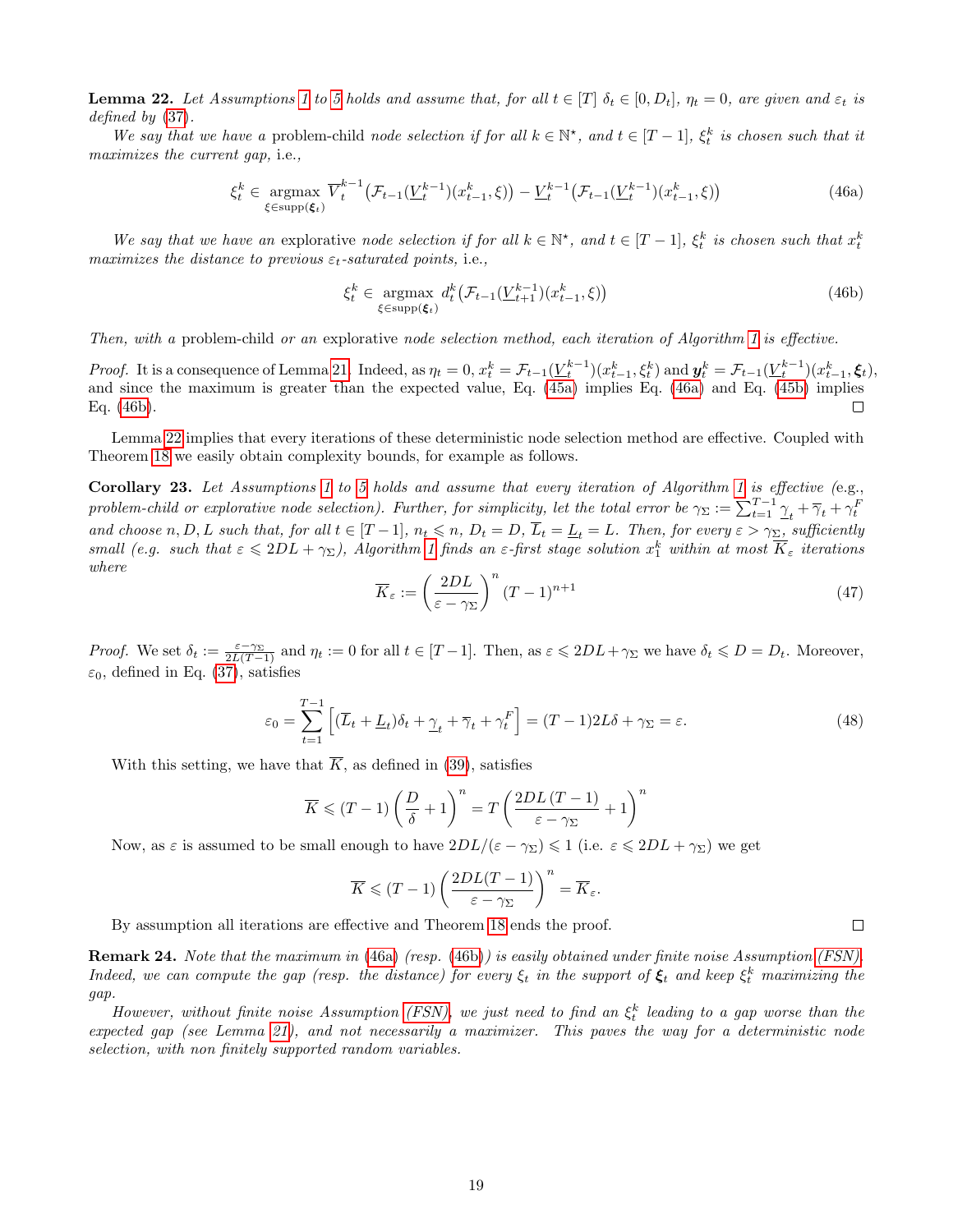**Lemma 22.** *Let Assumptions 1 to 5 holds and assume that, for all $t \in [T]$ $\delta_t \in [0, D_t]$, $\eta_t = 0$, are given and $\varepsilon_t$ is defined by (37).*

*We say that we have a* problem-child *node selection if for all $k \in \mathbb{N}^\star$, and $t \in [T-1]$, $\xi_t^k$ is chosen such that it maximizes the current gap,* i.e.,

$$\xi_t^k \in \operatorname*{argmax}_{\xi \in \operatorname{supp}(\boldsymbol{\xi}_t)} \overline{V}_t^{k-1}\big(\mathcal{F}_{t-1}(\underline{V}_t^{k-1})(x_{t-1}^k, \xi)\big) - \underline{V}_t^{k-1}\big(\mathcal{F}_{t-1}(\underline{V}_t^{k-1})(x_{t-1}^k, \xi)\big) \tag{46a}$$

*We say that we have an* explorative *node selection if for all $k \in \mathbb{N}^\star$, and $t \in [T-1]$, $\xi_t^k$ is chosen such that $x_t^k$ maximizes the distance to previous $\varepsilon_t$-saturated points,* i.e.,

$$\xi_t^k \in \operatorname*{argmax}_{\xi \in \operatorname{supp}(\boldsymbol{\xi}_t)} d_t^k\big(\mathcal{F}_{t-1}(\underline{V}_{t+1}^{k-1})(x_{t-1}^k, \xi)\big) \tag{46b}$$

*Then, with a* problem-child *or an* explorative *node selection method, each iteration of Algorithm 1 is effective.*

*Proof.* It is a consequence of Lemma 21. Indeed, as $\eta_t = 0$, $x_t^k = \mathcal{F}_{t-1}(\underline{V}_t^{k-1})(x_{t-1}^k, \xi_t^k)$ and $\boldsymbol{y}_t^k := \mathcal{F}_{t-1}(\underline{V}_t^{k-1})(x_{t-1}^k, \boldsymbol{\xi}_t)$, and since the maximum is greater than the expected value, Eq. (45a) implies Eq. (46a) and Eq. (45b) implies Eq. (46b). □

Lemma 22 implies that every iterations of these deterministic node selection method are effective. Coupled with Theorem 18 we easily obtain complexity bounds, for example as follows.

**Corollary 23.** *Let Assumptions 1 to 5 holds and assume that every iteration of Algorithm 1 is effective (e.g., problem-child or explorative node selection). Further, for simplicity, let the total error be $\gamma_\Sigma := \sum_{t=1}^{T-1} \underline{\gamma}_t + \overline{\gamma}_t + \gamma_t^F$ and choose $n, D, L$ such that, for all $t \in [T-1]$, $n_t \leqslant n$, $D_t = D$, $\overline{L}_t = \underline{L}_t = L$. Then, for every $\varepsilon > \gamma_\Sigma$, sufficiently small (e.g. such that $\varepsilon \leqslant 2DL + \gamma_\Sigma$), Algorithm 1 finds an $\varepsilon$-first stage solution $x_1^k$ within at most $\overline{K}_\varepsilon$ iterations where*

$$\overline{K}_\varepsilon := \left(\frac{2DL}{\varepsilon - \gamma_\Sigma}\right)^n (T-1)^{n+1} \tag{47}$$

*Proof.* We set $\delta_t := \frac{\varepsilon - \gamma_\Sigma}{2L(T-1)}$ and $\eta_t := 0$ for all $t \in [T-1]$. Then, as $\varepsilon \leqslant 2DL + \gamma_\Sigma$ we have $\delta_t \leqslant D = D_t$. Moreover, $\varepsilon_0$, defined in Eq. (37), satisfies

$$\varepsilon_0 = \sum_{t=1}^{T-1} \Big[ (\overline{L}_t + \underline{L}_t)\delta_t + \underline{\gamma}_t + \overline{\gamma}_t + \gamma_t^F \Big] = (T-1)2L\delta + \gamma_\Sigma = \varepsilon. \tag{48}$$

With this setting, we have that $\overline{K}$, as defined in (39), satisfies

$$\overline{K} \leqslant (T-1)\left(\frac{D}{\delta} + 1\right)^n = T\left(\frac{2DL\,(T-1)}{\varepsilon - \gamma_\Sigma} + 1\right)^n$$

Now, as $\varepsilon$ is assumed to be small enough to have $2DL/(\varepsilon - \gamma_\Sigma) \leqslant 1$ (i.e. $\varepsilon \leqslant 2DL + \gamma_\Sigma$) we get

$$\overline{K} \leqslant (T-1)\left(\frac{2DL(T-1)}{\varepsilon - \gamma_\Sigma}\right)^n = \overline{K}_\varepsilon.$$

By assumption all iterations are effective and Theorem 18 ends the proof. □

**Remark 24.** *Note that the maximum in (46a) (resp. (46b)) is easily obtained under finite noise Assumption (FSN). Indeed, we can compute the gap (resp. the distance) for every $\xi_t$ in the support of $\boldsymbol{\xi}_t$ and keep $\xi_t^k$ maximizing the gap.*

*However, without finite noise Assumption (FSN), we just need to find an $\xi_t^k$ leading to a gap worse than the expected gap (see Lemma 21), and not necessarily a maximizer. This paves the way for a deterministic node selection, with non finitely supported random variables.*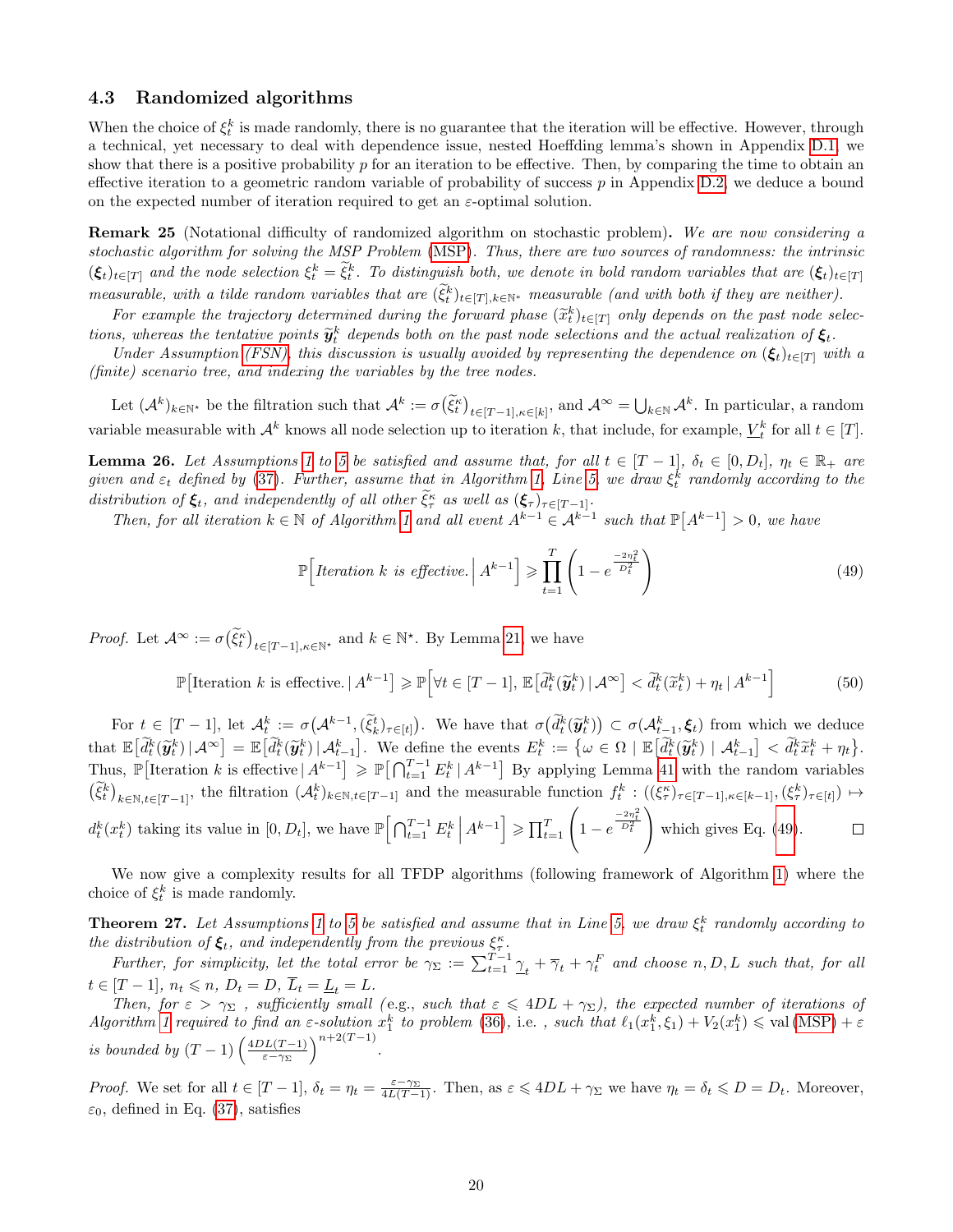### 4.3 Randomized algorithms

When the choice of $\xi_t^k$ is made randomly, there is no guarantee that the iteration will be effective. However, through a technical, yet necessary to deal with dependence issue, nested Hoeffding lemma's shown in Appendix D.1, we show that there is a positive probability $p$ for an iteration to be effective. Then, by comparing the time to obtain an effective iteration to a geometric random variable of probability of success $p$ in Appendix D.2, we deduce a bound on the expected number of iteration required to get an $\varepsilon$-optimal solution.

**Remark 25** (Notational difficulty of randomized algorithm on stochastic problem)**.** *We are now considering a stochastic algorithm for solving the MSP Problem (MSP). Thus, there are two sources of randomness: the intrinsic $(\boldsymbol{\xi}_t)_{t\in[T]}$ and the node selection $\xi_t^k = \widetilde{\xi}_t^k$. To distinguish both, we denote in bold random variables that are $(\boldsymbol{\xi}_t)_{t\in[T]}$ measurable, with a tilde random variables that are $(\widetilde{\xi}_t^k)_{t\in[T],k\in\mathbb{N}^\star}$ measurable (and with both if they are neither).*

*For example the trajectory determined during the forward phase $(\widetilde{x}_t^k)_{t\in[T]}$ only depends on the past node selections, whereas the tentative points $\widetilde{\boldsymbol{y}}_t^k$ depends both on the past node selections and the actual realization of $\boldsymbol{\xi}_t$.*

*Under Assumption (FSN), this discussion is usually avoided by representing the dependence on $(\boldsymbol{\xi}_t)_{t\in[T]}$ with a (finite) scenario tree, and indexing the variables by the tree nodes.*

Let $(\mathcal{A}^k)_{k\in\mathbb{N}^\star}$ be the filtration such that $\mathcal{A}^k := \sigma\big(\widetilde{\xi}_t^\kappa\big)_{t\in[T-1],\kappa\in[k]}$, and $\mathcal{A}^\infty = \bigcup_{k\in\mathbb{N}}\mathcal{A}^k$. In particular, a random variable measurable with $\mathcal{A}^k$ knows all node selection up to iteration $k$, that include, for example, $\underline{V}_t^k$ for all $t\in[T]$.

**Lemma 26.** *Let Assumptions 1 to 5 be satisfied and assume that, for all $t\in[T-1]$, $\delta_t\in[0,D_t]$, $\eta_t\in\mathbb{R}_+$ are given and $\varepsilon_t$ defined by (37). Further, assume that in Algorithm 1, Line 5, we draw $\xi_t^k$ randomly according to the distribution of $\boldsymbol{\xi}_t$, and independently of all other $\widetilde{\xi}_\tau^\kappa$ as well as $(\boldsymbol{\xi}_\tau)_{\tau\in[T-1]}$.*

*Then, for all iteration $k\in\mathbb{N}$ of Algorithm 1 and all event $A^{k-1}\in\mathcal{A}^{k-1}$ such that $\mathbb{P}\big[A^{k-1}\big]>0$, we have*

$$\mathbb{P}\Big[\textit{Iteration } k \textit{ is effective.}\,\Big|\,A^{k-1}\Big] \geqslant \prod_{t=1}^{T}\left(1-e^{\frac{-2\eta_t^2}{D_t^2}}\right) \tag{49}$$

*Proof.* Let $\mathcal{A}^\infty := \sigma\big(\widetilde{\xi}_t^\kappa\big)_{t\in[T-1],\kappa\in\mathbb{N}^\star}$ and $k\in\mathbb{N}^\star$. By Lemma 21, we have

$$\mathbb{P}\big[\text{Iteration } k \text{ is effective.}\,|\,A^{k-1}\big] \geqslant \mathbb{P}\Big[\forall t\in[T-1],\ \mathbb{E}\big[\widetilde{d}_t^k(\widetilde{\boldsymbol{y}}_t^k)\,|\,\mathcal{A}^\infty\big] < \widetilde{d}_t^k(\widetilde{x}_t^k)+\eta_t\,|\,A^{k-1}\Big] \tag{50}$$

For $t\in[T-1]$, let $\mathcal{A}_t^k := \sigma\big(\mathcal{A}^{k-1},(\widetilde{\xi}_k^t)_{\tau\in[t]}\big)$. We have that $\sigma\big(\widetilde{d}_t^k(\widetilde{\boldsymbol{y}}_t^k)\big)\subset\sigma(\mathcal{A}_{t-1}^k,\boldsymbol{\xi}_t)$ from which we deduce that $\mathbb{E}\big[\widetilde{d}_t^k(\widetilde{\boldsymbol{y}}_t^k)\,|\,\mathcal{A}^\infty\big] = \mathbb{E}\big[\widetilde{d}_t^k(\widetilde{\boldsymbol{y}}_t^k)\,|\,\mathcal{A}_{t-1}^k\big]$. We define the events $E_t^k := \big\{\omega\in\Omega\mid\mathbb{E}\big[\widetilde{d}_t^k(\widetilde{\boldsymbol{y}}_t^k)\mid\mathcal{A}_{t-1}^k\big] < \widetilde{d}_t^k\widetilde{x}_t^k+\eta_t\big\}$. Thus, $\mathbb{P}\big[\text{Iteration } k \text{ is effective}\,|\,A^{k-1}\big] \geqslant \mathbb{P}\big[\bigcap_{t=1}^{T-1}E_t^k\,|\,A^{k-1}\big]$ By applying Lemma 41 with the random variables $\big(\widetilde{\xi}_t^k\big)_{k\in\mathbb{N},t\in[T-1]}$, the filtration $(\mathcal{A}_t^k)_{k\in\mathbb{N},t\in[T-1]}$ and the measurable function $f_t^k : ((\xi_\tau^\kappa)_{\tau\in[T-1],\kappa\in[k-1]},(\xi_\tau^k)_{\tau\in[t]})\mapsto d_t^k(x_t^k)$ taking its value in $[0,D_t]$, we have $\mathbb{P}\Big[\bigcap_{t=1}^{T-1}E_t^k\,\Big|\,A^{k-1}\Big]\geqslant\prod_{t=1}^{T}\left(1-e^{\frac{-2\eta_t^2}{D_t^2}}\right)$ which gives Eq. (49). $\square$

We now give a complexity results for all TFDP algorithms (following framework of Algorithm 1) where the choice of $\xi_t^k$ is made randomly.

**Theorem 27.** *Let Assumptions 1 to 5 be satisfied and assume that in Line 5, we draw $\xi_t^k$ randomly according to the distribution of $\boldsymbol{\xi}_t$, and independently from the previous $\xi_\tau^\kappa$.*

*Further, for simplicity, let the total error be $\gamma_\Sigma := \sum_{t=1}^{T-1}\underline{\gamma}_t+\overline{\gamma}_t+\gamma_t^F$ and choose $n, D, L$ such that, for all $t\in[T-1]$, $n_t\leqslant n$, $D_t = D$, $\overline{L}_t=\underline{L}_t = L$.*

*Then, for $\varepsilon>\gamma_\Sigma$ , sufficiently small (*e.g.*, such that $\varepsilon\leqslant 4DL+\gamma_\Sigma$), the expected number of iterations of Algorithm 1 required to find an $\varepsilon$-solution $x_1^k$ to problem (36),* i.e. *, such that $\ell_1(x_1^k,\xi_1)+V_2(x_1^k)\leqslant \mathrm{val}\,(\text{MSP})+\varepsilon$ is bounded by $(T-1)\left(\frac{4DL(T-1)}{\varepsilon-\gamma_\Sigma}\right)^{n+2(T-1)}$.*

*Proof.* We set for all $t\in[T-1]$, $\delta_t=\eta_t=\frac{\varepsilon-\gamma_\Sigma}{4L(T-1)}$. Then, as $\varepsilon\leqslant 4DL+\gamma_\Sigma$ we have $\eta_t=\delta_t\leqslant D=D_t$. Moreover, $\varepsilon_0$, defined in Eq. (37), satisfies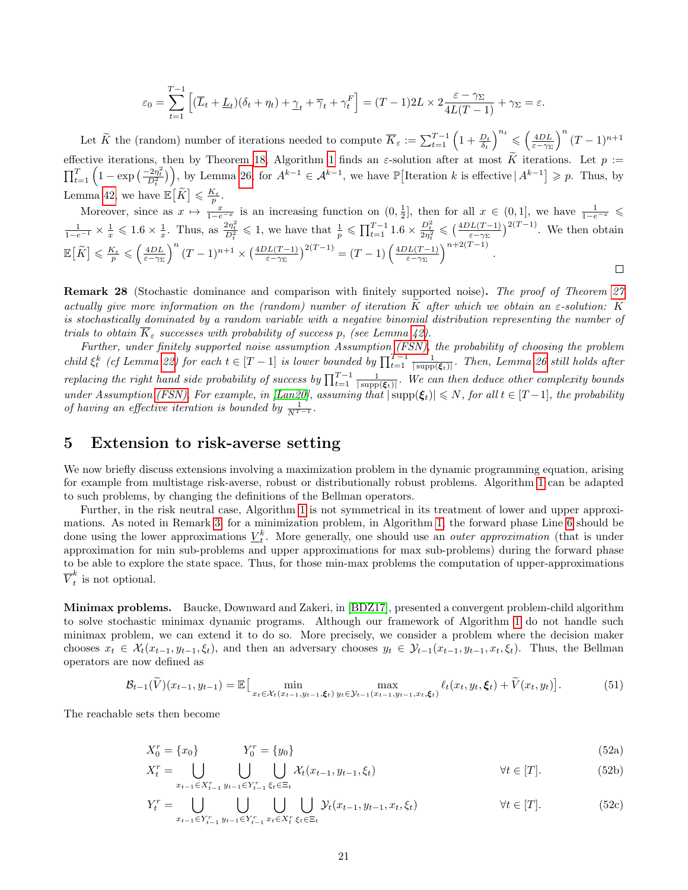$$\varepsilon_0 = \sum_{t=1}^{T-1} \Big[ (\overline{L}_t + \underline{L}_t)(\delta_t + \eta_t) + \underline{\gamma}_t + \overline{\gamma}_t + \gamma_t^F \Big] = (T-1)2L \times 2\frac{\varepsilon - \gamma_\Sigma}{4L(T-1)} + \gamma_\Sigma = \varepsilon.$$

Let $\widetilde{K}$ the (random) number of iterations needed to compute $\overline{K}_\varepsilon := \sum_{t=1}^{T-1}\Big(1+\frac{D_t}{\delta_t}\Big)^{n_t} \leqslant \Big(\frac{4DL}{\varepsilon-\gamma_\Sigma}\Big)^n (T-1)^{n+1}$ effective iterations, then by Theorem 18, Algorithm 1 finds an $\varepsilon$-solution after at most $\widetilde{K}$ iterations. Let $p := \prod_{t=1}^{T}\Big(1-\exp\big(\frac{-2\eta_t^2}{D_t^2}\big)\Big)$, by Lemma 26, for $A^{k-1} \in \mathcal{A}^{k-1}$, we have $\mathbb{P}\big[\text{Iteration } k \text{ is effective} \,|\, A^{k-1}\big] \geqslant p$. Thus, by Lemma 42, we have $\mathbb{E}\big[\widetilde{K}\big] \leqslant \frac{K_\varepsilon}{p}$.

Moreover, since as $x \mapsto \frac{x}{1-e^{-x}}$ is an increasing function on $(0,\frac{1}{2}]$, then for all $x \in (0,1]$, we have $\frac{1}{1-e^{-x}} \leqslant \frac{1}{1-e^{-1}} \times \frac{1}{x} \leqslant 1.6 \times \frac{1}{x}$. Thus, as $\frac{2\eta_t^2}{D_t^2} \leqslant 1$, we have that $\frac{1}{p} \leqslant \prod_{t=1}^{T-1} 1.6 \times \frac{D_t^2}{2\eta_t^2} \leqslant \big(\frac{4DL(T-1)}{\varepsilon-\gamma_\Sigma}\big)^{2(T-1)}$. We then obtain $\mathbb{E}\big[\widetilde{K}\big] \leqslant \frac{K_\varepsilon}{p} \leqslant \Big(\frac{4DL}{\varepsilon-\gamma_\Sigma}\Big)^n (T-1)^{n+1} \times \big(\frac{4DL(T-1)}{\varepsilon-\gamma_\Sigma}\big)^{2(T-1)} = (T-1)\Big(\frac{4DL(T-1)}{\varepsilon-\gamma_\Sigma}\Big)^{n+2(T-1)}$. □

**Remark 28** (Stochastic dominance and comparison with finitely supported noise)**.** *The proof of Theorem 27 actually give more information on the (random) number of iteration $\widetilde{K}$ after which we obtain an $\varepsilon$-solution: $K$ is stochastically dominated by a random variable with a negative binomial distribution representing the number of trials to obtain $\overline{K}_\varepsilon$ successes with probability of success $p$, (see Lemma 42).*

*Further, under finitely supported noise assumption Assumption (FSN), the probability of choosing the problem child $\xi_t^k$ (cf Lemma 22) for each $t \in [T-1]$ is lower bounded by $\prod_{t=1}^{T-1}\frac{1}{|\operatorname{supp}(\boldsymbol{\xi}_t)|}$. Then, Lemma 26 still holds after replacing the right hand side probability of success by $\prod_{t=1}^{T-1}\frac{1}{|\operatorname{supp}(\boldsymbol{\xi}_t)|}$. We can then deduce other complexity bounds under Assumption (FSN). For example, in [Lan20], assuming that $|\operatorname{supp}(\boldsymbol{\xi}_t)| \leqslant N$, for all $t \in [T-1]$, the probability of having an effective iteration is bounded by $\frac{1}{N^{T-1}}$.*

# 5 Extension to risk-averse setting

We now briefly discuss extensions involving a maximization problem in the dynamic programming equation, arising for example from multistage risk-averse, robust or distributionally robust problems. Algorithm 1 can be adapted to such problems, by changing the definitions of the Bellman operators.

Further, in the risk neutral case, Algorithm 1 is not symmetrical in its treatment of lower and upper approximations. As noted in Remark 3, for a minimization problem, in Algorithm 1, the forward phase Line 6 should be done using the lower approximations $\underline{V}_t^k$. More generally, one should use an *outer approximation* (that is under approximation for min sub-problems and upper approximations for max sub-problems) during the forward phase to be able to explore the state space. Thus, for those min-max problems the computation of upper-approximations $\overline{V}_t^k$ is not optional.

**Minimax problems.** Baucke, Downward and Zakeri, in [BDZ17], presented a convergent problem-child algorithm to solve stochastic minimax dynamic programs. Although our framework of Algorithm 1 do not handle such minimax problem, we can extend it to do so. More precisely, we consider a problem where the decision maker chooses $x_t \in \mathcal{X}_t(x_{t-1}, y_{t-1}, \xi_t)$, and then an adversary chooses $y_t \in \mathcal{Y}_{t-1}(x_{t-1}, y_{t-1}, x_t, \xi_t)$. Thus, the Bellman operators are now defined as

$$\mathcal{B}_{t-1}(\widetilde{V})(x_{t-1}, y_{t-1}) = \mathbb{E}\big[\min_{x_t \in \mathcal{X}_t(x_{t-1}, y_{t-1}, \boldsymbol{\xi}_t)} \max_{y_t \in \mathcal{Y}_{t-1}(x_{t-1}, y_{t-1}, x_t, \boldsymbol{\xi}_t)} \ell_t(x_t, y_t, \boldsymbol{\xi}_t) + \widetilde{V}(x_t, y_t)\big]. \tag{51}$$

The reachable sets then become

$$X_0^r = \{x_0\} \qquad Y_0^r = \{y_0\} \tag{52a}$$

$$X_t^r = \bigcup_{x_{t-1} \in X_{t-1}^r} \bigcup_{y_{t-1} \in Y_{t-1}^r} \bigcup_{\xi_t \in \Xi_t} \mathcal{X}_t(x_{t-1}, y_{t-1}, \xi_t) \qquad \forall t \in [T]. \tag{52b}$$

$$Y_t^r = \bigcup_{x_{t-1} \in Y_{t-1}^r} \bigcup_{y_{t-1} \in Y_{t-1}^r} \bigcup_{x_t \in X_t^r} \bigcup_{\xi_t \in \Xi_t} \mathcal{Y}_t(x_{t-1}, y_{t-1}, x_t, \xi_t) \qquad \forall t \in [T]. \tag{52c}$$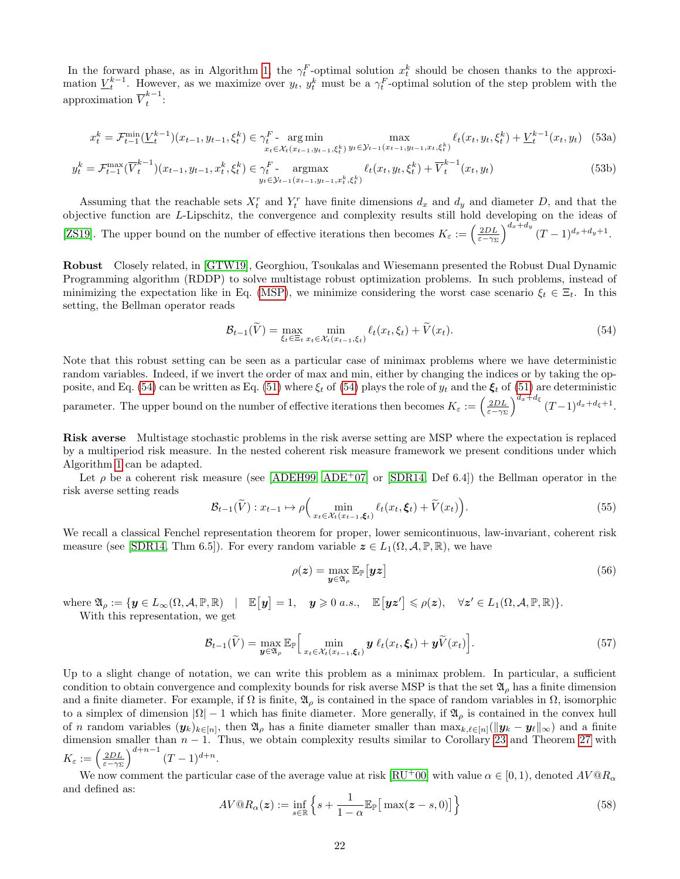In the forward phase, as in Algorithm 1, the $\gamma_t^F$-optimal solution $x_t^k$ should be chosen thanks to the approximation $\underline{V}_t^{k-1}$. However, as we maximize over $y_t$, $y_t^k$ must be a $\gamma_t^F$-optimal solution of the step problem with the approximation $\overline{V}_t^{k-1}$:

$$x_t^k = \mathcal{F}_{t-1}^{\min}(\underline{V}_t^{k-1})(x_{t-1}, y_{t-1}, \xi_t^k) \in \gamma_t^F\text{-}\operatorname*{arg\,min}_{x_t \in \mathcal{X}_t(x_{t-1}, y_{t-1}, \xi_t^k)} \max_{y_t \in \mathcal{Y}_{t-1}(x_{t-1}, y_{t-1}, x_t, \xi_t^k)} \ell_t(x_t, y_t, \xi_t^k) + \underline{V}_t^{k-1}(x_t, y_t) \tag{53a}$$

$$y_t^k = \mathcal{F}_{t-1}^{\max}(\overline{V}_t^{k-1})(x_{t-1}, y_{t-1}, x_t^k, \xi_t^k) \in \gamma_t^F\text{-}\operatorname*{argmax}_{y_t \in \mathcal{Y}_{t-1}(x_{t-1}, y_{t-1}, x_t^k, \xi_t^k)} \ell_t(x_t, y_t, \xi_t^k) + \overline{V}_t^{k-1}(x_t, y_t) \tag{53b}$$

Assuming that the reachable sets $X_t^r$ and $Y_t^r$ have finite dimensions $d_x$ and $d_y$ and diameter $D$, and that the objective function are $L$-Lipschitz, the convergence and complexity results still hold developing on the ideas of [ZS19]. The upper bound on the number of effective iterations then becomes $K_\varepsilon := \left(\frac{2DL}{\varepsilon - \gamma_\Sigma}\right)^{d_x + d_y} (T-1)^{d_x + d_y + 1}$.

**Robust** Closely related, in [GTW19], Georghiou, Tsoukalas and Wiesemann presented the Robust Dual Dynamic Programming algorithm (RDDP) to solve multistage robust optimization problems. In such problems, instead of minimizing the expectation like in Eq. (MSP), we minimize considering the worst case scenario $\xi_t \in \Xi_t$. In this setting, the Bellman operator reads

$$\mathcal{B}_{t-1}(\widetilde{V}) = \max_{\xi_t \in \Xi_t} \min_{x_t \in \mathcal{X}_t(x_{t-1}, \xi_t)} \ell_t(x_t, \xi_t) + \widetilde{V}(x_t). \tag{54}$$

Note that this robust setting can be seen as a particular case of minimax problems where we have deterministic random variables. Indeed, if we invert the order of max and min, either by changing the indices or by taking the opposite, and Eq. (54) can be written as Eq. (51) where $\xi_t$ of (54) plays the role of $y_t$ and the $\boldsymbol{\xi}_t$ of (51) are deterministic parameter. The upper bound on the number of effective iterations then becomes $K_\varepsilon := \left(\frac{2DL}{\varepsilon - \gamma_\Sigma}\right)^{d_x + d_\xi} (T-1)^{d_x + d_\xi + 1}$.

**Risk averse** Multistage stochastic problems in the risk averse setting are MSP where the expectation is replaced by a multiperiod risk measure. In the nested coherent risk measure framework we present conditions under which Algorithm 1 can be adapted.

Let $\rho$ be a coherent risk measure (see [ADEH99, ADE+07] or [SDR14, Def 6.4]) the Bellman operator in the risk averse setting reads

$$\mathcal{B}_{t-1}(\widetilde{V}) : x_{t-1} \mapsto \rho\Big(\min_{x_t \in \mathcal{X}_t(x_{t-1}, \boldsymbol{\xi}_t)} \ell_t(x_t, \boldsymbol{\xi}_t) + \widetilde{V}(x_t)\Big). \tag{55}$$

We recall a classical Fenchel representation theorem for proper, lower semicontinuous, law-invariant, coherent risk measure (see [SDR14, Thm 6.5]). For every random variable $\boldsymbol{z} \in L_1(\Omega, \mathcal{A}, \mathbb{P}, \mathbb{R})$, we have

$$\rho(\boldsymbol{z}) = \max_{\boldsymbol{y} \in \mathfrak{A}_\rho} \mathbb{E}_{\mathbb{P}}\big[\boldsymbol{y}\boldsymbol{z}\big] \tag{56}$$

where $\mathfrak{A}_\rho := \{\boldsymbol{y} \in L_\infty(\Omega, \mathcal{A}, \mathbb{P}, \mathbb{R}) \quad | \quad \mathbb{E}\big[\boldsymbol{y}\big] = 1, \quad \boldsymbol{y} \geqslant 0 \ a.s., \quad \mathbb{E}\big[\boldsymbol{y}\boldsymbol{z}'\big] \leqslant \rho(\boldsymbol{z}), \quad \forall \boldsymbol{z}' \in L_1(\Omega, \mathcal{A}, \mathbb{P}, \mathbb{R})\}$.

With this representation, we get

$$\mathcal{B}_{t-1}(\widetilde{V}) = \max_{\boldsymbol{y} \in \mathfrak{A}_\rho} \mathbb{E}_{\mathbb{P}}\Big[\min_{x_t \in \mathcal{X}_t(x_{t-1}, \boldsymbol{\xi}_t)} \boldsymbol{y}\ \ell_t(x_t, \boldsymbol{\xi}_t) + \boldsymbol{y}\widetilde{V}(x_t)\Big]. \tag{57}$$

Up to a slight change of notation, we can write this problem as a minimax problem. In particular, a sufficient condition to obtain convergence and complexity bounds for risk averse MSP is that the set $\mathfrak{A}_\rho$ has a finite dimension and a finite diameter. For example, if $\Omega$ is finite, $\mathfrak{A}_\rho$ is contained in the space of random variables in $\Omega$, isomorphic to a simplex of dimension $|\Omega| - 1$ which has finite diameter. More generally, if $\mathfrak{A}_\rho$ is contained in the convex hull of $n$ random variables $(\boldsymbol{y}_k)_{k \in [n]}$, then $\mathfrak{A}_\rho$ has a finite diameter smaller than $\max_{k,\ell \in [n]}(\|\boldsymbol{y}_k - \boldsymbol{y}_\ell\|_\infty)$ and a finite dimension smaller than $n-1$. Thus, we obtain complexity results similar to Corollary 23 and Theorem 27 with $K_\varepsilon := \left(\frac{2DL}{\varepsilon - \gamma_\Sigma}\right)^{d+n-1} (T-1)^{d+n}$.

We now comment the particular case of the average value at risk [RU+00] with value $\alpha \in [0,1)$, denoted $AV@R_\alpha$ and defined as:

$$AV@R_\alpha(\boldsymbol{z}) := \inf_{s \in \mathbb{R}} \Big\{ s + \frac{1}{1-\alpha} \mathbb{E}_{\mathbb{P}}\big[\max(\boldsymbol{z} - s, 0)\big] \Big\} \tag{58}$$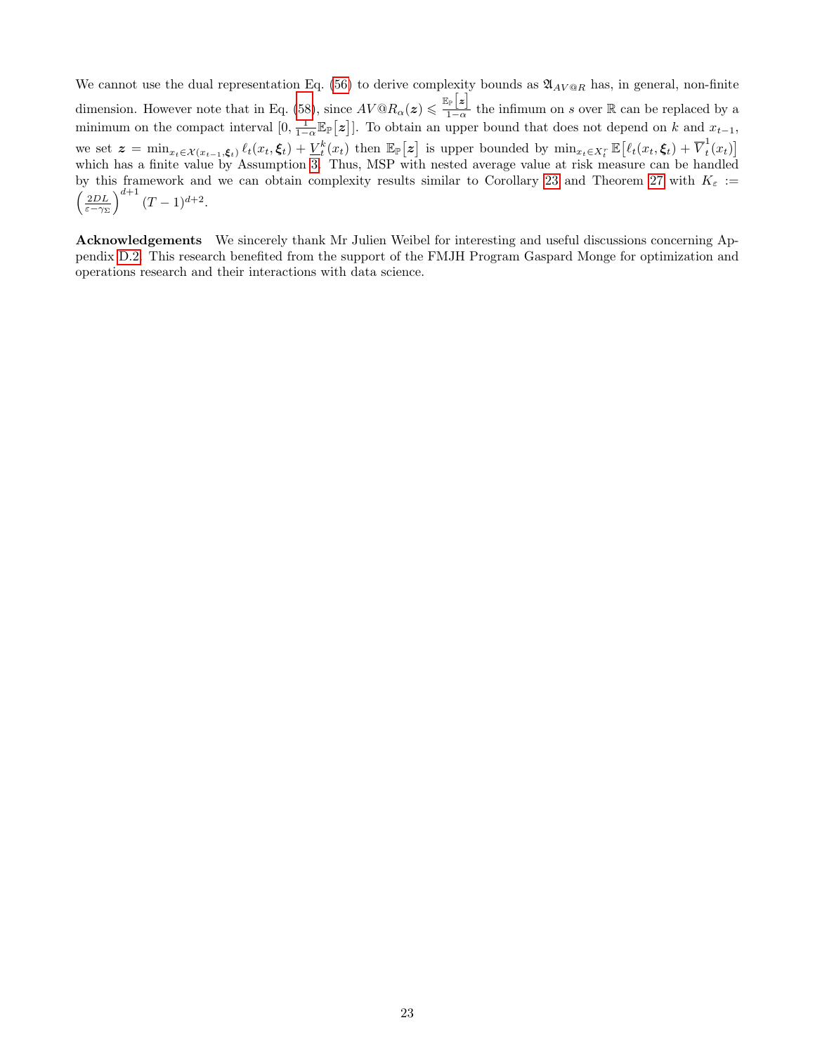We cannot use the dual representation Eq. (56) to derive complexity bounds as $\mathfrak{A}_{AV@R}$ has, in general, non-finite dimension. However note that in Eq. (58), since $AV@R_\alpha(\boldsymbol{z}) \leqslant \frac{\mathbb{E}_{\mathbb{P}}[\boldsymbol{z}]}{1-\alpha}$ the infimum on $s$ over $\mathbb{R}$ can be replaced by a minimum on the compact interval $[0, \frac{1}{1-\alpha}\mathbb{E}_{\mathbb{P}}[\boldsymbol{z}]]$. To obtain an upper bound that does not depend on $k$ and $x_{t-1}$, we set $\boldsymbol{z} = \min_{x_t \in \mathcal{X}(x_{t-1}, \boldsymbol{\xi}_t)} \ell_t(x_t, \boldsymbol{\xi}_t) + \underline{V}_t^k(x_t)$ then $\mathbb{E}_{\mathbb{P}}[\boldsymbol{z}]$ is upper bounded by $\min_{x_t \in X_t^r} \mathbb{E}\big[\ell_t(x_t, \boldsymbol{\xi}_t) + \overline{V}_t^1(x_t)\big]$ which has a finite value by Assumption 3. Thus, MSP with nested average value at risk measure can be handled by this framework and we can obtain complexity results similar to Corollary 23 and Theorem 27 with $K_\varepsilon := \left(\frac{2DL}{\varepsilon - \gamma_\Sigma}\right)^{d+1} (T-1)^{d+2}$.

**Acknowledgements** We sincerely thank Mr Julien Weibel for interesting and useful discussions concerning Appendix D.2. This research benefited from the support of the FMJH Program Gaspard Monge for optimization and operations research and their interactions with data science.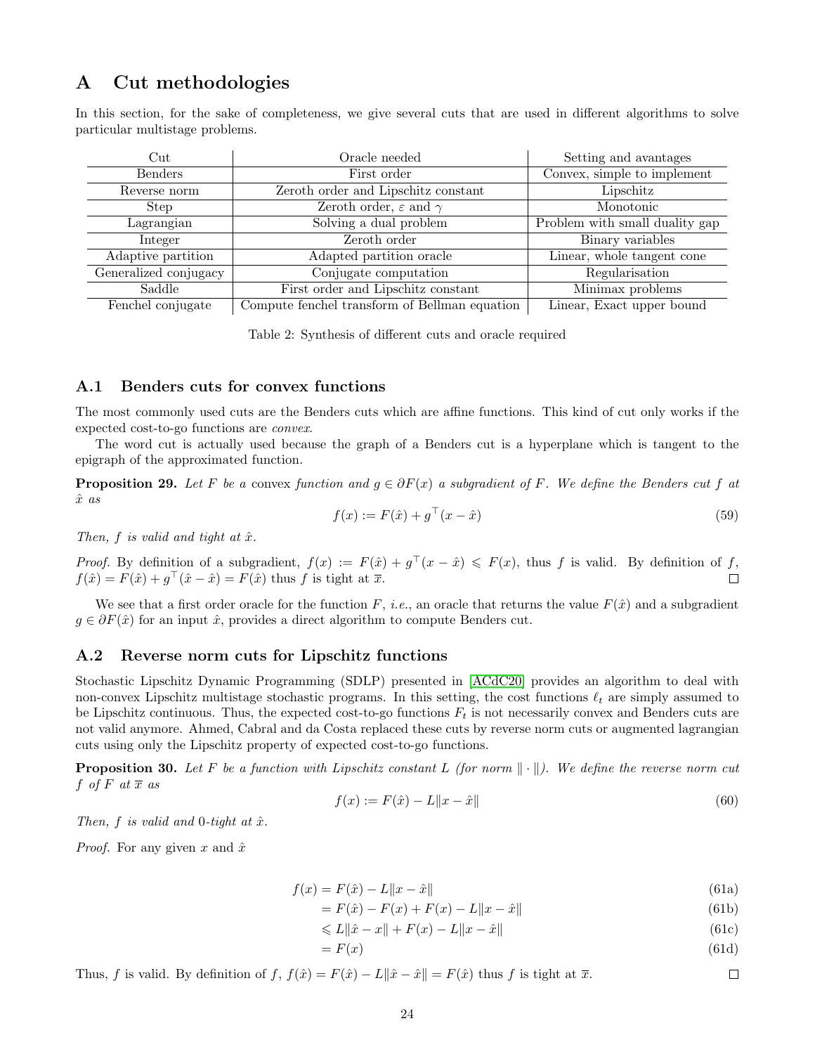# A Cut methodologies

In this section, for the sake of completeness, we give several cuts that are used in different algorithms to solve particular multistage problems.

| Cut | Oracle needed | Setting and avantages |
|---|---|---|
| Benders | First order | Convex, simple to implement |
| Reverse norm | Zeroth order and Lipschitz constant | Lipschitz |
| Step | Zeroth order, $\varepsilon$ and $\gamma$ | Monotonic |
| Lagrangian | Solving a dual problem | Problem with small duality gap |
| Integer | Zeroth order | Binary variables |
| Adaptive partition | Adapted partition oracle | Linear, whole tangent cone |
| Generalized conjugacy | Conjugate computation | Regularisation |
| Saddle | First order and Lipschitz constant | Minimax problems |
| Fenchel conjugate | Compute fenchel transform of Bellman equation | Linear, Exact upper bound |

Table 2: Synthesis of different cuts and oracle required

## A.1 Benders cuts for convex functions

The most commonly used cuts are the Benders cuts which are affine functions. This kind of cut only works if the expected cost-to-go functions are *convex*.

The word cut is actually used because the graph of a Benders cut is a hyperplane which is tangent to the epigraph of the approximated function.

**Proposition 29.** *Let $F$ be a* convex *function and $g \in \partial F(x)$ a subgradient of $F$. We define the Benders cut $f$ at $\hat{x}$ as*

$$f(x) := F(\hat{x}) + g^\top (x - \hat{x}) \tag{59}$$

*Then, $f$ is valid and tight at $\hat{x}$.*

*Proof.* By definition of a subgradient, $f(x) := F(\hat{x}) + g^\top (x - \hat{x}) \leqslant F(x)$, thus $f$ is valid. By definition of $f$, $f(\hat{x}) = F(\hat{x}) + g^\top(\hat{x} - \hat{x}) = F(\hat{x})$ thus $f$ is tight at $\overline{x}$. □

We see that a first order oracle for the function $F$, *i.e.*, an oracle that returns the value $F(\hat{x})$ and a subgradient $g \in \partial F(\hat{x})$ for an input $\hat{x}$, provides a direct algorithm to compute Benders cut.

## A.2 Reverse norm cuts for Lipschitz functions

Stochastic Lipschitz Dynamic Programming (SDLP) presented in [ACdC20] provides an algorithm to deal with non-convex Lipschitz multistage stochastic programs. In this setting, the cost functions $\ell_t$ are simply assumed to be Lipschitz continuous. Thus, the expected cost-to-go functions $F_t$ is not necessarily convex and Benders cuts are not valid anymore. Ahmed, Cabral and da Costa replaced these cuts by reverse norm cuts or augmented lagrangian cuts using only the Lipschitz property of expected cost-to-go functions.

**Proposition 30.** *Let $F$ be a function with Lipschitz constant $L$ (for norm $\|\cdot\|$). We define the reverse norm cut $f$ of $F$ at $\overline{x}$ as*

$$f(x) := F(\hat{x}) - L\|x - \hat{x}\| \tag{60}$$

*Then, $f$ is valid and 0-tight at $\hat{x}$.*

*Proof.* For any given $x$ and $\hat{x}$

$$\begin{aligned}
f(x) &= F(\hat{x}) - L\|x - \hat{x}\| && (61a)\\
&= F(\hat{x}) - F(x) + F(x) - L\|x - \hat{x}\| && (61b)\\
&\leqslant L\|\hat{x} - x\| + F(x) - L\|x - \hat{x}\| && (61c)\\
&= F(x) && (61d)
\end{aligned}$$

Thus, $f$ is valid. By definition of $f$, $f(\hat{x}) = F(\hat{x}) - L\|\hat{x} - \hat{x}\| = F(\hat{x})$ thus $f$ is tight at $\overline{x}$. □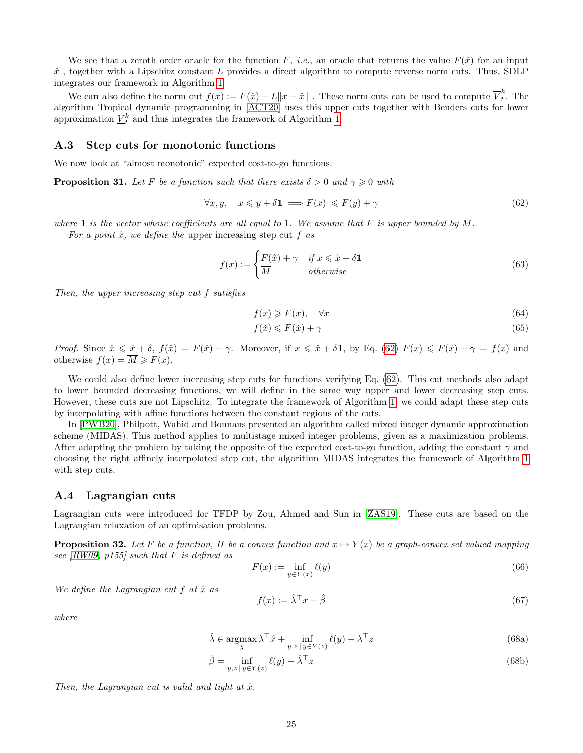We see that a zeroth order oracle for the function $F$, *i.e.*, an oracle that returns the value $F(\hat{x})$ for an input $\hat{x}$ , together with a Lipschitz constant $L$ provides a direct algorithm to compute reverse norm cuts. Thus, SDLP integrates our framework in Algorithm 1.

We can also define the norm cut $f(x) := F(\hat{x}) + L\|x - \hat{x}\|$ . These norm cuts can be used to compute $\overline{V}_t^k$. The algorithm Tropical dynamic programming in [ACT20] uses this upper cuts together with Benders cuts for lower approximation $\underline{V}_t^k$ and thus integrates the framework of Algorithm 1.

### A.3 Step cuts for monotonic functions

We now look at "almost monotonic" expected cost-to-go functions.

**Proposition 31.** *Let $F$ be a function such that there exists $\delta > 0$ and $\gamma \geqslant 0$ with*

$$\forall x, y, \quad x \leqslant y + \delta \mathbf{1} \implies F(x) \leqslant F(y) + \gamma \tag{62}$$

*where $\mathbf{1}$ is the vector whose coefficients are all equal to 1. We assume that $F$ is upper bounded by $\overline{M}$.*

*For a point $\hat{x}$, we define the* upper increasing step cut *$f$ as*

$$f(x) := \begin{cases} F(\hat{x}) + \gamma & \text{if } x \leqslant \hat{x} + \delta \mathbf{1} \\ \overline{M} & \text{otherwise} \end{cases} \tag{63}$$

*Then, the upper increasing step cut $f$ satisfies*

$$f(x) \geqslant F(x), \quad \forall x \tag{64}$$

$$f(\check{x}) \leqslant F(\check{x}) + \gamma \tag{65}$$

*Proof.* Since $\hat{x} \leqslant \hat{x} + \delta$, $f(\hat{x}) = F(\hat{x}) + \gamma$. Moreover, if $x \leqslant \hat{x} + \delta\mathbf{1}$, by Eq. (62) $F(x) \leqslant F(\hat{x}) + \gamma = f(x)$ and otherwise $f(x) = \overline{M} \geqslant F(x)$. □

We could also define lower increasing step cuts for functions verifying Eq. (62). This cut methods also adapt to lower bounded decreasing functions, we will define in the same way upper and lower decreasing step cuts. However, these cuts are not Lipschitz. To integrate the framework of Algorithm 1, we could adapt these step cuts by interpolating with affine functions between the constant regions of the cuts.

In [PWB20], Philpott, Wahid and Bonnans presented an algorithm called mixed integer dynamic approximation scheme (MIDAS). This method applies to multistage mixed integer problems, given as a maximization problems. After adapting the problem by taking the opposite of the expected cost-to-go function, adding the constant $\gamma$ and choosing the right affinely interpolated step cut, the algorithm MIDAS integrates the framework of Algorithm 1 with step cuts.

### A.4 Lagrangian cuts

Lagrangian cuts were introduced for TFDP by Zou, Ahmed and Sun in [ZAS19]. These cuts are based on the Lagrangian relaxation of an optimisation problems.

**Proposition 32.** *Let $F$ be a function, $H$ be a convex function and $x \mapsto Y(x)$ be a graph-convex set valued mapping see [RW09, p155] such that $F$ is defined as*

$$F(x) := \inf_{y \in Y(x)} \ell(y) \tag{66}$$

*We define the Lagrangian cut $f$ at $\hat{x}$ as*

$$f(x) := \hat{\lambda}^\top x + \hat{\beta} \tag{67}$$

*where*

$$\hat{\lambda} \in \operatorname*{argmax}_{\lambda} \lambda^\top \hat{x} + \inf_{y, z \,|\, y \in Y(z)} \ell(y) - \lambda^\top z \tag{68a}$$

$$\hat{\beta} = \inf_{y, z \,|\, y \in Y(z)} \ell(y) - \hat{\lambda}^\top z \tag{68b}$$

*Then, the Lagrangian cut is valid and tight at $\hat{x}$.*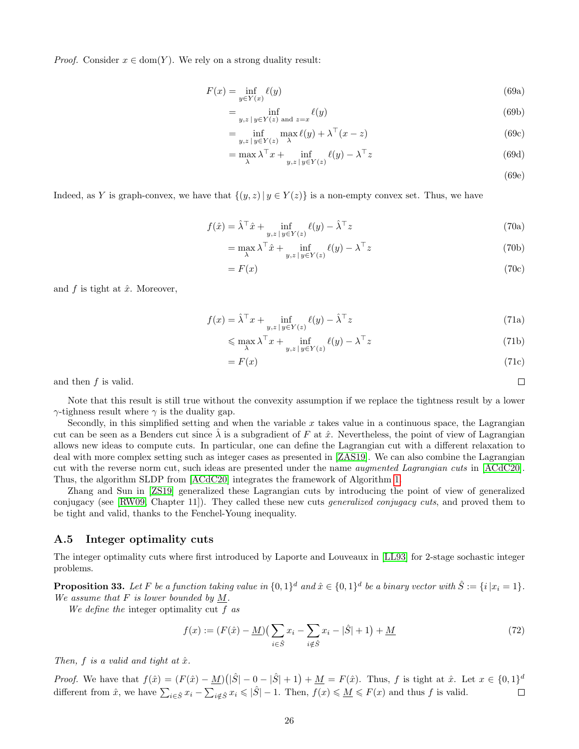*Proof.* Consider $x \in \mathrm{dom}(Y)$. We rely on a strong duality result:

$$
\begin{aligned}
F(x) &= \inf_{y \in Y(x)} \ell(y) && \text{(69a)}\\
&= \inf_{y,z \,|\, y \in Y(z) \text{ and } z=x} \ell(y) && \text{(69b)}\\
&= \inf_{y,z \,|\, y \in Y(z)} \max_{\lambda} \ell(y) + \lambda^\top (x - z) && \text{(69c)}\\
&= \max_{\lambda} \lambda^\top x + \inf_{y,z \,|\, y \in Y(z)} \ell(y) - \lambda^\top z && \text{(69d)}\\
& && \text{(69e)}
\end{aligned}
$$

Indeed, as $Y$ is graph-convex, we have that $\{(y,z) \,|\, y \in Y(z)\}$ is a non-empty convex set. Thus, we have

$$
\begin{aligned}
f(\hat{x}) &= \hat{\lambda}^\top \hat{x} + \inf_{y,z \,|\, y \in Y(z)} \ell(y) - \hat{\lambda}^\top z && \text{(70a)}\\
&= \max_{\lambda} \lambda^\top \hat{x} + \inf_{y,z \,|\, y \in Y(z)} \ell(y) - \lambda^\top z && \text{(70b)}\\
&= F(x) && \text{(70c)}
\end{aligned}
$$

and $f$ is tight at $\hat{x}$. Moreover,

$$
\begin{aligned}
f(x) &= \hat{\lambda}^\top x + \inf_{y,z \,|\, y \in Y(z)} \ell(y) - \hat{\lambda}^\top z && \text{(71a)}\\
&\leqslant \max_{\lambda} \lambda^\top x + \inf_{y,z \,|\, y \in Y(z)} \ell(y) - \lambda^\top z && \text{(71b)}\\
&= F(x) && \text{(71c)}
\end{aligned}
$$

and then $f$ is valid. □

Note that this result is still true without the convexity assumption if we replace the tightness result by a lower $\gamma$-tighness result where $\gamma$ is the duality gap.

Secondly, in this simplified setting and when the variable $x$ takes value in a continuous space, the Lagrangian cut can be seen as a Benders cut since $\hat{\lambda}$ is a subgradient of $F$ at $\hat{x}$. Nevertheless, the point of view of Lagrangian allows new ideas to compute cuts. In particular, one can define the Lagrangian cut with a different relaxation to deal with more complex setting such as integer cases as presented in [ZAS19]. We can also combine the Lagrangian cut with the reverse norm cut, such ideas are presented under the name *augmented Lagrangian cuts* in [ACdC20]. Thus, the algorithm SLDP from [ACdC20] integrates the framework of Algorithm 1.

Zhang and Sun in [ZS19] generalized these Lagrangian cuts by introducing the point of view of generalized conjugacy (see [RW09, Chapter 11]). They called these new cuts *generalized conjugacy cuts*, and proved them to be tight and valid, thanks to the Fenchel-Young inequality.

### A.5 Integer optimality cuts

The integer optimality cuts where first introduced by Laporte and Louveaux in [LL93] for 2-stage sochastic integer problems.

**Proposition 33.** *Let $F$ be a function taking value in $\{0,1\}^d$ and $\hat{x} \in \{0,1\}^d$ be a binary vector with $\hat{S} := \{i \,|x_i = 1\}$. We assume that $F$ is lower bounded by $\underline{M}$.*

*We define the* integer optimality cut *$f$ as*

$$
f(x) := (F(\hat{x}) - \underline{M})\big(\sum_{i \in \hat{S}} x_i - \sum_{i \notin \hat{S}} x_i - |\hat{S}| + 1\big) + \underline{M} \tag{72}
$$

*Then, $f$ is a valid and tight at $\hat{x}$.*

*Proof.* We have that $f(\hat{x}) = (F(\hat{x}) - \underline{M})\big(|\hat{S}| - 0 - |\hat{S}| + 1\big) + \underline{M} = F(\hat{x})$. Thus, $f$ is tight at $\hat{x}$. Let $x \in \{0,1\}^d$ different from $\hat{x}$, we have $\sum_{i \in \hat{S}} x_i - \sum_{i \notin \hat{S}} x_i \leqslant |\hat{S}| - 1$. Then, $f(x) \leqslant \underline{M} \leqslant F(x)$ and thus $f$ is valid. □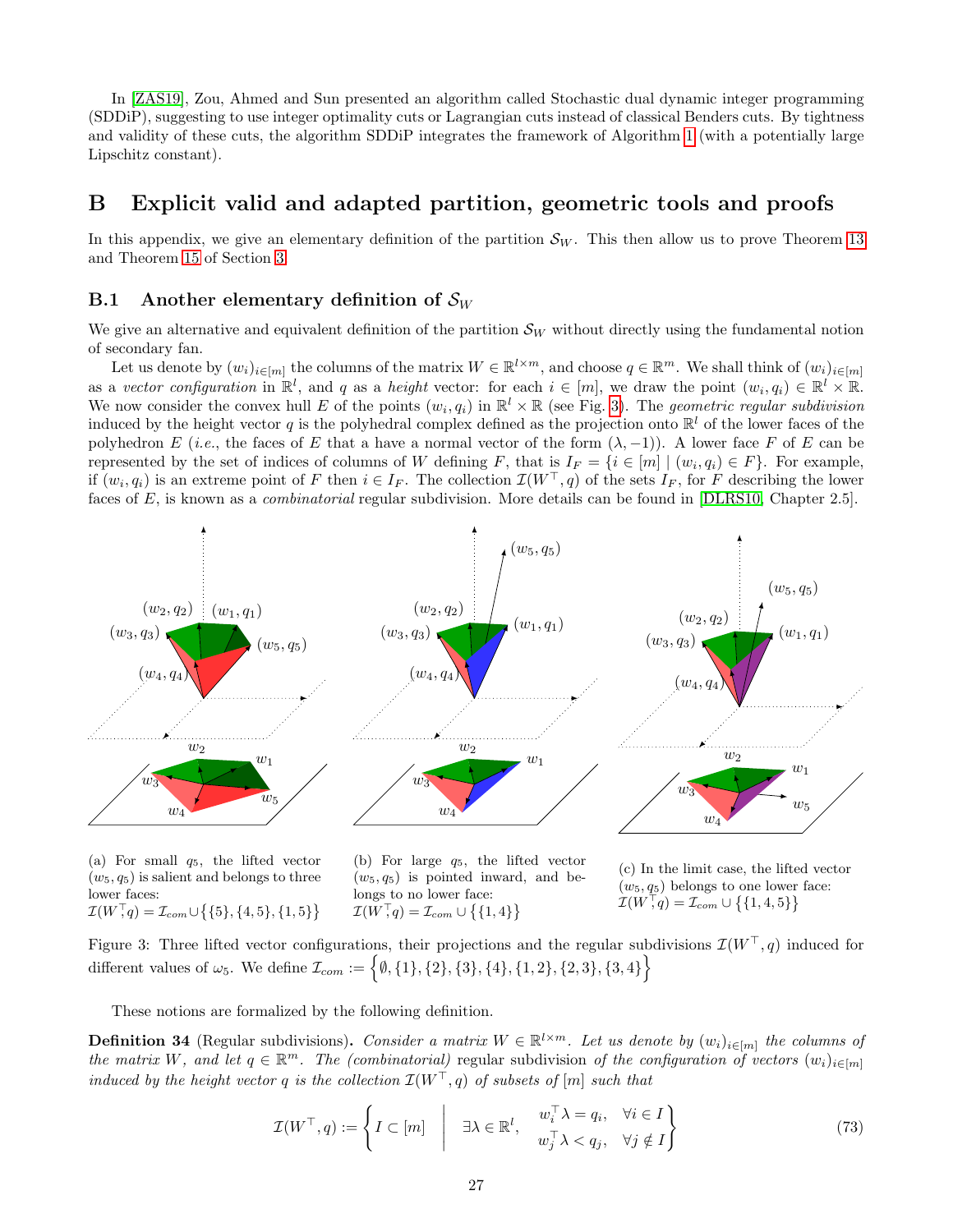In [ZAS19], Zou, Ahmed and Sun presented an algorithm called Stochastic dual dynamic integer programming (SDDiP), suggesting to use integer optimality cuts or Lagrangian cuts instead of classical Benders cuts. By tightness and validity of these cuts, the algorithm SDDiP integrates the framework of Algorithm 1 (with a potentially large Lipschitz constant).

# B Explicit valid and adapted partition, geometric tools and proofs

In this appendix, we give an elementary definition of the partition $\mathcal{S}_W$. This then allow us to prove Theorem 13 and Theorem 15 of Section 3.

## B.1 Another elementary definition of $\mathcal{S}_W$

We give an alternative and equivalent definition of the partition $\mathcal{S}_W$ without directly using the fundamental notion of secondary fan.

Let us denote by $(w_i)_{i\in[m]}$ the columns of the matrix $W \in \mathbb{R}^{l\times m}$, and choose $q \in \mathbb{R}^m$. We shall think of $(w_i)_{i\in[m]}$ as a *vector configuration* in $\mathbb{R}^l$, and $q$ as a *height* vector: for each $i \in [m]$, we draw the point $(w_i, q_i) \in \mathbb{R}^l \times \mathbb{R}$. We now consider the convex hull $E$ of the points $(w_i, q_i)$ in $\mathbb{R}^l \times \mathbb{R}$ (see Fig. 3). The *geometric regular subdivision* induced by the height vector $q$ is the polyhedral complex defined as the projection onto $\mathbb{R}^l$ of the lower faces of the polyhedron $E$ (*i.e.*, the faces of $E$ that a have a normal vector of the form $(\lambda, -1)$). A lower face $F$ of $E$ can be represented by the set of indices of columns of $W$ defining $F$, that is $I_F = \{i \in [m] \mid (w_i, q_i) \in F\}$. For example, if $(w_i, q_i)$ is an extreme point of $F$ then $i \in I_F$. The collection $\mathcal{I}(W^\top, q)$ of the sets $I_F$, for $F$ describing the lower faces of $E$, is known as a *combinatorial* regular subdivision. More details can be found in [DLRS10, Chapter 2.5].

(a) For small $q_5$, the lifted vector $(w_5, q_5)$ is salient and belongs to three lower faces: $\mathcal{I}(W^\top, q) = \mathcal{I}_{com} \cup \{\{5\}, \{4, 5\}, \{1, 5\}\}$

(b) For large $q_5$, the lifted vector $(w_5, q_5)$ is pointed inward, and belongs to no lower face: $\mathcal{I}(W^\top, q) = \mathcal{I}_{com} \cup \{\{1, 4\}\}$

(c) In the limit case, the lifted vector $(w_5, q_5)$ belongs to one lower face: $\mathcal{I}(W^\top, q) = \mathcal{I}_{com} \cup \{\{1, 4, 5\}\}$

Figure 3: Three lifted vector configurations, their projections and the regular subdivisions $\mathcal{I}(W^\top, q)$ induced for different values of $\omega_5$. We define $\mathcal{I}_{com} := \Big\{\emptyset, \{1\}, \{2\}, \{3\}, \{4\}, \{1, 2\}, \{2, 3\}, \{3, 4\}\Big\}$

These notions are formalized by the following definition.

**Definition 34** (Regular subdivisions)**.** *Consider a matrix $W \in \mathbb{R}^{l\times m}$. Let us denote by $(w_i)_{i\in[m]}$ the columns of the matrix $W$, and let $q \in \mathbb{R}^m$. The (combinatorial)* regular subdivision *of the configuration of vectors $(w_i)_{i\in[m]}$ induced by the height vector $q$ is the collection $\mathcal{I}(W^\top, q)$ of subsets of $[m]$ such that*

$$\mathcal{I}(W^\top, q) := \left\{ I \subset [m] \;\middle|\; \exists \lambda \in \mathbb{R}^l, \quad \begin{matrix} w_i^\top \lambda = q_i, & \forall i \in I \\ w_j^\top \lambda < q_j, & \forall j \notin I \end{matrix} \right\} \tag{73}$$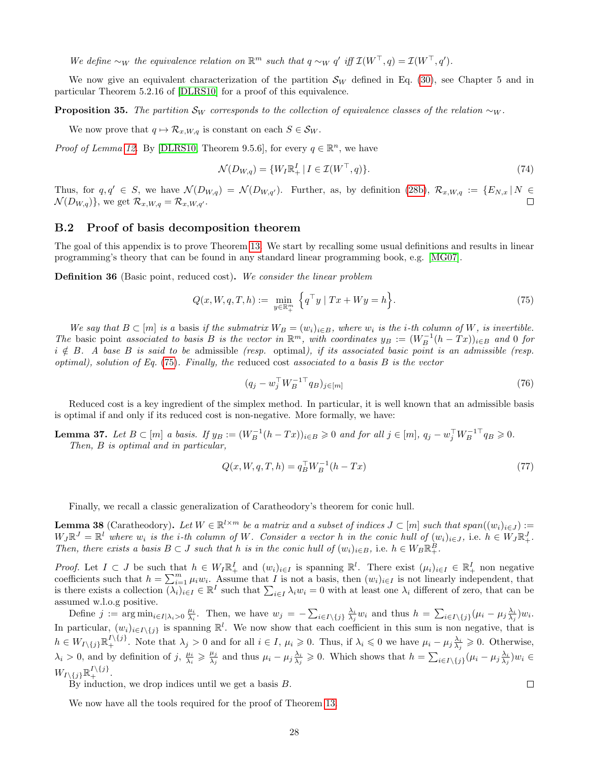*We define $\sim_W$ the equivalence relation on $\mathbb{R}^m$ such that $q \sim_W q'$ iff $\mathcal{I}(W^\top, q) = \mathcal{I}(W^\top, q')$.*

We now give an equivalent characterization of the partition $\mathcal{S}_W$ defined in Eq. (30), see Chapter 5 and in particular Theorem 5.2.16 of [DLRS10] for a proof of this equivalence.

**Proposition 35.** *The partition $\mathcal{S}_W$ corresponds to the collection of equivalence classes of the relation $\sim_W$.*

We now prove that $q \mapsto \mathcal{R}_{x,W,q}$ is constant on each $S \in \mathcal{S}_W$.

*Proof of Lemma 12.* By [DLRS10, Theorem 9.5.6], for every $q \in \mathbb{R}^n$, we have

$$\mathcal{N}(D_{W,q}) = \{W_I \mathbb{R}_+^I \mid I \in \mathcal{I}(W^\top, q)\}. \tag{74}$$

Thus, for $q, q' \in S$, we have $\mathcal{N}(D_{W,q}) = \mathcal{N}(D_{W,q'})$. Further, as, by definition (28b), $\mathcal{R}_{x,W,q} := \{E_{N,x} \mid N \in \mathcal{N}(D_{W,q})\}$, we get $\mathcal{R}_{x,W,q} = \mathcal{R}_{x,W,q'}$. $\square$

## B.2 Proof of basis decomposition theorem

The goal of this appendix is to prove Theorem 13. We start by recalling some usual definitions and results in linear programming's theory that can be found in any standard linear programming book, e.g. [MG07].

**Definition 36** (Basic point, reduced cost)**.** *We consider the linear problem*

$$Q(x, W, q, T, h) := \min_{y \in \mathbb{R}_+^m} \Big\{ q^\top y \mid Tx + Wy = h \Big\}. \tag{75}$$

*We say that $B \subset [m]$ is a* basis *if the submatrix $W_B = (w_i)_{i \in B}$, where $w_i$ is the $i$-th column of $W$, is invertible. The* basic point *associated to basis $B$ is the vector in $\mathbb{R}^m$, with coordinates $y_B := (W_B^{-1}(h - Tx))_{i \in B}$ and 0 for $i \notin B$. A base $B$ is said to be* admissible *(resp.* optimal*), if its associated basic point is an admissible (resp. optimal), solution of Eq. (75). Finally, the* reduced cost *associated to a basis $B$ is the vector*

$$(q_j - w_j^\top W_B^{-1\top} q_B)_{j \in [m]} \tag{76}$$

Reduced cost is a key ingredient of the simplex method. In particular, it is well known that an admissible basis is optimal if and only if its reduced cost is non-negative. More formally, we have:

**Lemma 37.** *Let $B \subset [m]$ a basis. If $y_B := (W_B^{-1}(h - Tx))_{i \in B} \geqslant 0$ and for all $j \in [m]$, $q_j - w_j^\top W_B^{-1\top} q_B \geqslant 0$. Then, $B$ is optimal and in particular,*

$$Q(x, W, q, T, h) = q_B^\top W_B^{-1}(h - Tx) \tag{77}$$

Finally, we recall a classic generalization of Caratheodory's theorem for conic hull.

**Lemma 38** (Caratheodory)**.** *Let $W \in \mathbb{R}^{l \times m}$ be a matrix and a subset of indices $J \subset [m]$ such that $span((w_i)_{i \in J}) := W_J \mathbb{R}^J = \mathbb{R}^l$ where $w_i$ is the $i$-th column of $W$. Consider a vector $h$ in the conic hull of $(w_i)_{i \in J}$,* i.e. *$h \in W_J \mathbb{R}_+^J$. Then, there exists a basis $B \subset J$ such that $h$ is in the conic hull of $(w_i)_{i \in B}$,* i.e. *$h \in W_B \mathbb{R}_+^B$.*

*Proof.* Let $I \subset J$ be such that $h \in W_I \mathbb{R}_+^I$ and $(w_i)_{i \in I}$ is spanning $\mathbb{R}^l$. There exist $(\mu_i)_{i \in I} \in \mathbb{R}_+^I$ non negative coefficients such that $h = \sum_{i=1}^m \mu_i w_i$. Assume that $I$ is not a basis, then $(w_i)_{i \in I}$ is not linearly independent, that is there exists a collection $(\lambda_i)_{i \in I} \in \mathbb{R}^I$ such that $\sum_{i \in I} \lambda_i w_i = 0$ with at least one $\lambda_i$ different of zero, that can be assumed w.l.o.g positive.

Define $j := \arg\min_{i \in I | \lambda_i > 0} \frac{\mu_i}{\lambda_i}$. Then, we have $w_j = -\sum_{i \in I \setminus \{j\}} \frac{\lambda_i}{\lambda_j} w_i$ and thus $h = \sum_{i \in I \setminus \{j\}} (\mu_i - \mu_j \frac{\lambda_i}{\lambda_j}) w_i$. In particular, $(w_i)_{i \in I \setminus \{j\}}$ is spanning $\mathbb{R}^l$. We now show that each coefficient in this sum is non negative, that is $h \in W_{I \setminus \{j\}} \mathbb{R}_+^{I \setminus \{j\}}$. Note that $\lambda_j > 0$ and for all $i \in I$, $\mu_i \geqslant 0$. Thus, if $\lambda_i \leqslant 0$ we have $\mu_i - \mu_j \frac{\lambda_i}{\lambda_j} \geqslant 0$. Otherwise, $\lambda_i > 0$, and by definition of $j$, $\frac{\mu_i}{\lambda_i} \geqslant \frac{\mu_j}{\lambda_j}$ and thus $\mu_i - \mu_j \frac{\lambda_i}{\lambda_j} \geqslant 0$. Which shows that $h = \sum_{i \in I \setminus \{j\}} (\mu_i - \mu_j \frac{\lambda_i}{\lambda_j}) w_i \in W_{I \setminus \{j\}} \mathbb{R}_+^{I \setminus \{j\}}$.

By induction, we drop indices until we get a basis $B$. $\square$

We now have all the tools required for the proof of Theorem 13.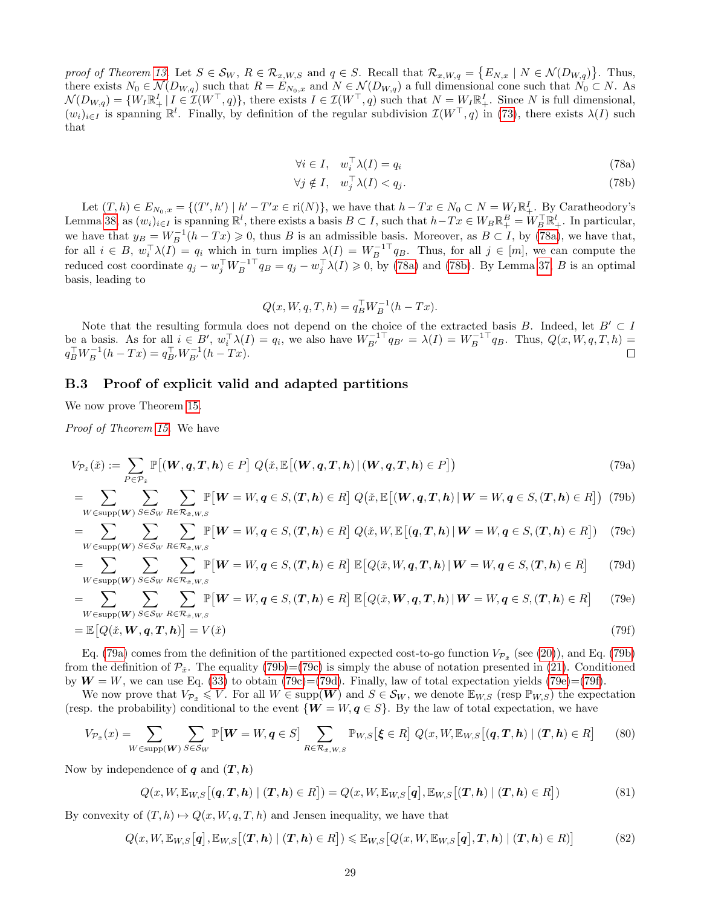*proof of Theorem 13.* Let $S \in \mathcal{S}_W$, $R \in \mathcal{R}_{x,W,S}$ and $q \in S$. Recall that $\mathcal{R}_{x,W,q} = \{E_{N,x} \mid N \in \mathcal{N}(D_{W,q})\}$. Thus, there exists $N_0 \in \mathcal{N}(D_{W,q})$ such that $R = E_{N_0,x}$ and $N \in \mathcal{N}(D_{W,q})$ a full dimensional cone such that $N_0 \subset N$. As $\mathcal{N}(D_{W,q}) = \{W_I \mathbb{R}_+^I \mid I \in \mathcal{I}(W^\top, q)\}$, there exists $I \in \mathcal{I}(W^\top, q)$ such that $N = W_I \mathbb{R}_+^I$. Since $N$ is full dimensional, $(w_i)_{i \in I}$ is spanning $\mathbb{R}^l$. Finally, by definition of the regular subdivision $\mathcal{I}(W^\top, q)$ in (73), there exists $\lambda(I)$ such that

$$\forall i \in I, \quad w_i^\top \lambda(I) = q_i \tag{78a}$$

$$\forall j \notin I, \quad w_j^\top \lambda(I) < q_j. \tag{78b}$$

Let $(T,h) \in E_{N_0,x} = \{(T',h') \mid h' - T'x \in \mathrm{ri}(N)\}$, we have that $h - Tx \in N_0 \subset N = W_I \mathbb{R}_+^I$. By Caratheodory's Lemma 38, as $(w_i)_{i \in I}$ is spanning $\mathbb{R}^l$, there exists a basis $B \subset I$, such that $h - Tx \in W_B \mathbb{R}_+^B = W_B^\top \mathbb{R}_+^l$. In particular, we have that $y_B = W_B^{-1}(h - Tx) \geqslant 0$, thus $B$ is an admissible basis. Moreover, as $B \subset I$, by (78a), we have that, for all $i \in B$, $w_i^\top \lambda(I) = q_i$ which in turn implies $\lambda(I) = W_B^{-1\top} q_B$. Thus, for all $j \in [m]$, we can compute the reduced cost coordinate $q_j - w_j^\top W_B^{-1\top} q_B = q_j - w_j^\top \lambda(I) \geqslant 0$, by (78a) and (78b). By Lemma 37, $B$ is an optimal basis, leading to

$$Q(x, W, q, T, h) = q_B^\top W_B^{-1}(h - Tx).$$

Note that the resulting formula does not depend on the choice of the extracted basis $B$. Indeed, let $B' \subset I$ be a basis. As for all $i \in B'$, $w_i^\top \lambda(I) = q_i$, we also have $W_{B'}^{-1\top} q_{B'} = \lambda(I) = W_B^{-1\top} q_B$. Thus, $Q(x, W, q, T, h) = q_B^\top W_B^{-1}(h - Tx) = q_{B'}^\top W_{B'}^{-1}(h - Tx)$. □

## B.3 Proof of explicit valid and adapted partitions

We now prove Theorem 15.

*Proof of Theorem 15.* We have

$$V_{\mathcal{P}_{\check{x}}}(\check{x}) := \sum_{P \in \mathcal{P}_{\check{x}}} \mathbb{P}\big[(\boldsymbol{W}, \boldsymbol{q}, \boldsymbol{T}, \boldsymbol{h}) \in P\big] \; Q\big(\check{x}, \mathbb{E}\big[(\boldsymbol{W}, \boldsymbol{q}, \boldsymbol{T}, \boldsymbol{h}) \,|\, (\boldsymbol{W}, \boldsymbol{q}, \boldsymbol{T}, \boldsymbol{h}) \in P\big]\big) \tag{79a}$$

$$= \sum_{W \in \mathrm{supp}(\boldsymbol{W})} \sum_{S \in \mathcal{S}_W} \sum_{R \in \mathcal{R}_{\check{x},W,S}} \mathbb{P}\big[\boldsymbol{W} = W, \boldsymbol{q} \in S, (\boldsymbol{T}, \boldsymbol{h}) \in R\big] \; Q\big(\check{x}, \mathbb{E}\big[(\boldsymbol{W}, \boldsymbol{q}, \boldsymbol{T}, \boldsymbol{h}) \,|\, \boldsymbol{W} = W, \boldsymbol{q} \in S, (\boldsymbol{T}, \boldsymbol{h}) \in R\big]\big) \tag{79b}$$

$$= \sum_{W \in \mathrm{supp}(\boldsymbol{W})} \sum_{S \in \mathcal{S}_W} \sum_{R \in \mathcal{R}_{\check{x},W,S}} \mathbb{P}\big[\boldsymbol{W} = W, \boldsymbol{q} \in S, (\boldsymbol{T}, \boldsymbol{h}) \in R\big] \; Q\big(\check{x}, W, \mathbb{E}\big[(\boldsymbol{q}, \boldsymbol{T}, \boldsymbol{h}) \,|\, \boldsymbol{W} = W, \boldsymbol{q} \in S, (\boldsymbol{T}, \boldsymbol{h}) \in R\big]\big) \tag{79c}$$

$$= \sum_{W \in \mathrm{supp}(\boldsymbol{W})} \sum_{S \in \mathcal{S}_W} \sum_{R \in \mathcal{R}_{\check{x},W,S}} \mathbb{P}\big[\boldsymbol{W} = W, \boldsymbol{q} \in S, (\boldsymbol{T}, \boldsymbol{h}) \in R\big] \; \mathbb{E}\big[Q(\check{x}, W, \boldsymbol{q}, \boldsymbol{T}, \boldsymbol{h}) \,|\, \boldsymbol{W} = W, \boldsymbol{q} \in S, (\boldsymbol{T}, \boldsymbol{h}) \in R\big] \tag{79d}$$

$$= \sum_{W \in \mathrm{supp}(\boldsymbol{W})} \sum_{S \in \mathcal{S}_W} \sum_{R \in \mathcal{R}_{\check{x},W,S}} \mathbb{P}\big[\boldsymbol{W} = W, \boldsymbol{q} \in S, (\boldsymbol{T}, \boldsymbol{h}) \in R\big] \; \mathbb{E}\big[Q(\check{x}, \boldsymbol{W}, \boldsymbol{q}, \boldsymbol{T}, \boldsymbol{h}) \,|\, \boldsymbol{W} = W, \boldsymbol{q} \in S, (\boldsymbol{T}, \boldsymbol{h}) \in R\big] \tag{79e}$$

$$= \mathbb{E}\big[Q(\check{x}, \boldsymbol{W}, \boldsymbol{q}, \boldsymbol{T}, \boldsymbol{h})\big] = V(\check{x}) \tag{79f}$$

Eq. (79a) comes from the definition of the partitioned expected cost-to-go function $V_{\mathcal{P}_{\check{x}}}$ (see (20)), and Eq. (79b) from the definition of $\mathcal{P}_{\check{x}}$. The equality (79b)=(79c) is simply the abuse of notation presented in (21). Conditioned by $\boldsymbol{W} = W$, we can use Eq. (33) to obtain (79c)=(79d). Finally, law of total expectation yields (79e)=(79f).

We now prove that $V_{\mathcal{P}_{\check{x}}} \leqslant V$. For all $W \in \mathrm{supp}(\boldsymbol{W})$ and $S \in \mathcal{S}_W$, we denote $\mathbb{E}_{W,S}$ (resp $\mathbb{P}_{W,S}$) the expectation (resp. the probability) conditional to the event $\{\boldsymbol{W} = W, \boldsymbol{q} \in S\}$. By the law of total expectation, we have

$$V_{\mathcal{P}_{\check{x}}}(x) = \sum_{W \in \mathrm{supp}(\boldsymbol{W})} \sum_{S \in \mathcal{S}_W} \mathbb{P}\big[\boldsymbol{W} = W, \boldsymbol{q} \in S\big] \sum_{R \in \mathcal{R}_{\check{x},W,S}} \mathbb{P}_{W,S}\big[\boldsymbol{\xi} \in R\big] \; Q(x, W, \mathbb{E}_{W,S}\big[(\boldsymbol{q}, \boldsymbol{T}, \boldsymbol{h}) \mid (\boldsymbol{T}, \boldsymbol{h}) \in R\big] \tag{80}$$

Now by independence of $\boldsymbol{q}$ and $(\boldsymbol{T}, \boldsymbol{h})$

$$Q(x, W, \mathbb{E}_{W,S}\big[(\boldsymbol{q}, \boldsymbol{T}, \boldsymbol{h}) \mid (\boldsymbol{T}, \boldsymbol{h}) \in R\big]) = Q(x, W, \mathbb{E}_{W,S}\big[\boldsymbol{q}\big], \mathbb{E}_{W,S}\big[(\boldsymbol{T}, \boldsymbol{h}) \mid (\boldsymbol{T}, \boldsymbol{h}) \in R\big]) \tag{81}$$

By convexity of $(T, h) \mapsto Q(x, W, q, T, h)$ and Jensen inequality, we have that

$$Q(x, W, \mathbb{E}_{W,S}\big[\boldsymbol{q}\big], \mathbb{E}_{W,S}\big[(\boldsymbol{T}, \boldsymbol{h}) \mid (\boldsymbol{T}, \boldsymbol{h}) \in R\big]) \leqslant \mathbb{E}_{W,S}\big[Q(x, W, \mathbb{E}_{W,S}\big[\boldsymbol{q}\big], \boldsymbol{T}, \boldsymbol{h}) \mid (\boldsymbol{T}, \boldsymbol{h}) \in R)\big] \tag{82}$$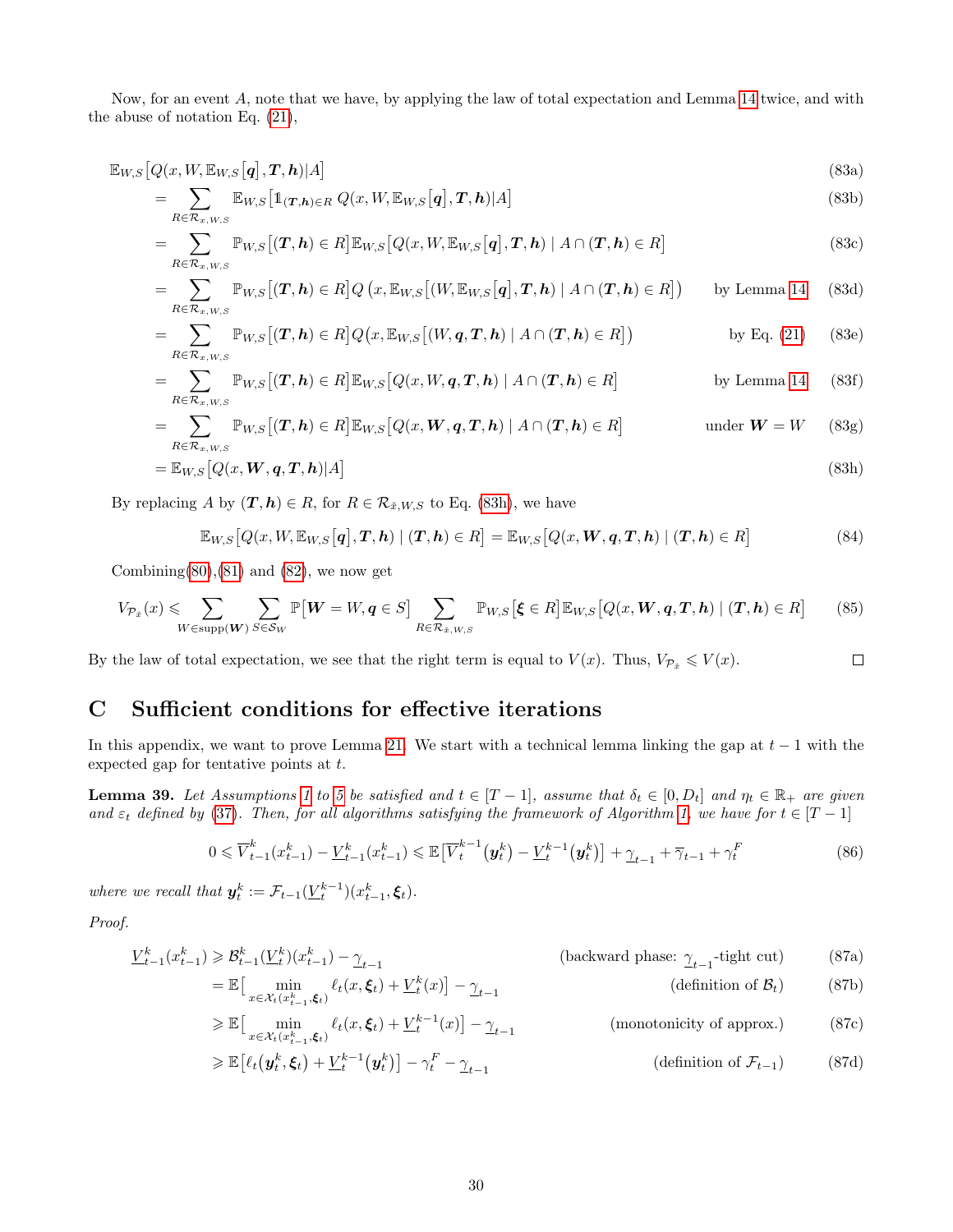Now, for an event $A$, note that we have, by applying the law of total expectation and Lemma 14 twice, and with the abuse of notation Eq. (21),

$$
\begin{aligned}
&\mathbb{E}_{W,S}\big[Q(x, W, \mathbb{E}_{W,S}[\boldsymbol{q}], \boldsymbol{T}, \boldsymbol{h}) | A\big] && \text{(83a)}\\
&= \sum_{R \in \mathcal{R}_{x,W,S}} \mathbb{E}_{W,S}\big[\mathbb{1}_{(\boldsymbol{T},\boldsymbol{h})\in R}\, Q(x, W, \mathbb{E}_{W,S}[\boldsymbol{q}], \boldsymbol{T}, \boldsymbol{h}) | A\big] && \text{(83b)}\\
&= \sum_{R \in \mathcal{R}_{x,W,S}} \mathbb{P}_{W,S}\big[(\boldsymbol{T},\boldsymbol{h}) \in R\big] \mathbb{E}_{W,S}\big[Q(x, W, \mathbb{E}_{W,S}[\boldsymbol{q}], \boldsymbol{T}, \boldsymbol{h}) \mid A \cap (\boldsymbol{T},\boldsymbol{h}) \in R\big] && \text{(83c)}\\
&= \sum_{R \in \mathcal{R}_{x,W,S}} \mathbb{P}_{W,S}\big[(\boldsymbol{T},\boldsymbol{h}) \in R\big] Q\left(x, \mathbb{E}_{W,S}\big[(W, \mathbb{E}_{W,S}[\boldsymbol{q}], \boldsymbol{T}, \boldsymbol{h}) \mid A \cap (\boldsymbol{T},\boldsymbol{h}) \in R\big]\right) \quad \text{by Lemma 14} && \text{(83d)}\\
&= \sum_{R \in \mathcal{R}_{x,W,S}} \mathbb{P}_{W,S}\big[(\boldsymbol{T},\boldsymbol{h}) \in R\big] Q\big(x, \mathbb{E}_{W,S}\big[(W, \boldsymbol{q}, \boldsymbol{T}, \boldsymbol{h}) \mid A \cap (\boldsymbol{T},\boldsymbol{h}) \in R\big]\big) \quad \text{by Eq. (21)} && \text{(83e)}\\
&= \sum_{R \in \mathcal{R}_{x,W,S}} \mathbb{P}_{W,S}\big[(\boldsymbol{T},\boldsymbol{h}) \in R\big] \mathbb{E}_{W,S}\big[Q(x, W, \boldsymbol{q}, \boldsymbol{T}, \boldsymbol{h}) \mid A \cap (\boldsymbol{T},\boldsymbol{h}) \in R\big] \quad \text{by Lemma 14} && \text{(83f)}\\
&= \sum_{R \in \mathcal{R}_{x,W,S}} \mathbb{P}_{W,S}\big[(\boldsymbol{T},\boldsymbol{h}) \in R\big] \mathbb{E}_{W,S}\big[Q(x, \boldsymbol{W}, \boldsymbol{q}, \boldsymbol{T}, \boldsymbol{h}) \mid A \cap (\boldsymbol{T},\boldsymbol{h}) \in R\big] \quad \text{under } \boldsymbol{W} = W && \text{(83g)}\\
&= \mathbb{E}_{W,S}\big[Q(x, \boldsymbol{W}, \boldsymbol{q}, \boldsymbol{T}, \boldsymbol{h}) | A\big] && \text{(83h)}
\end{aligned}
$$

By replacing $A$ by $(\boldsymbol{T},\boldsymbol{h}) \in R$, for $R \in \mathcal{R}_{\check{x},W,S}$ to Eq. (83h), we have

$$
\mathbb{E}_{W,S}\big[Q(x, W, \mathbb{E}_{W,S}[\boldsymbol{q}], \boldsymbol{T}, \boldsymbol{h}) \mid (\boldsymbol{T},\boldsymbol{h}) \in R\big] = \mathbb{E}_{W,S}\big[Q(x, \boldsymbol{W}, \boldsymbol{q}, \boldsymbol{T}, \boldsymbol{h}) \mid (\boldsymbol{T},\boldsymbol{h}) \in R\big] \tag{84}
$$

Combining (80), (81) and (82), we now get

$$
V_{\mathcal{P}_{\check{x}}}(x) \leqslant \sum_{W \in \mathrm{supp}(\boldsymbol{W})} \sum_{S \in \mathcal{S}_W} \mathbb{P}\big[\boldsymbol{W} = W, \boldsymbol{q} \in S\big] \sum_{R \in \mathcal{R}_{\check{x},W,S}} \mathbb{P}_{W,S}\big[\boldsymbol{\xi} \in R\big] \mathbb{E}_{W,S}\big[Q(x, \boldsymbol{W}, \boldsymbol{q}, \boldsymbol{T}, \boldsymbol{h}) \mid (\boldsymbol{T},\boldsymbol{h}) \in R\big] \tag{85}
$$

By the law of total expectation, we see that the right term is equal to $V(x)$. Thus, $V_{\mathcal{P}_{\check{x}}} \leqslant V(x)$. ◻

# C Sufficient conditions for effective iterations

In this appendix, we want to prove Lemma 21. We start with a technical lemma linking the gap at $t-1$ with the expected gap for tentative points at $t$.

**Lemma 39.** *Let Assumptions 1 to 5 be satisfied and $t \in [T-1]$, assume that $\delta_t \in [0, D_t]$ and $\eta_t \in \mathbb{R}_+$ are given and $\varepsilon_t$ defined by (37). Then, for all algorithms satisfying the framework of Algorithm 1, we have for $t \in [T-1]$*

$$
0 \leqslant \overline{V}_{t-1}^k(x_{t-1}^k) - \underline{V}_{t-1}^k(x_{t-1}^k) \leqslant \mathbb{E}\big[\overline{V}_t^{k-1}(\boldsymbol{y}_t^k) - \underline{V}_t^{k-1}(\boldsymbol{y}_t^k)\big] + \underline{\gamma}_{t-1} + \overline{\gamma}_{t-1} + \gamma_t^F \tag{86}
$$

*where we recall that $\boldsymbol{y}_t^k := \mathcal{F}_{t-1}(\underline{V}_t^{k-1})(x_{t-1}^k, \boldsymbol{\xi}_t)$.*

*Proof.*

$$
\begin{aligned}
\underline{V}_{t-1}^k(x_{t-1}^k) &\geqslant \mathcal{B}_{t-1}^k(\underline{V}_t^k)(x_{t-1}^k) - \underline{\gamma}_{t-1} && \text{(backward phase: } \underline{\gamma}_{t-1}\text{-tight cut)} \quad \text{(87a)}\\
&= \mathbb{E}\Big[\min_{x \in \mathcal{X}_t(x_{t-1}^k, \boldsymbol{\xi}_t)} \ell_t(x, \boldsymbol{\xi}_t) + \underline{V}_t^k(x)\Big] - \underline{\gamma}_{t-1} && \text{(definition of } \mathcal{B}_t) \quad \text{(87b)}\\
&\geqslant \mathbb{E}\Big[\min_{x \in \mathcal{X}_t(x_{t-1}^k, \boldsymbol{\xi}_t)} \ell_t(x, \boldsymbol{\xi}_t) + \underline{V}_t^{k-1}(x)\Big] - \underline{\gamma}_{t-1} && \text{(monotonicity of approx.)} \quad \text{(87c)}\\
&\geqslant \mathbb{E}\big[\ell_t(\boldsymbol{y}_t^k, \boldsymbol{\xi}_t) + \underline{V}_t^{k-1}(\boldsymbol{y}_t^k)\big] - \gamma_t^F - \underline{\gamma}_{t-1} && \text{(definition of } \mathcal{F}_{t-1}) \quad \text{(87d)}
\end{aligned}
$$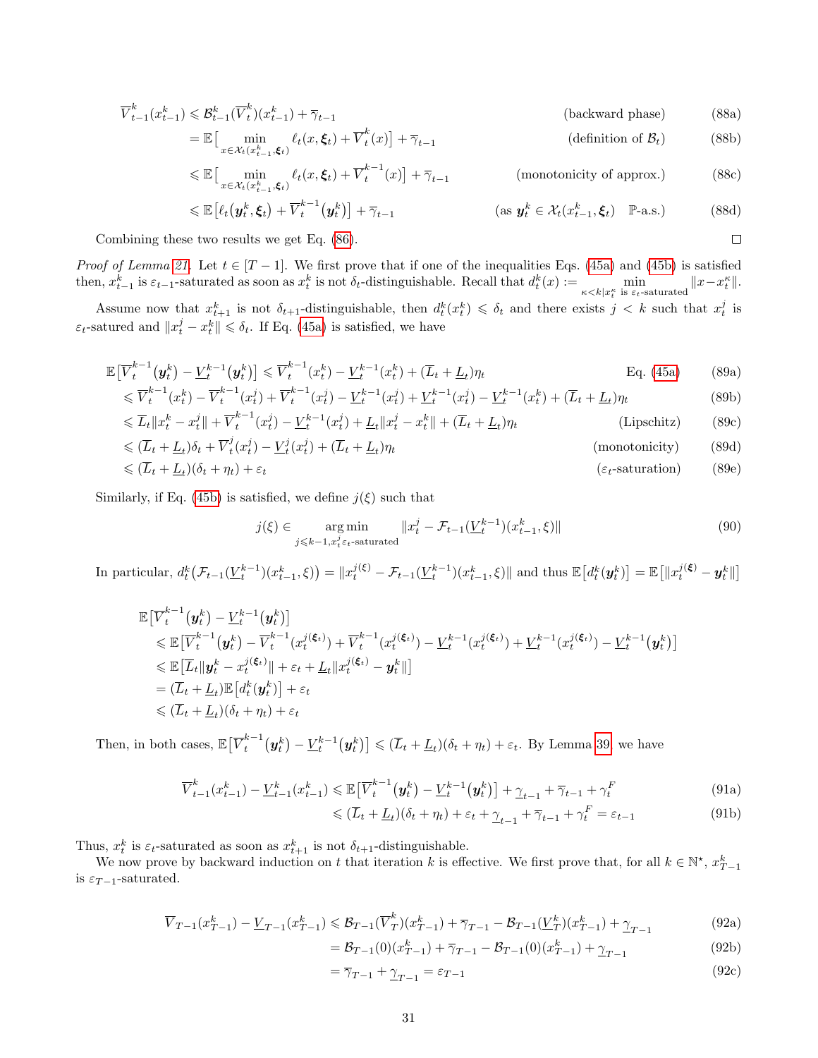$$
\begin{aligned}
\overline{V}_{t-1}^{k}(x_{t-1}^{k}) &\leqslant \mathcal{B}_{t-1}^{k}(\overline{V}_{t}^{k})(x_{t-1}^{k}) + \overline{\gamma}_{t-1} && \text{(backward phase)} && \text{(88a)}\\
&= \mathbb{E}\big[\min_{x\in\mathcal{X}_t(x_{t-1}^k,\boldsymbol{\xi}_t)} \ell_t(x,\boldsymbol{\xi}_t) + \overline{V}_t^k(x)\big] + \overline{\gamma}_{t-1} && \text{(definition of } \mathcal{B}_t) && \text{(88b)}\\
&\leqslant \mathbb{E}\big[\min_{x\in\mathcal{X}_t(x_{t-1}^k,\boldsymbol{\xi}_t)} \ell_t(x,\boldsymbol{\xi}_t) + \overline{V}_t^{k-1}(x)\big] + \overline{\gamma}_{t-1} && \text{(monotonicity of approx.)} && \text{(88c)}\\
&\leqslant \mathbb{E}\big[\ell_t(\boldsymbol{y}_t^k,\boldsymbol{\xi}_t) + \overline{V}_t^{k-1}(\boldsymbol{y}_t^k)\big] + \overline{\gamma}_{t-1} && \text{(as } \boldsymbol{y}_t^k \in \mathcal{X}_t(x_{t-1}^k,\boldsymbol{\xi}_t) \quad \mathbb{P}\text{-a.s.)} && \text{(88d)}
\end{aligned}
$$

Combining these two results we get Eq. (86). □

*Proof of Lemma 21.* Let $t \in [T-1]$. We first prove that if one of the inequalities Eqs. (45a) and (45b) is satisfied then, $x_{t-1}^k$ is $\varepsilon_{t-1}$-saturated as soon as $x_t^k$ is not $\delta_t$-distinguishable. Recall that $d_t^k(x) := \min_{\kappa<k|x_t^\kappa \text{ is } \varepsilon_t\text{-saturated}} \|x - x_t^\kappa\|$.

Assume now that $x_{t+1}^k$ is not $\delta_{t+1}$-distinguishable, then $d_t^k(x_t^k) \leqslant \delta_t$ and there exists $j < k$ such that $x_t^j$ is $\varepsilon_t$-satured and $\|x_t^j - x_t^k\| \leqslant \delta_t$. If Eq. (45a) is satisfied, we have

$$
\begin{aligned}
&\mathbb{E}\big[\overline{V}_t^{k-1}(\boldsymbol{y}_t^k) - \underline{V}_t^{k-1}(\boldsymbol{y}_t^k)\big] \leqslant \overline{V}_t^{k-1}(x_t^k) - \underline{V}_t^{k-1}(x_t^k) + (\overline{L}_t + \underline{L}_t)\eta_t && \text{Eq. (45a)} && \text{(89a)}\\
&\leqslant \overline{V}_t^{k-1}(x_t^k) - \overline{V}_t^{k-1}(x_t^j) + \overline{V}_t^{k-1}(x_t^j) - \underline{V}_t^{k-1}(x_t^j) + \underline{V}_t^{k-1}(x_t^j) - \underline{V}_t^{k-1}(x_t^k) + (\overline{L}_t + \underline{L}_t)\eta_t && && \text{(89b)}\\
&\leqslant \overline{L}_t\|x_t^k - x_t^j\| + \overline{V}_t^{k-1}(x_t^j) - \underline{V}_t^{k-1}(x_t^j) + \underline{L}_t\|x_t^j - x_t^k\| + (\overline{L}_t + \underline{L}_t)\eta_t && \text{(Lipschitz)} && \text{(89c)}\\
&\leqslant (\overline{L}_t + \underline{L}_t)\delta_t + \overline{V}_t^{j}(x_t^j) - \underline{V}_t^{j}(x_t^j) + (\overline{L}_t + \underline{L}_t)\eta_t && \text{(monotonicity)} && \text{(89d)}\\
&\leqslant (\overline{L}_t + \underline{L}_t)(\delta_t + \eta_t) + \varepsilon_t && (\varepsilon_t\text{-saturation}) && \text{(89e)}
\end{aligned}
$$

Similarly, if Eq. (45b) is satisfied, we define $j(\xi)$ such that

$$
j(\xi) \in \mathop{\arg\min}_{j\leqslant k-1, x_t^j \varepsilon_t\text{-saturated}} \|x_t^j - \mathcal{F}_{t-1}(\underline{V}_t^{k-1})(x_{t-1}^k,\xi)\| \tag{90}
$$

In particular, $d_t^k\big(\mathcal{F}_{t-1}(\underline{V}_t^{k-1})(x_{t-1}^k,\xi)\big) = \|x_t^{j(\xi)} - \mathcal{F}_{t-1}(\underline{V}_t^{k-1})(x_{t-1}^k,\xi)\|$ and thus $\mathbb{E}\big[d_t^k(\boldsymbol{y}_t^k)\big] = \mathbb{E}\big[\|x_t^{j(\boldsymbol{\xi})} - \boldsymbol{y}_t^k\|\big]$

$$
\begin{aligned}
&\mathbb{E}\big[\overline{V}_t^{k-1}(\boldsymbol{y}_t^k) - \underline{V}_t^{k-1}(\boldsymbol{y}_t^k)\big]\\
&\leqslant \mathbb{E}\big[\overline{V}_t^{k-1}(\boldsymbol{y}_t^k) - \overline{V}_t^{k-1}(x_t^{j(\boldsymbol{\xi}_t)}) + \overline{V}_t^{k-1}(x_t^{j(\boldsymbol{\xi}_t)}) - \underline{V}_t^{k-1}(x_t^{j(\boldsymbol{\xi}_t)}) + \underline{V}_t^{k-1}(x_t^{j(\boldsymbol{\xi}_t)}) - \underline{V}_t^{k-1}(\boldsymbol{y}_t^k)\big]\\
&\leqslant \mathbb{E}\big[\overline{L}_t\|\boldsymbol{y}_t^k - x_t^{j(\boldsymbol{\xi}_t)}\| + \varepsilon_t + \underline{L}_t\|x_t^{j(\boldsymbol{\xi}_t)} - \boldsymbol{y}_t^k\|\big]\\
&= (\overline{L}_t + \underline{L}_t)\mathbb{E}\big[d_t^k(\boldsymbol{y}_t^k)\big] + \varepsilon_t\\
&\leqslant (\overline{L}_t + \underline{L}_t)(\delta_t + \eta_t) + \varepsilon_t
\end{aligned}
$$

Then, in both cases, $\mathbb{E}\big[\overline{V}_t^{k-1}(\boldsymbol{y}_t^k) - \underline{V}_t^{k-1}(\boldsymbol{y}_t^k)\big] \leqslant (\overline{L}_t + \underline{L}_t)(\delta_t + \eta_t) + \varepsilon_t$. By Lemma 39, we have

$$
\begin{aligned}
\overline{V}_{t-1}^k(x_{t-1}^k) - \underline{V}_{t-1}^k(x_{t-1}^k) &\leqslant \mathbb{E}\big[\overline{V}_t^{k-1}(\boldsymbol{y}_t^k) - \underline{V}_t^{k-1}(\boldsymbol{y}_t^k)\big] + \underline{\gamma}_{t-1} + \overline{\gamma}_{t-1} + \gamma_t^F && \text{(91a)}\\
&\leqslant (\overline{L}_t + \underline{L}_t)(\delta_t + \eta_t) + \varepsilon_t + \underline{\gamma}_{t-1} + \overline{\gamma}_{t-1} + \gamma_t^F = \varepsilon_{t-1} && \text{(91b)}
\end{aligned}
$$

Thus, $x_t^k$ is $\varepsilon_t$-saturated as soon as $x_{t+1}^k$ is not $\delta_{t+1}$-distinguishable.

We now prove by backward induction on $t$ that iteration $k$ is effective. We first prove that, for all $k \in \mathbb{N}^\star$, $x_{T-1}^k$ is $\varepsilon_{T-1}$-saturated.

$$
\begin{aligned}
\overline{V}_{T-1}(x_{T-1}^k) - \underline{V}_{T-1}(x_{T-1}^k) &\leqslant \mathcal{B}_{T-1}(\overline{V}_T^k)(x_{T-1}^k) + \overline{\gamma}_{T-1} - \mathcal{B}_{T-1}(\underline{V}_T^k)(x_{T-1}^k) + \underline{\gamma}_{T-1} && \text{(92a)}\\
&= \mathcal{B}_{T-1}(0)(x_{T-1}^k) + \overline{\gamma}_{T-1} - \mathcal{B}_{T-1}(0)(x_{T-1}^k) + \underline{\gamma}_{T-1} && \text{(92b)}\\
&= \overline{\gamma}_{T-1} + \underline{\gamma}_{T-1} = \varepsilon_{T-1} && \text{(92c)}
\end{aligned}
$$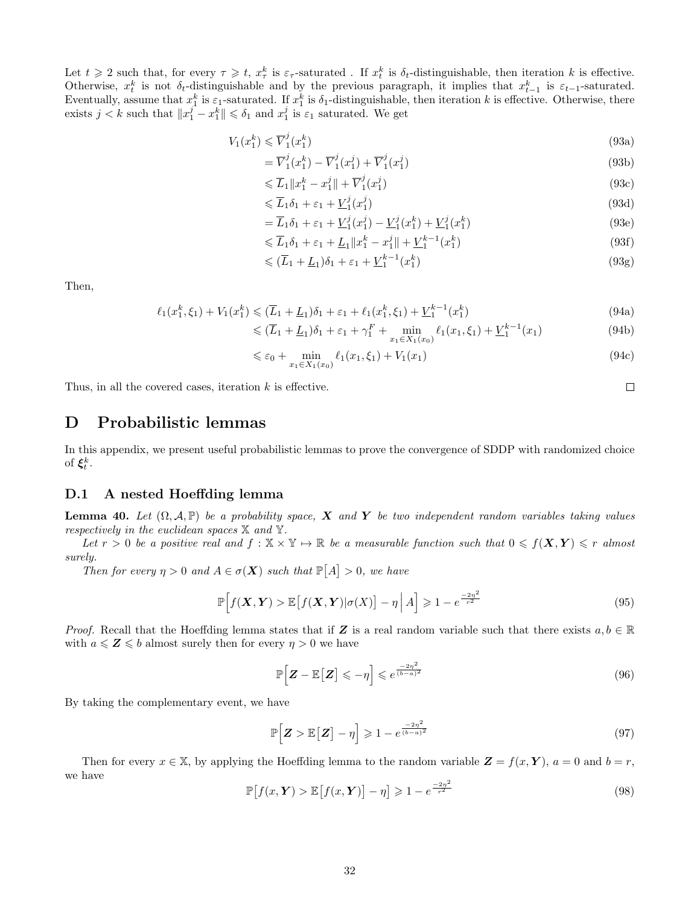Let $t \geqslant 2$ such that, for every $\tau \geqslant t$, $x_\tau^k$ is $\varepsilon_\tau$-saturated . If $x_t^k$ is $\delta_t$-distinguishable, then iteration $k$ is effective. Otherwise, $x_t^k$ is not $\delta_t$-distinguishable and by the previous paragraph, it implies that $x_{t-1}^k$ is $\varepsilon_{t-1}$-saturated. Eventually, assume that $x_1^k$ is $\varepsilon_1$-saturated. If $x_1^k$ is $\delta_1$-distinguishable, then iteration $k$ is effective. Otherwise, there exists $j < k$ such that $\|x_1^j - x_1^k\| \leqslant \delta_1$ and $x_1^j$ is $\varepsilon_1$ saturated. We get

$$
\begin{aligned}
V_1(x_1^k) &\leqslant \overline{V}_1^j(x_1^k) && (93a)\\
&= \overline{V}_1^j(x_1^k) - \overline{V}_1^j(x_1^j) + \overline{V}_1^j(x_1^j) && (93b)\\
&\leqslant \overline{L}_1\|x_1^k - x_1^j\| + \overline{V}_1^j(x_1^j) && (93c)\\
&\leqslant \overline{L}_1\delta_1 + \varepsilon_1 + \underline{V}_1^j(x_1^j) && (93d)\\
&= \overline{L}_1\delta_1 + \varepsilon_1 + \underline{V}_1^j(x_1^j) - \underline{V}_1^j(x_1^k) + \underline{V}_1^j(x_1^k) && (93e)\\
&\leqslant \overline{L}_1\delta_1 + \varepsilon_1 + \underline{L}_1\|x_1^k - x_1^j\| + \underline{V}_1^{k-1}(x_1^k) && (93f)\\
&\leqslant (\overline{L}_1 + \underline{L}_1)\delta_1 + \varepsilon_1 + \underline{V}_1^{k-1}(x_1^k) && (93g)
\end{aligned}
$$

Then,

$$
\begin{aligned}
\ell_1(x_1^k,\xi_1) + V_1(x_1^k) &\leqslant (\overline{L}_1 + \underline{L}_1)\delta_1 + \varepsilon_1 + \ell_1(x_1^k,\xi_1) + \underline{V}_1^{k-1}(x_1^k) && (94a)\\
&\leqslant (\overline{L}_1 + \underline{L}_1)\delta_1 + \varepsilon_1 + \gamma_1^F + \min_{x_1 \in X_1(x_0)} \ell_1(x_1,\xi_1) + \underline{V}_1^{k-1}(x_1) && (94b)\\
&\leqslant \varepsilon_0 + \min_{x_1 \in X_1(x_0)} \ell_1(x_1,\xi_1) + V_1(x_1) && (94c)
\end{aligned}
$$

Thus, in all the covered cases, iteration $k$ is effective. □

# D Probabilistic lemmas

In this appendix, we present useful probabilistic lemmas to prove the convergence of SDDP with randomized choice of $\boldsymbol{\xi}_t^k$.

## D.1 A nested Hoeffding lemma

**Lemma 40.** *Let $(\Omega, \mathcal{A}, \mathbb{P})$ be a probability space, $\boldsymbol{X}$ and $\boldsymbol{Y}$ be two independent random variables taking values respectively in the euclidean spaces $\mathbb{X}$ and $\mathbb{Y}$.*

*Let $r > 0$ be a positive real and $f : \mathbb{X} \times \mathbb{Y} \mapsto \mathbb{R}$ be a measurable function such that $0 \leqslant f(\boldsymbol{X},\boldsymbol{Y}) \leqslant r$ almost surely.*

*Then for every $\eta > 0$ and $A \in \sigma(\boldsymbol{X})$ such that $\mathbb{P}\big[A\big] > 0$, we have*

$$
\mathbb{P}\Big[f(\boldsymbol{X},\boldsymbol{Y}) > \mathbb{E}\big[f(\boldsymbol{X},\boldsymbol{Y})|\sigma(X)\big] - \eta \,\Big|\, A\Big] \geqslant 1 - e^{\frac{-2\eta^2}{r^2}} \tag{95}
$$

*Proof.* Recall that the Hoeffding lemma states that if $\boldsymbol{Z}$ is a real random variable such that there exists $a, b \in \mathbb{R}$ with $a \leqslant \boldsymbol{Z} \leqslant b$ almost surely then for every $\eta > 0$ we have

$$
\mathbb{P}\Big[\boldsymbol{Z} - \mathbb{E}\big[\boldsymbol{Z}\big] \leqslant -\eta\Big] \leqslant e^{\frac{-2\eta^2}{(b-a)^2}} \tag{96}
$$

By taking the complementary event, we have

$$
\mathbb{P}\Big[\boldsymbol{Z} > \mathbb{E}\big[\boldsymbol{Z}\big] - \eta\Big] \geqslant 1 - e^{\frac{-2\eta^2}{(b-a)^2}} \tag{97}
$$

Then for every $x \in \mathbb{X}$, by applying the Hoeffding lemma to the random variable $\boldsymbol{Z} = f(x,\boldsymbol{Y})$, $a = 0$ and $b = r$, we have

$$
\mathbb{P}\big[f(x,\boldsymbol{Y}) > \mathbb{E}\big[f(x,\boldsymbol{Y})\big] - \eta\big] \geqslant 1 - e^{\frac{-2\eta^2}{r^2}} \tag{98}
$$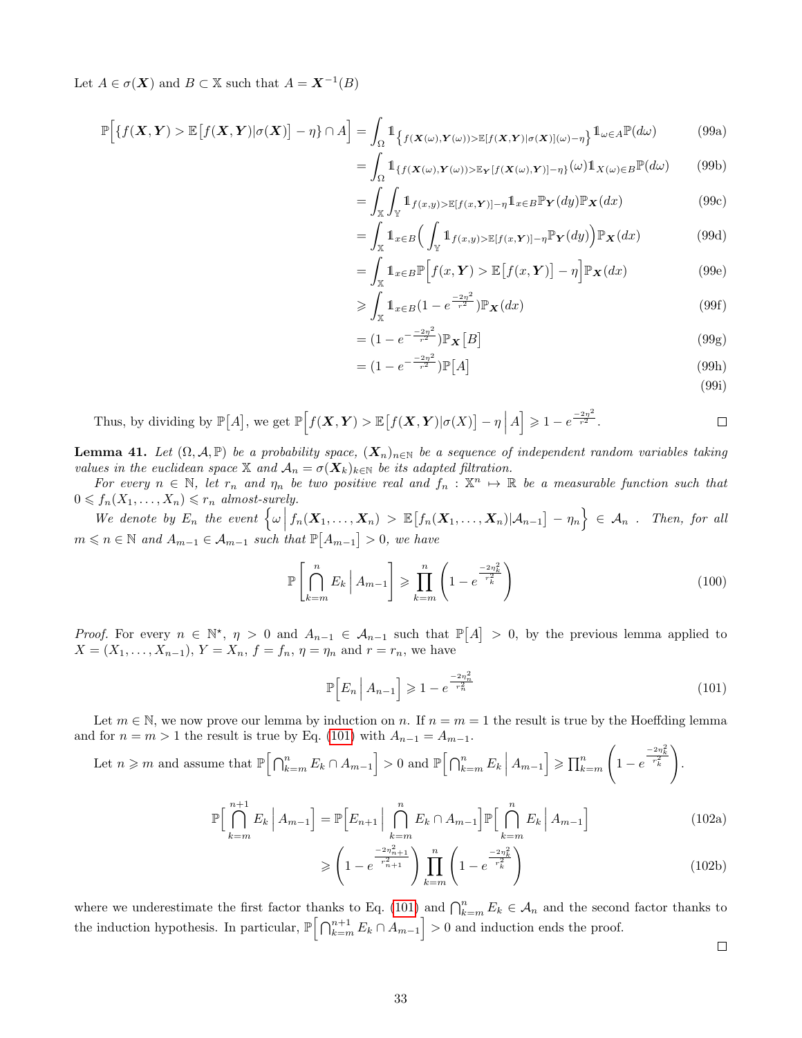Let $A \in \sigma(\boldsymbol{X})$ and $B \subset \mathbb{X}$ such that $A = \boldsymbol{X}^{-1}(B)$

$$
\begin{aligned}
\mathbb{P}\Big[\{f(\boldsymbol{X},\boldsymbol{Y}) > \mathbb{E}\big[f(\boldsymbol{X},\boldsymbol{Y})|\sigma(\boldsymbol{X})\big] - \eta\} \cap A\Big] &= \int_\Omega \mathbb{1}_{\big\{f(\boldsymbol{X}(\omega),\boldsymbol{Y}(\omega)) > \mathbb{E}[f(\boldsymbol{X},\boldsymbol{Y})|\sigma(\boldsymbol{X})](\omega) - \eta\big\}} \mathbb{1}_{\omega \in A} \mathbb{P}(d\omega) && \text{(99a)}\\
&= \int_\Omega \mathbb{1}_{\{f(\boldsymbol{X}(\omega),\boldsymbol{Y}(\omega)) > \mathbb{E}_{\boldsymbol{Y}}[f(\boldsymbol{X}(\omega),\boldsymbol{Y})] - \eta\}}(\omega) \mathbb{1}_{X(\omega) \in B} \mathbb{P}(d\omega) && \text{(99b)}\\
&= \int_{\mathbb{X}} \int_{\mathbb{Y}} \mathbb{1}_{f(x,y) > \mathbb{E}[f(x,\boldsymbol{Y})] - \eta} \mathbb{1}_{x \in B} \mathbb{P}_{\boldsymbol{Y}}(dy) \mathbb{P}_{\boldsymbol{X}}(dx) && \text{(99c)}\\
&= \int_{\mathbb{X}} \mathbb{1}_{x \in B} \Big( \int_{\mathbb{Y}} \mathbb{1}_{f(x,y) > \mathbb{E}[f(x,\boldsymbol{Y})] - \eta} \mathbb{P}_{\boldsymbol{Y}}(dy) \Big) \mathbb{P}_{\boldsymbol{X}}(dx) && \text{(99d)}\\
&= \int_{\mathbb{X}} \mathbb{1}_{x \in B} \mathbb{P}\Big[f(x,\boldsymbol{Y}) > \mathbb{E}\big[f(x,\boldsymbol{Y})\big] - \eta\Big] \mathbb{P}_{\boldsymbol{X}}(dx) && \text{(99e)}\\
&\geqslant \int_{\mathbb{X}} \mathbb{1}_{x \in B} (1 - e^{\frac{-2\eta^2}{r^2}}) \mathbb{P}_{\boldsymbol{X}}(dx) && \text{(99f)}\\
&= (1 - e^{-\frac{-2\eta^2}{r^2}}) \mathbb{P}_{\boldsymbol{X}}\big[B\big] && \text{(99g)}\\
&= (1 - e^{-\frac{-2\eta^2}{r^2}}) \mathbb{P}\big[A\big] && \text{(99h)}\\
& && \text{(99i)}
\end{aligned}
$$

Thus, by dividing by $\mathbb{P}\big[A\big]$, we get $\mathbb{P}\Big[f(\boldsymbol{X},\boldsymbol{Y}) > \mathbb{E}\big[f(\boldsymbol{X},\boldsymbol{Y})|\sigma(X)\big] - \eta \,\Big|\, A\Big] \geqslant 1 - e^{\frac{-2\eta^2}{r^2}}$. □

**Lemma 41.** *Let $(\Omega, \mathcal{A}, \mathbb{P})$ be a probability space, $(\boldsymbol{X}_n)_{n\in\mathbb{N}}$ be a sequence of independent random variables taking values in the euclidean space $\mathbb{X}$ and $\mathcal{A}_n = \sigma(\boldsymbol{X}_k)_{k\in\mathbb{N}}$ be its adapted filtration.*

*For every $n \in \mathbb{N}$, let $r_n$ and $\eta_n$ be two positive real and $f_n : \mathbb{X}^n \mapsto \mathbb{R}$ be a measurable function such that $0 \leqslant f_n(X_1, \dots, X_n) \leqslant r_n$ almost-surely.*

*We denote by $E_n$ the event $\Big\{\omega \,\Big|\, f_n(\boldsymbol{X}_1,\dots,\boldsymbol{X}_n) > \mathbb{E}\big[f_n(\boldsymbol{X}_1,\dots,\boldsymbol{X}_n)|\mathcal{A}_{n-1}\big] - \eta_n\Big\} \in \mathcal{A}_n$ . Then, for all $m \leqslant n \in \mathbb{N}$ and $A_{m-1} \in \mathcal{A}_{m-1}$ such that $\mathbb{P}\big[A_{m-1}\big] > 0$, we have*

$$
\mathbb{P}\left[\bigcap_{k=m}^{n} E_k \,\Big|\, A_{m-1}\right] \geqslant \prod_{k=m}^{n} \left(1 - e^{\frac{-2\eta_k^2}{r_k^2}}\right) \tag{100}
$$

*Proof.* For every $n \in \mathbb{N}^\star$, $\eta > 0$ and $A_{n-1} \in \mathcal{A}_{n-1}$ such that $\mathbb{P}\big[A\big] > 0$, by the previous lemma applied to $X = (X_1, \dots, X_{n-1})$, $Y = X_n$, $f = f_n$, $\eta = \eta_n$ and $r = r_n$, we have

$$
\mathbb{P}\Big[E_n \,\Big|\, A_{n-1}\Big] \geqslant 1 - e^{\frac{-2\eta_n^2}{r_n^2}} \tag{101}
$$

Let $m \in \mathbb{N}$, we now prove our lemma by induction on $n$. If $n = m = 1$ the result is true by the Hoeffding lemma and for $n = m > 1$ the result is true by Eq. (101) with $A_{n-1} = A_{m-1}$.

Let $n \geqslant m$ and assume that $\mathbb{P}\Big[\bigcap_{k=m}^n E_k \cap A_{m-1}\Big] > 0$ and $\mathbb{P}\Big[\bigcap_{k=m}^n E_k \,\Big|\, A_{m-1}\Big] \geqslant \prod_{k=m}^n \left(1 - e^{\frac{-2\eta_k^2}{r_k^2}}\right)$.

$$
\begin{aligned}
\mathbb{P}\Big[\bigcap_{k=m}^{n+1} E_k \,\Big|\, A_{m-1}\Big] &= \mathbb{P}\Big[E_{n+1} \,\Big|\, \bigcap_{k=m}^{n} E_k \cap A_{m-1}\Big] \mathbb{P}\Big[\bigcap_{k=m}^{n} E_k \,\Big|\, A_{m-1}\Big] && \text{(102a)}\\
&\geqslant \left(1 - e^{\frac{-2\eta_{n+1}^2}{r_{n+1}^2}}\right) \prod_{k=m}^{n} \left(1 - e^{\frac{-2\eta_k^2}{r_k^2}}\right) && \text{(102b)}
\end{aligned}
$$

where we underestimate the first factor thanks to Eq. (101) and $\bigcap_{k=m}^n E_k \in \mathcal{A}_n$ and the second factor thanks to the induction hypothesis. In particular, $\mathbb{P}\Big[\bigcap_{k=m}^{n+1} E_k \cap A_{m-1}\Big] > 0$ and induction ends the proof.

□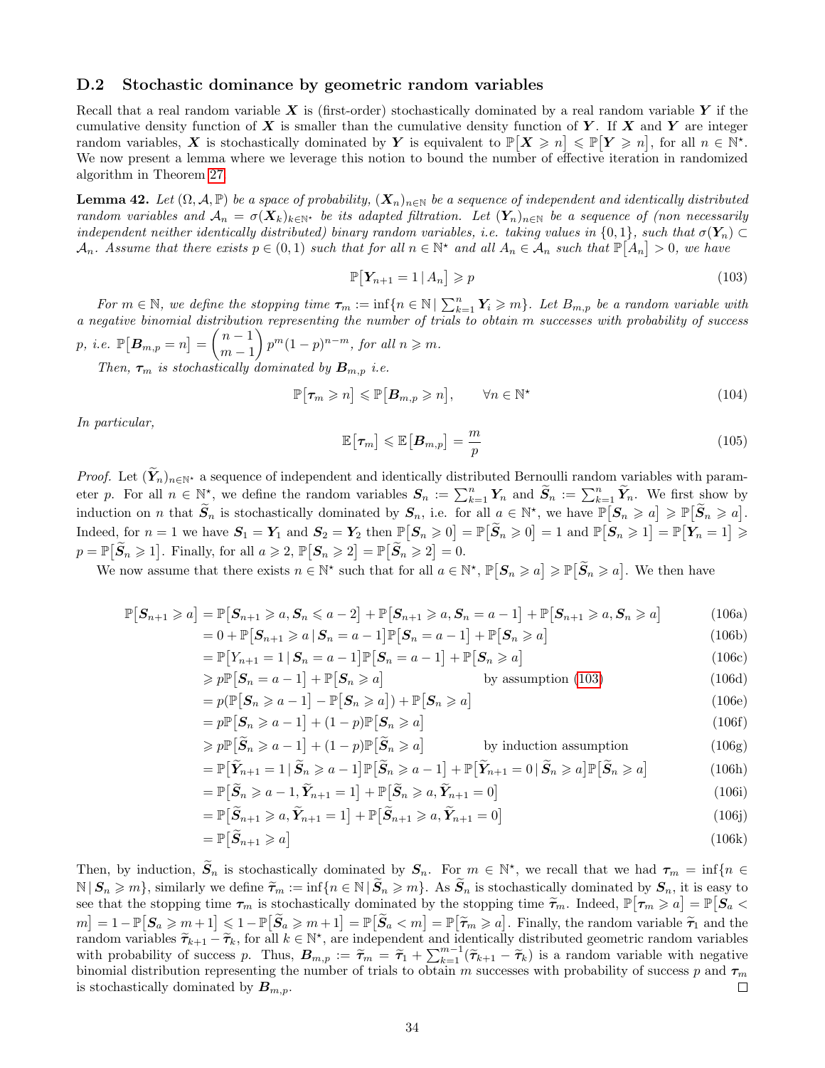### D.2 Stochastic dominance by geometric random variables

Recall that a real random variable $\boldsymbol{X}$ is (first-order) stochastically dominated by a real random variable $\boldsymbol{Y}$ if the cumulative density function of $\boldsymbol{X}$ is smaller than the cumulative density function of $\boldsymbol{Y}$. If $\boldsymbol{X}$ and $\boldsymbol{Y}$ are integer random variables, $\boldsymbol{X}$ is stochastically dominated by $\boldsymbol{Y}$ is equivalent to $\mathbb{P}[\boldsymbol{X} \geqslant n] \leqslant \mathbb{P}[\boldsymbol{Y} \geqslant n]$, for all $n \in \mathbb{N}^\star$. We now present a lemma where we leverage this notion to bound the number of effective iteration in randomized algorithm in Theorem 27.

**Lemma 42.** *Let $(\Omega, \mathcal{A}, \mathbb{P})$ be a space of probability, $(\boldsymbol{X}_n)_{n\in\mathbb{N}}$ be a sequence of independent and identically distributed random variables and $\mathcal{A}_n = \sigma(\boldsymbol{X}_k)_{k\in\mathbb{N}^\star}$ be its adapted filtration. Let $(\boldsymbol{Y}_n)_{n\in\mathbb{N}}$ be a sequence of (non necessarily independent neither identically distributed) binary random variables, i.e. taking values in $\{0,1\}$, such that $\sigma(\boldsymbol{Y}_n) \subset \mathcal{A}_n$. Assume that there exists $p \in (0,1)$ such that for all $n \in \mathbb{N}^\star$ and all $A_n \in \mathcal{A}_n$ such that $\mathbb{P}[A_n] > 0$, we have*

$$\mathbb{P}[\boldsymbol{Y}_{n+1} = 1 \,|\, A_n] \geqslant p \tag{103}$$

*For $m \in \mathbb{N}$, we define the stopping time $\boldsymbol{\tau}_m := \inf\{n \in \mathbb{N} \,|\, \sum_{k=1}^n \boldsymbol{Y}_i \geqslant m\}$. Let $B_{m,p}$ be a random variable with a negative binomial distribution representing the number of trials to obtain $m$ successes with probability of success $p$, i.e. $\mathbb{P}[\boldsymbol{B}_{m,p} = n] = \binom{n-1}{m-1} p^m (1-p)^{n-m}$, for all $n \geqslant m$.*

*Then, $\boldsymbol{\tau}_m$ is stochastically dominated by $\boldsymbol{B}_{m,p}$ i.e.*

$$\mathbb{P}[\boldsymbol{\tau}_m \geqslant n] \leqslant \mathbb{P}[\boldsymbol{B}_{m,p} \geqslant n], \qquad \forall n \in \mathbb{N}^\star \tag{104}$$

*In particular,*

$$\mathbb{E}[\boldsymbol{\tau}_m] \leqslant \mathbb{E}[\boldsymbol{B}_{m,p}] = \frac{m}{p} \tag{105}$$

*Proof.* Let $(\widetilde{\boldsymbol{Y}}_n)_{n\in\mathbb{N}^\star}$ a sequence of independent and identically distributed Bernoulli random variables with parameter $p$. For all $n \in \mathbb{N}^\star$, we define the random variables $\boldsymbol{S}_n := \sum_{k=1}^n \boldsymbol{Y}_n$ and $\widetilde{\boldsymbol{S}}_n := \sum_{k=1}^n \widetilde{\boldsymbol{Y}}_n$. We first show by induction on $n$ that $\widetilde{\boldsymbol{S}}_n$ is stochastically dominated by $\boldsymbol{S}_n$, i.e. for all $a \in \mathbb{N}^\star$, we have $\mathbb{P}[\boldsymbol{S}_n \geqslant a] \geqslant \mathbb{P}[\widetilde{\boldsymbol{S}}_n \geqslant a]$. Indeed, for $n = 1$ we have $\boldsymbol{S}_1 = \boldsymbol{Y}_1$ and $\boldsymbol{S}_2 = \boldsymbol{Y}_2$ then $\mathbb{P}[\boldsymbol{S}_n \geqslant 0] = \mathbb{P}[\widetilde{\boldsymbol{S}}_n \geqslant 0] = 1$ and $\mathbb{P}[\boldsymbol{S}_n \geqslant 1] = \mathbb{P}[\boldsymbol{Y}_n = 1] \geqslant p = \mathbb{P}[\widetilde{\boldsymbol{S}}_n \geqslant 1]$. Finally, for all $a \geqslant 2$, $\mathbb{P}[\boldsymbol{S}_n \geqslant 2] = \mathbb{P}[\widetilde{\boldsymbol{S}}_n \geqslant 2] = 0$.

We now assume that there exists $n \in \mathbb{N}^\star$ such that for all $a \in \mathbb{N}^\star$, $\mathbb{P}[\boldsymbol{S}_n \geqslant a] \geqslant \mathbb{P}[\widetilde{\boldsymbol{S}}_n \geqslant a]$. We then have

$$
\begin{aligned}
\mathbb{P}[\boldsymbol{S}_{n+1} \geqslant a] &= \mathbb{P}[\boldsymbol{S}_{n+1} \geqslant a, \boldsymbol{S}_n \leqslant a-2] + \mathbb{P}[\boldsymbol{S}_{n+1} \geqslant a, \boldsymbol{S}_n = a-1] + \mathbb{P}[\boldsymbol{S}_{n+1} \geqslant a, \boldsymbol{S}_n \geqslant a] && \text{(106a)}\\
&= 0 + \mathbb{P}[\boldsymbol{S}_{n+1} \geqslant a \,|\, \boldsymbol{S}_n = a-1]\mathbb{P}[\boldsymbol{S}_n = a-1] + \mathbb{P}[\boldsymbol{S}_n \geqslant a] && \text{(106b)}\\
&= \mathbb{P}[Y_{n+1} = 1 \,|\, \boldsymbol{S}_n = a-1]\mathbb{P}[\boldsymbol{S}_n = a-1] + \mathbb{P}[\boldsymbol{S}_n \geqslant a] && \text{(106c)}\\
&\geqslant p\mathbb{P}[\boldsymbol{S}_n = a-1] + \mathbb{P}[\boldsymbol{S}_n \geqslant a] \qquad \text{by assumption (103)} && \text{(106d)}\\
&= p(\mathbb{P}[\boldsymbol{S}_n \geqslant a-1] - \mathbb{P}[\boldsymbol{S}_n \geqslant a]) + \mathbb{P}[\boldsymbol{S}_n \geqslant a] && \text{(106e)}\\
&= p\mathbb{P}[\boldsymbol{S}_n \geqslant a-1] + (1-p)\mathbb{P}[\boldsymbol{S}_n \geqslant a] && \text{(106f)}\\
&\geqslant p\mathbb{P}[\widetilde{\boldsymbol{S}}_n \geqslant a-1] + (1-p)\mathbb{P}[\widetilde{\boldsymbol{S}}_n \geqslant a] \qquad \text{by induction assumption} && \text{(106g)}\\
&= \mathbb{P}[\widetilde{\boldsymbol{Y}}_{n+1} = 1 \,|\, \widetilde{\boldsymbol{S}}_n \geqslant a-1]\mathbb{P}[\widetilde{\boldsymbol{S}}_n \geqslant a-1] + \mathbb{P}[\widetilde{\boldsymbol{Y}}_{n+1} = 0 \,|\, \widetilde{\boldsymbol{S}}_n \geqslant a]\mathbb{P}[\widetilde{\boldsymbol{S}}_n \geqslant a] && \text{(106h)}\\
&= \mathbb{P}[\widetilde{\boldsymbol{S}}_n \geqslant a-1, \widetilde{\boldsymbol{Y}}_{n+1} = 1] + \mathbb{P}[\widetilde{\boldsymbol{S}}_n \geqslant a, \widetilde{\boldsymbol{Y}}_{n+1} = 0] && \text{(106i)}\\
&= \mathbb{P}[\widetilde{\boldsymbol{S}}_{n+1} \geqslant a, \widetilde{\boldsymbol{Y}}_{n+1} = 1] + \mathbb{P}[\widetilde{\boldsymbol{S}}_{n+1} \geqslant a, \widetilde{\boldsymbol{Y}}_{n+1} = 0] && \text{(106j)}\\
&= \mathbb{P}[\widetilde{\boldsymbol{S}}_{n+1} \geqslant a] && \text{(106k)}
\end{aligned}
$$

Then, by induction, $\widetilde{\boldsymbol{S}}_n$ is stochastically dominated by $\boldsymbol{S}_n$. For $m \in \mathbb{N}^\star$, we recall that we had $\boldsymbol{\tau}_m = \inf\{n \in \mathbb{N} \,|\, \boldsymbol{S}_n \geqslant m\}$, similarly we define $\widetilde{\boldsymbol{\tau}}_m := \inf\{n \in \mathbb{N} \,|\, \widetilde{\boldsymbol{S}}_n \geqslant m\}$. As $\widetilde{\boldsymbol{S}}_n$ is stochastically dominated by $\boldsymbol{S}_n$, it is easy to see that the stopping time $\boldsymbol{\tau}_m$ is stochastically dominated by the stopping time $\widetilde{\boldsymbol{\tau}}_m$. Indeed, $\mathbb{P}[\boldsymbol{\tau}_m \geqslant a] = \mathbb{P}[\boldsymbol{S}_a < m] = 1 - \mathbb{P}[\boldsymbol{S}_a \geqslant m+1] \leqslant 1 - \mathbb{P}[\widetilde{\boldsymbol{S}}_a \geqslant m+1] = \mathbb{P}[\widetilde{\boldsymbol{S}}_a < m] = \mathbb{P}[\widetilde{\boldsymbol{\tau}}_m \geqslant a]$. Finally, the random variable $\widetilde{\boldsymbol{\tau}}_1$ and the random variables $\widetilde{\boldsymbol{\tau}}_{k+1} - \widetilde{\boldsymbol{\tau}}_k$, for all $k \in \mathbb{N}^\star$, are independent and identically distributed geometric random variables with probability of success $p$. Thus, $\boldsymbol{B}_{m,p} := \widetilde{\boldsymbol{\tau}}_m = \widetilde{\boldsymbol{\tau}}_1 + \sum_{k=1}^{m-1}(\widetilde{\boldsymbol{\tau}}_{k+1} - \widetilde{\boldsymbol{\tau}}_k)$ is a random variable with negative binomial distribution representing the number of trials to obtain $m$ successes with probability of success $p$ and $\boldsymbol{\tau}_m$ is stochastically dominated by $\boldsymbol{B}_{m,p}$. $\square$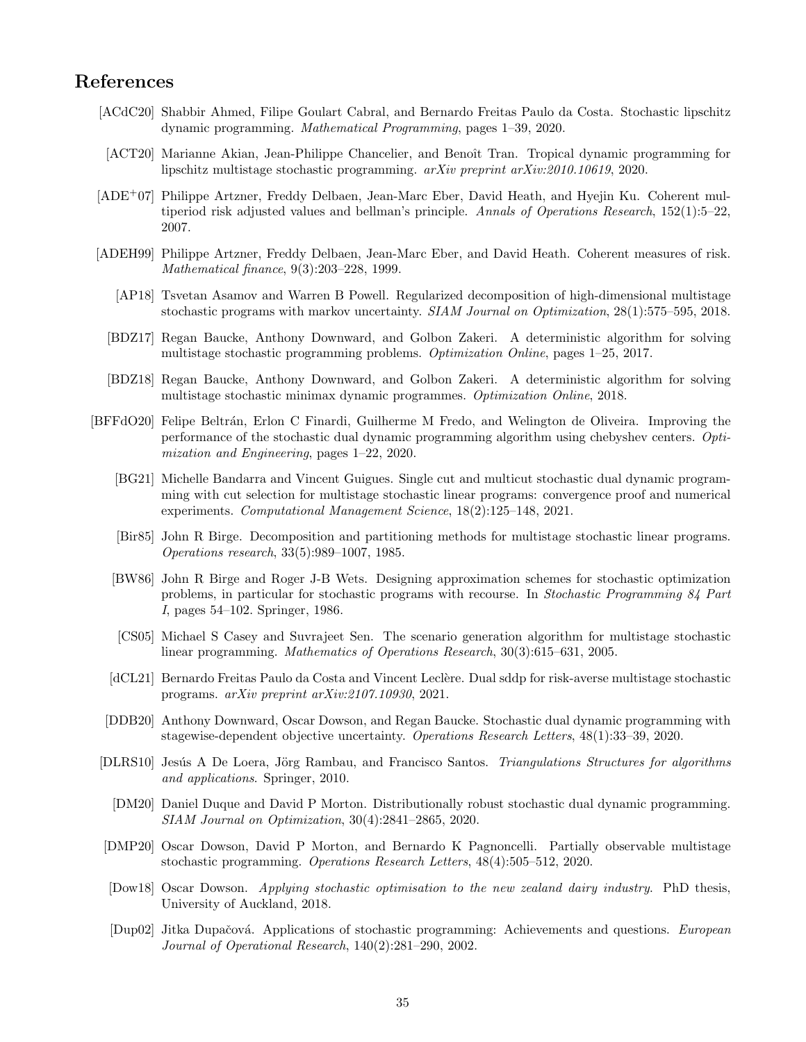# References

[ACdC20] Shabbir Ahmed, Filipe Goulart Cabral, and Bernardo Freitas Paulo da Costa. Stochastic lipschitz dynamic programming. *Mathematical Programming*, pages 1–39, 2020.

[ACT20] Marianne Akian, Jean-Philippe Chancelier, and Benoît Tran. Tropical dynamic programming for lipschitz multistage stochastic programming. *arXiv preprint arXiv:2010.10619*, 2020.

[ADE+07] Philippe Artzner, Freddy Delbaen, Jean-Marc Eber, David Heath, and Hyejin Ku. Coherent multiperiod risk adjusted values and bellman's principle. *Annals of Operations Research*, 152(1):5–22, 2007.

[ADEH99] Philippe Artzner, Freddy Delbaen, Jean-Marc Eber, and David Heath. Coherent measures of risk. *Mathematical finance*, 9(3):203–228, 1999.

[AP18] Tsvetan Asamov and Warren B Powell. Regularized decomposition of high-dimensional multistage stochastic programs with markov uncertainty. *SIAM Journal on Optimization*, 28(1):575–595, 2018.

[BDZ17] Regan Baucke, Anthony Downward, and Golbon Zakeri. A deterministic algorithm for solving multistage stochastic programming problems. *Optimization Online*, pages 1–25, 2017.

[BDZ18] Regan Baucke, Anthony Downward, and Golbon Zakeri. A deterministic algorithm for solving multistage stochastic minimax dynamic programmes. *Optimization Online*, 2018.

[BFFdO20] Felipe Beltrán, Erlon C Finardi, Guilherme M Fredo, and Welington de Oliveira. Improving the performance of the stochastic dual dynamic programming algorithm using chebyshev centers. *Optimization and Engineering*, pages 1–22, 2020.

[BG21] Michelle Bandarra and Vincent Guigues. Single cut and multicut stochastic dual dynamic programming with cut selection for multistage stochastic linear programs: convergence proof and numerical experiments. *Computational Management Science*, 18(2):125–148, 2021.

[Bir85] John R Birge. Decomposition and partitioning methods for multistage stochastic linear programs. *Operations research*, 33(5):989–1007, 1985.

[BW86] John R Birge and Roger J-B Wets. Designing approximation schemes for stochastic optimization problems, in particular for stochastic programs with recourse. In *Stochastic Programming 84 Part I*, pages 54–102. Springer, 1986.

[CS05] Michael S Casey and Suvrajeet Sen. The scenario generation algorithm for multistage stochastic linear programming. *Mathematics of Operations Research*, 30(3):615–631, 2005.

[dCL21] Bernardo Freitas Paulo da Costa and Vincent Leclère. Dual sddp for risk-averse multistage stochastic programs. *arXiv preprint arXiv:2107.10930*, 2021.

[DDB20] Anthony Downward, Oscar Dowson, and Regan Baucke. Stochastic dual dynamic programming with stagewise-dependent objective uncertainty. *Operations Research Letters*, 48(1):33–39, 2020.

[DLRS10] Jesús A De Loera, Jörg Rambau, and Francisco Santos. *Triangulations Structures for algorithms and applications*. Springer, 2010.

[DM20] Daniel Duque and David P Morton. Distributionally robust stochastic dual dynamic programming. *SIAM Journal on Optimization*, 30(4):2841–2865, 2020.

[DMP20] Oscar Dowson, David P Morton, and Bernardo K Pagnoncelli. Partially observable multistage stochastic programming. *Operations Research Letters*, 48(4):505–512, 2020.

[Dow18] Oscar Dowson. *Applying stochastic optimisation to the new zealand dairy industry*. PhD thesis, University of Auckland, 2018.

[Dup02] Jitka Dupačová. Applications of stochastic programming: Achievements and questions. *European Journal of Operational Research*, 140(2):281–290, 2002.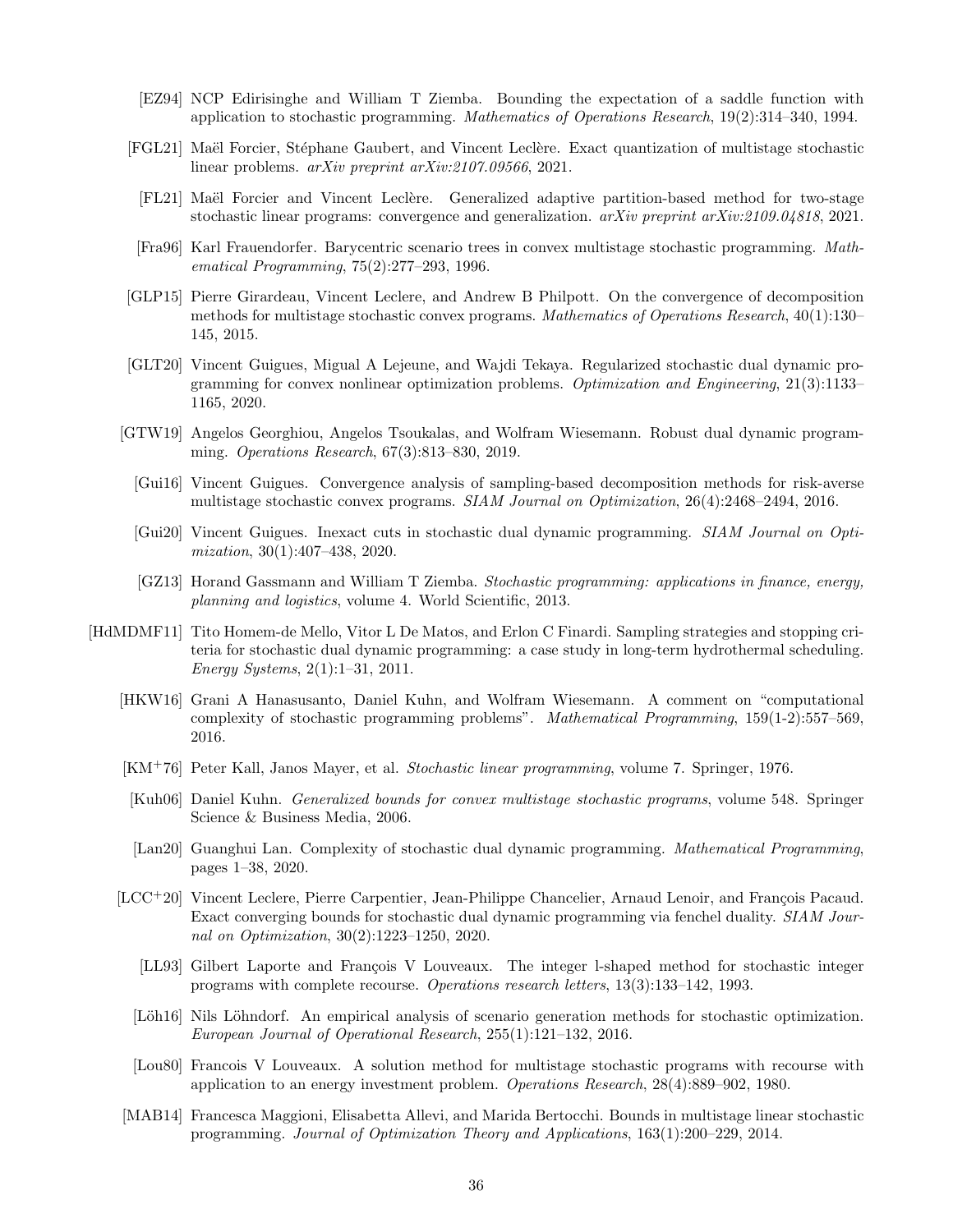[EZ94] NCP Edirisinghe and William T Ziemba. Bounding the expectation of a saddle function with application to stochastic programming. *Mathematics of Operations Research*, 19(2):314–340, 1994.

[FGL21] Maël Forcier, Stéphane Gaubert, and Vincent Leclère. Exact quantization of multistage stochastic linear problems. *arXiv preprint arXiv:2107.09566*, 2021.

[FL21] Maël Forcier and Vincent Leclère. Generalized adaptive partition-based method for two-stage stochastic linear programs: convergence and generalization. *arXiv preprint arXiv:2109.04818*, 2021.

[Fra96] Karl Frauendorfer. Barycentric scenario trees in convex multistage stochastic programming. *Mathematical Programming*, 75(2):277–293, 1996.

[GLP15] Pierre Girardeau, Vincent Leclere, and Andrew B Philpott. On the convergence of decomposition methods for multistage stochastic convex programs. *Mathematics of Operations Research*, 40(1):130–145, 2015.

[GLT20] Vincent Guigues, Migual A Lejeune, and Wajdi Tekaya. Regularized stochastic dual dynamic programming for convex nonlinear optimization problems. *Optimization and Engineering*, 21(3):1133–1165, 2020.

[GTW19] Angelos Georghiou, Angelos Tsoukalas, and Wolfram Wiesemann. Robust dual dynamic programming. *Operations Research*, 67(3):813–830, 2019.

[Gui16] Vincent Guigues. Convergence analysis of sampling-based decomposition methods for risk-averse multistage stochastic convex programs. *SIAM Journal on Optimization*, 26(4):2468–2494, 2016.

[Gui20] Vincent Guigues. Inexact cuts in stochastic dual dynamic programming. *SIAM Journal on Optimization*, 30(1):407–438, 2020.

[GZ13] Horand Gassmann and William T Ziemba. *Stochastic programming: applications in finance, energy, planning and logistics*, volume 4. World Scientific, 2013.

[HdMDMF11] Tito Homem-de Mello, Vitor L De Matos, and Erlon C Finardi. Sampling strategies and stopping criteria for stochastic dual dynamic programming: a case study in long-term hydrothermal scheduling. *Energy Systems*, 2(1):1–31, 2011.

[HKW16] Grani A Hanasusanto, Daniel Kuhn, and Wolfram Wiesemann. A comment on "computational complexity of stochastic programming problems". *Mathematical Programming*, 159(1-2):557–569, 2016.

[KM+76] Peter Kall, Janos Mayer, et al. *Stochastic linear programming*, volume 7. Springer, 1976.

[Kuh06] Daniel Kuhn. *Generalized bounds for convex multistage stochastic programs*, volume 548. Springer Science & Business Media, 2006.

[Lan20] Guanghui Lan. Complexity of stochastic dual dynamic programming. *Mathematical Programming*, pages 1–38, 2020.

[LCC+20] Vincent Leclere, Pierre Carpentier, Jean-Philippe Chancelier, Arnaud Lenoir, and François Pacaud. Exact converging bounds for stochastic dual dynamic programming via fenchel duality. *SIAM Journal on Optimization*, 30(2):1223–1250, 2020.

[LL93] Gilbert Laporte and François V Louveaux. The integer l-shaped method for stochastic integer programs with complete recourse. *Operations research letters*, 13(3):133–142, 1993.

[Löh16] Nils Löhndorf. An empirical analysis of scenario generation methods for stochastic optimization. *European Journal of Operational Research*, 255(1):121–132, 2016.

[Lou80] Francois V Louveaux. A solution method for multistage stochastic programs with recourse with application to an energy investment problem. *Operations Research*, 28(4):889–902, 1980.

[MAB14] Francesca Maggioni, Elisabetta Allevi, and Marida Bertocchi. Bounds in multistage linear stochastic programming. *Journal of Optimization Theory and Applications*, 163(1):200–229, 2014.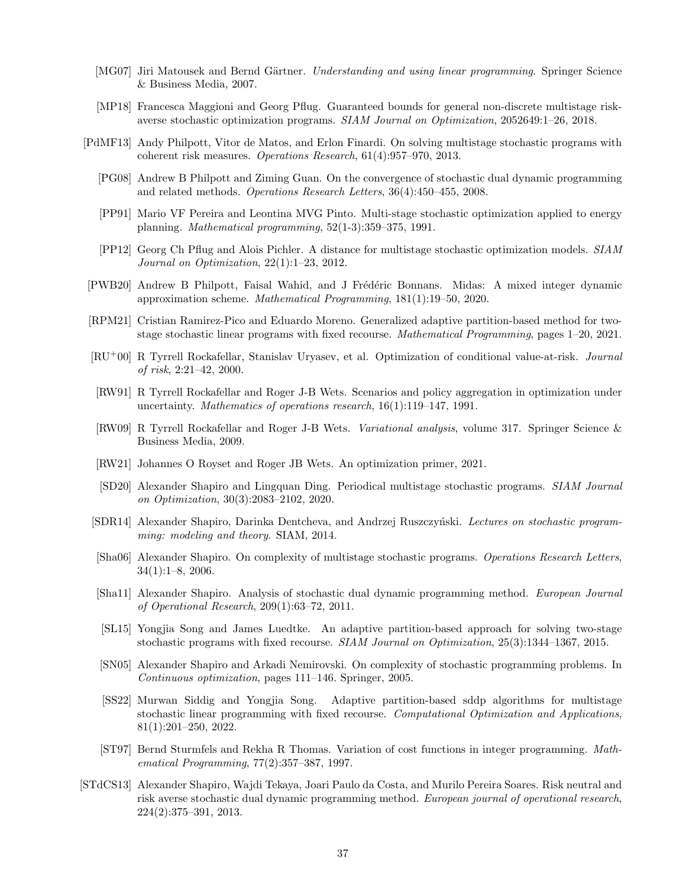[MG07] Jiri Matousek and Bernd Gärtner. *Understanding and using linear programming*. Springer Science & Business Media, 2007.

[MP18] Francesca Maggioni and Georg Pflug. Guaranteed bounds for general non-discrete multistage risk-averse stochastic optimization programs. *SIAM Journal on Optimization*, 2052649:1–26, 2018.

[PdMF13] Andy Philpott, Vitor de Matos, and Erlon Finardi. On solving multistage stochastic programs with coherent risk measures. *Operations Research*, 61(4):957–970, 2013.

[PG08] Andrew B Philpott and Ziming Guan. On the convergence of stochastic dual dynamic programming and related methods. *Operations Research Letters*, 36(4):450–455, 2008.

[PP91] Mario VF Pereira and Leontina MVG Pinto. Multi-stage stochastic optimization applied to energy planning. *Mathematical programming*, 52(1-3):359–375, 1991.

[PP12] Georg Ch Pflug and Alois Pichler. A distance for multistage stochastic optimization models. *SIAM Journal on Optimization*, 22(1):1–23, 2012.

[PWB20] Andrew B Philpott, Faisal Wahid, and J Frédéric Bonnans. Midas: A mixed integer dynamic approximation scheme. *Mathematical Programming*, 181(1):19–50, 2020.

[RPM21] Cristian Ramirez-Pico and Eduardo Moreno. Generalized adaptive partition-based method for two-stage stochastic linear programs with fixed recourse. *Mathematical Programming*, pages 1–20, 2021.

[RU+00] R Tyrrell Rockafellar, Stanislav Uryasev, et al. Optimization of conditional value-at-risk. *Journal of risk*, 2:21–42, 2000.

[RW91] R Tyrrell Rockafellar and Roger J-B Wets. Scenarios and policy aggregation in optimization under uncertainty. *Mathematics of operations research*, 16(1):119–147, 1991.

[RW09] R Tyrrell Rockafellar and Roger J-B Wets. *Variational analysis*, volume 317. Springer Science & Business Media, 2009.

[RW21] Johannes O Royset and Roger JB Wets. An optimization primer, 2021.

[SD20] Alexander Shapiro and Lingquan Ding. Periodical multistage stochastic programs. *SIAM Journal on Optimization*, 30(3):2083–2102, 2020.

[SDR14] Alexander Shapiro, Darinka Dentcheva, and Andrzej Ruszczyński. *Lectures on stochastic programming: modeling and theory*. SIAM, 2014.

[Sha06] Alexander Shapiro. On complexity of multistage stochastic programs. *Operations Research Letters*, 34(1):1–8, 2006.

[Sha11] Alexander Shapiro. Analysis of stochastic dual dynamic programming method. *European Journal of Operational Research*, 209(1):63–72, 2011.

[SL15] Yongjia Song and James Luedtke. An adaptive partition-based approach for solving two-stage stochastic programs with fixed recourse. *SIAM Journal on Optimization*, 25(3):1344–1367, 2015.

[SN05] Alexander Shapiro and Arkadi Nemirovski. On complexity of stochastic programming problems. In *Continuous optimization*, pages 111–146. Springer, 2005.

[SS22] Murwan Siddig and Yongjia Song. Adaptive partition-based sddp algorithms for multistage stochastic linear programming with fixed recourse. *Computational Optimization and Applications*, 81(1):201–250, 2022.

[ST97] Bernd Sturmfels and Rekha R Thomas. Variation of cost functions in integer programming. *Mathematical Programming*, 77(2):357–387, 1997.

[STdCS13] Alexander Shapiro, Wajdi Tekaya, Joari Paulo da Costa, and Murilo Pereira Soares. Risk neutral and risk averse stochastic dual dynamic programming method. *European journal of operational research*, 224(2):375–391, 2013.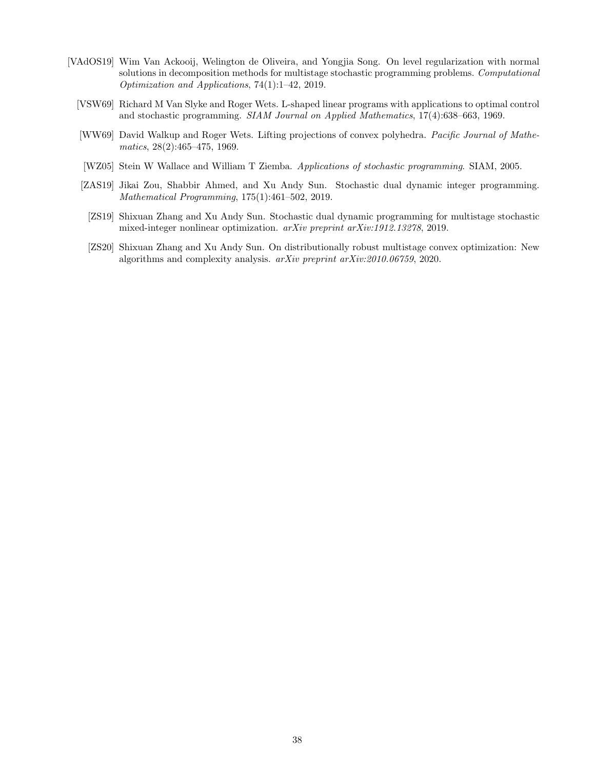[VAdOS19] Wim Van Ackooij, Welington de Oliveira, and Yongjia Song. On level regularization with normal solutions in decomposition methods for multistage stochastic programming problems. *Computational Optimization and Applications*, 74(1):1–42, 2019.

[VSW69] Richard M Van Slyke and Roger Wets. L-shaped linear programs with applications to optimal control and stochastic programming. *SIAM Journal on Applied Mathematics*, 17(4):638–663, 1969.

[WW69] David Walkup and Roger Wets. Lifting projections of convex polyhedra. *Pacific Journal of Mathematics*, 28(2):465–475, 1969.

[WZ05] Stein W Wallace and William T Ziemba. *Applications of stochastic programming*. SIAM, 2005.

[ZAS19] Jikai Zou, Shabbir Ahmed, and Xu Andy Sun. Stochastic dual dynamic integer programming. *Mathematical Programming*, 175(1):461–502, 2019.

[ZS19] Shixuan Zhang and Xu Andy Sun. Stochastic dual dynamic programming for multistage stochastic mixed-integer nonlinear optimization. *arXiv preprint arXiv:1912.13278*, 2019.

[ZS20] Shixuan Zhang and Xu Andy Sun. On distributionally robust multistage convex optimization: New algorithms and complexity analysis. *arXiv preprint arXiv:2010.06759*, 2020.